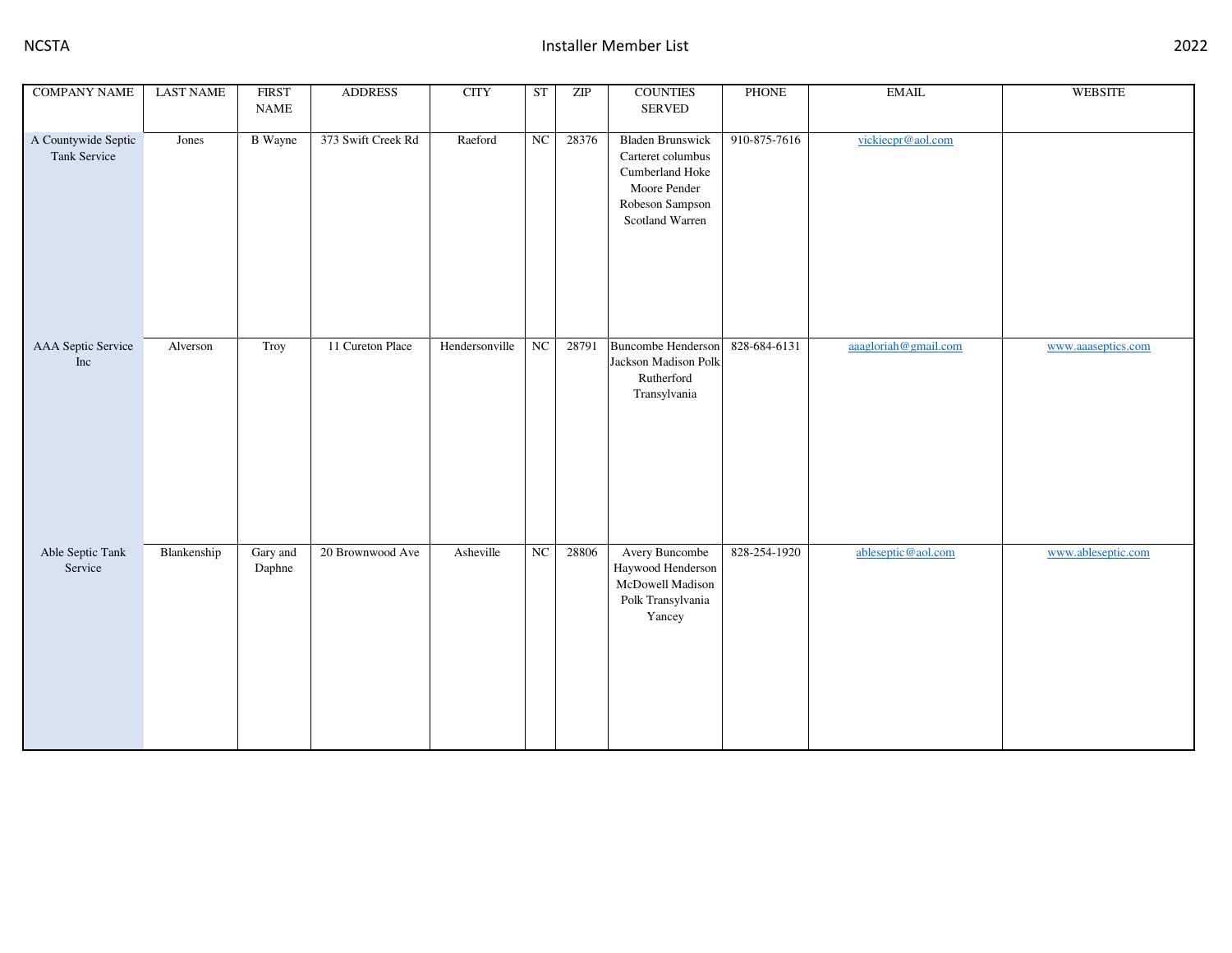| COMPANY NAME | LAST NAME | FIRST NAME | ADDRESS | CITY | ST | ZIP | COUNTIES SERVED | PHONE | EMAIL | WEBSITE |
|---|---|---|---|---|---|---|---|---|---|---|
| A Countywide Septic Tank Service | Jones | B Wayne | 373 Swift Creek Rd | Raeford | NC | 28376 | Bladen Brunswick Carteret columbus Cumberland Hoke Moore Pender Robeson Sampson Scotland Warren | 910-875-7616 | vickiecpr@aol.com | |
| AAA Septic Service Inc | Alverson | Troy | 11 Cureton Place | Hendersonville | NC | 28791 | Buncombe Henderson Jackson Madison Polk Rutherford Transylvania | 828-684-6131 | aaagloriah@gmail.com | www.aaaseptics.com |
| Able Septic Tank Service | Blankenship | Gary and Daphne | 20 Brownwood Ave | Asheville | NC | 28806 | Avery Buncombe Haywood Henderson McDowell Madison Polk Transylvania Yancey | 828-254-1920 | ableseptic@aol.com | www.ableseptic.com |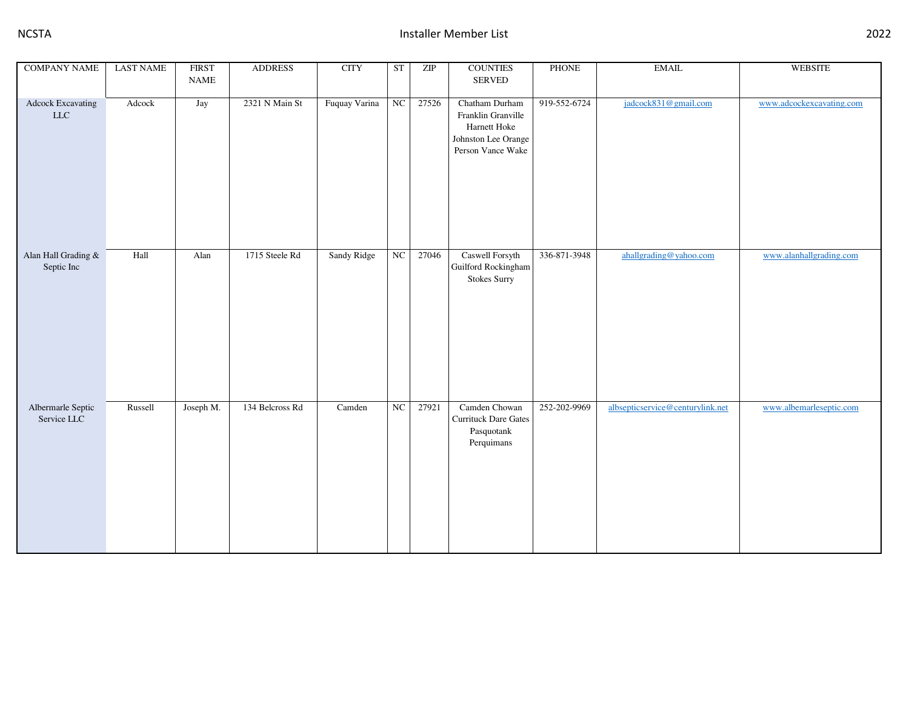| COMPANY NAME | LAST NAME | FIRST NAME | ADDRESS | CITY | ST | ZIP | COUNTIES SERVED | PHONE | EMAIL | WEBSITE |
|---|---|---|---|---|---|---|---|---|---|---|
| Adcock Excavating LLC | Adcock | Jay | 2321 N Main St | Fuquay Varina | NC | 27526 | Chatham Durham Franklin Granville Harnett Hoke Johnston Lee Orange Person Vance Wake | 919-552-6724 | jadcock831@gmail.com | www.adcockexcavating.com |
| Alan Hall Grading & Septic Inc | Hall | Alan | 1715 Steele Rd | Sandy Ridge | NC | 27046 | Caswell Forsyth Guilford Rockingham Stokes Surry | 336-871-3948 | ahallgrading@yahoo.com | www.alanhallgrading.com |
| Albermarle Septic Service LLC | Russell | Joseph M. | 134 Belcross Rd | Camden | NC | 27921 | Camden Chowan Currituck Dare Gates Pasquotank Perquimans | 252-202-9969 | albsepticservice@centurylink.net | www.albemarleseptic.com |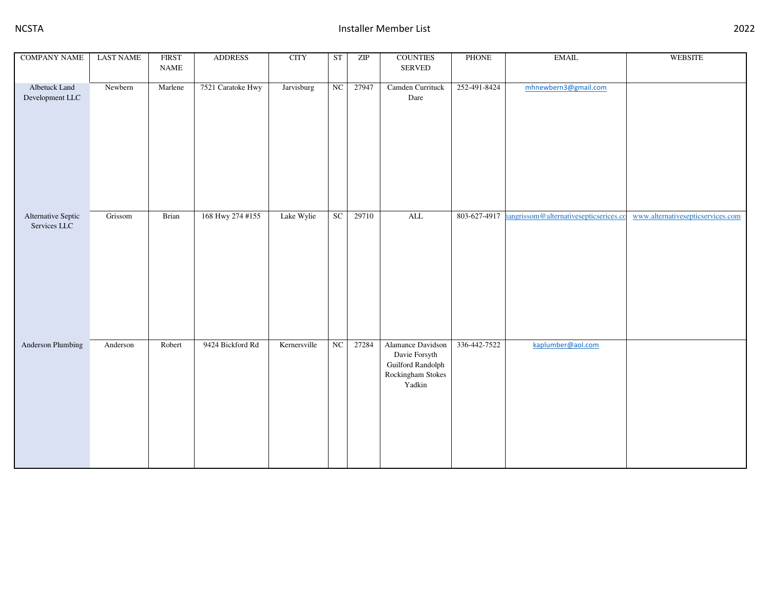| COMPANY NAME | LAST NAME | FIRST NAME | ADDRESS | CITY | ST | ZIP | COUNTIES SERVED | PHONE | EMAIL | WEBSITE |
|---|---|---|---|---|---|---|---|---|---|---|
| Albetuck Land Development LLC | Newbern | Marlene | 7521 Caratoke Hwy | Jarvisburg | NC | 27947 | Camden Currituck Dare | 252-491-8424 | mhnewbern3@gmail.com | |
| Alternative Septic Services LLC | Grissom | Brian | 168 Hwy 274 #155 | Lake Wylie | SC | 29710 | ALL | 803-627-4917 | iangrissom@alternativesepticserices.co | www.alternativesepticservices.com |
| Anderson Plumbing | Anderson | Robert | 9424 Bickford Rd | Kernersville | NC | 27284 | Alamance Davidson Davie Forsyth Guilford Randolph Rockingham Stokes Yadkin | 336-442-7522 | kaplumber@aol.com | |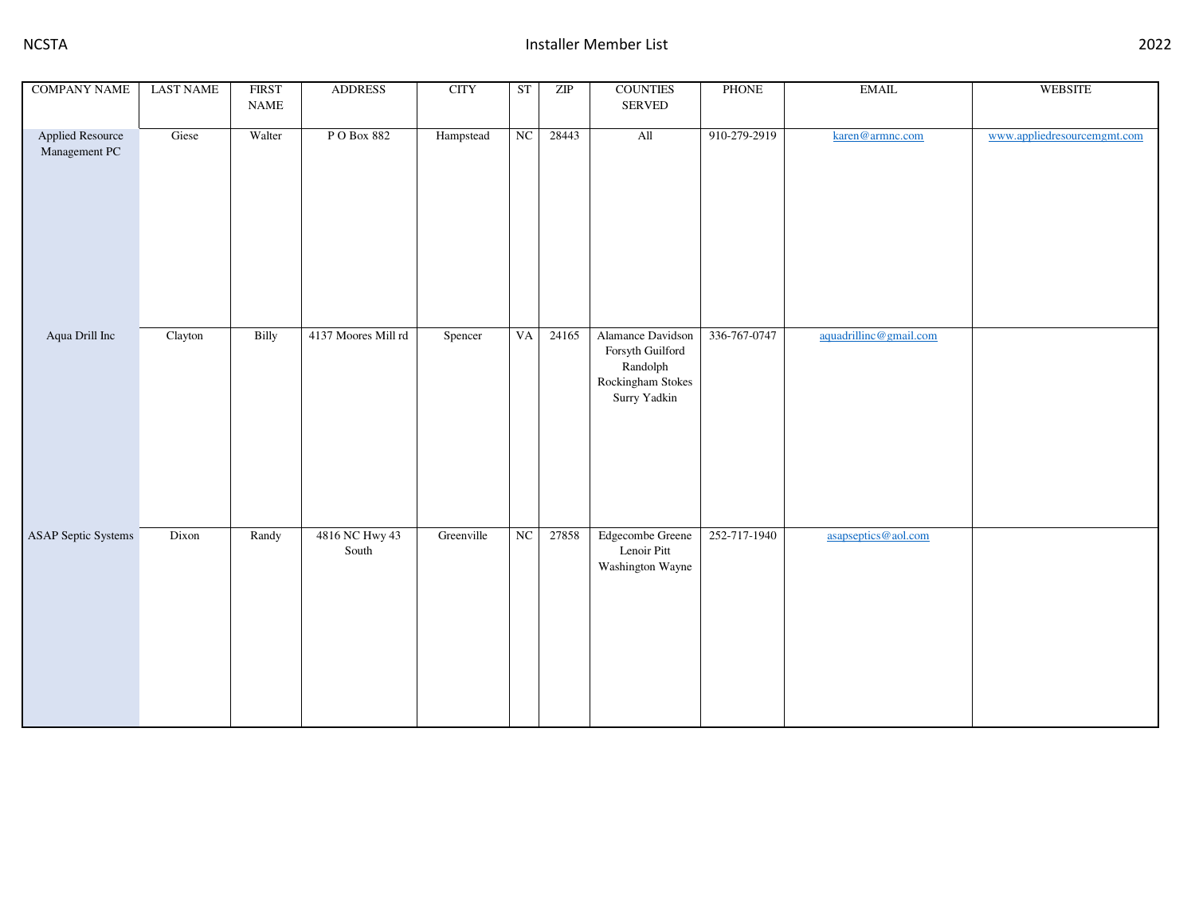| COMPANY NAME | LAST NAME | FIRST NAME | ADDRESS | CITY | ST | ZIP | COUNTIES SERVED | PHONE | EMAIL | WEBSITE |
|---|---|---|---|---|---|---|---|---|---|---|
| Applied Resource Management PC | Giese | Walter | P O Box 882 | Hampstead | NC | 28443 | All | 910-279-2919 | karen@armnc.com | www.appliedresourcemgmt.com |
| Aqua Drill Inc | Clayton | Billy | 4137 Moores Mill rd | Spencer | VA | 24165 | Alamance Davidson Forsyth Guilford Randolph Rockingham Stokes Surry Yadkin | 336-767-0747 | aquadrillinc@gmail.com | |
| ASAP Septic Systems | Dixon | Randy | 4816 NC Hwy 43 South | Greenville | NC | 27858 | Edgecombe Greene Lenoir Pitt Washington Wayne | 252-717-1940 | asapseptics@aol.com | |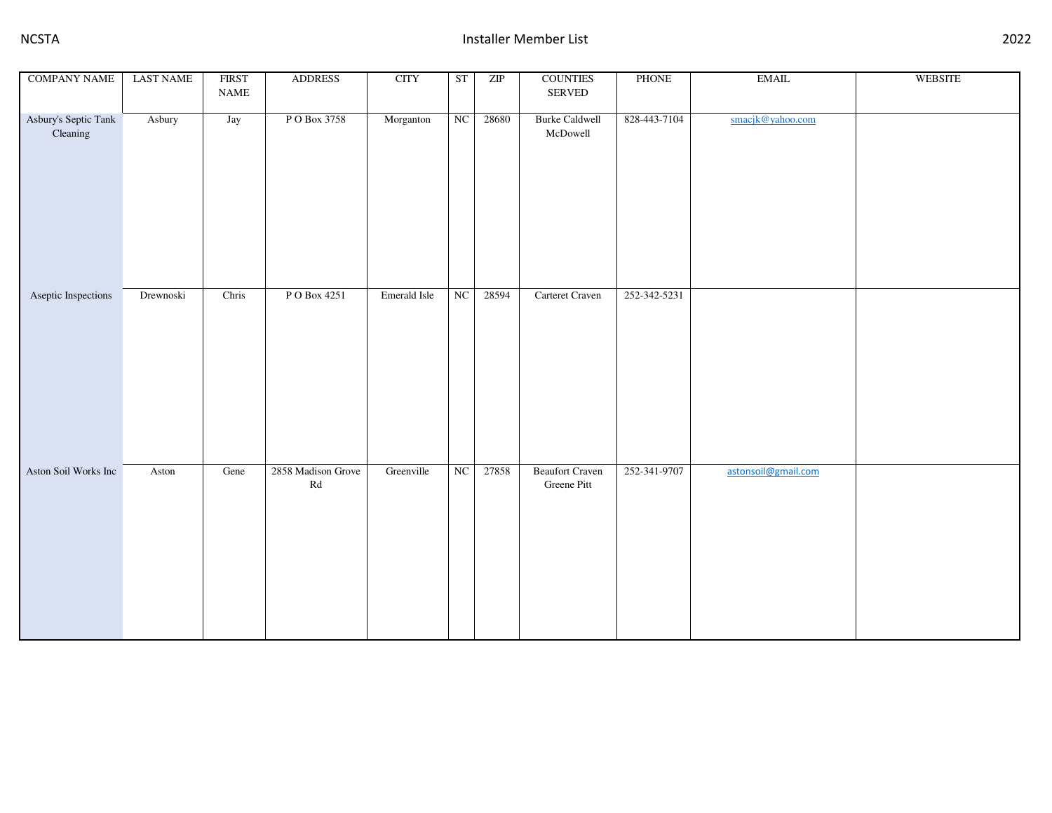| COMPANY NAME | LAST NAME | FIRST NAME | ADDRESS | CITY | ST | ZIP | COUNTIES SERVED | PHONE | EMAIL | WEBSITE |
|---|---|---|---|---|---|---|---|---|---|---|
| Asbury's Septic Tank Cleaning | Asbury | Jay | P O Box 3758 | Morganton | NC | 28680 | Burke Caldwell McDowell | 828-443-7104 | smacjk@yahoo.com | |
| Aseptic Inspections | Drewnoski | Chris | P O Box 4251 | Emerald Isle | NC | 28594 | Carteret Craven | 252-342-5231 | | |
| Aston Soil Works Inc | Aston | Gene | 2858 Madison Grove Rd | Greenville | NC | 27858 | Beaufort Craven Greene Pitt | 252-341-9707 | astonsoil@gmail.com | |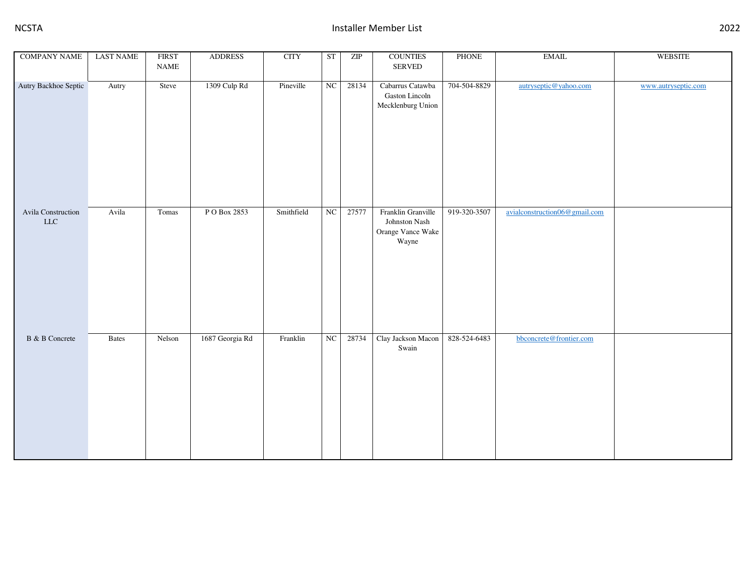| COMPANY NAME | LAST NAME | FIRST NAME | ADDRESS | CITY | ST | ZIP | COUNTIES SERVED | PHONE | EMAIL | WEBSITE |
|---|---|---|---|---|---|---|---|---|---|---|
| Autry Backhoe Septic | Autry | Steve | 1309 Culp Rd | Pineville | NC | 28134 | Cabarrus Catawba Gaston Lincoln Mecklenburg Union | 704-504-8829 | autryseptic@yahoo.com | www.autryseptic.com |
| Avila Construction LLC | Avila | Tomas | P O Box 2853 | Smithfield | NC | 27577 | Franklin Granville Johnston Nash Orange Vance Wake Wayne | 919-320-3507 | avialconstruction06@gmail.com | |
| B & B Concrete | Bates | Nelson | 1687 Georgia Rd | Franklin | NC | 28734 | Clay Jackson Macon Swain | 828-524-6483 | bbconcrete@frontier.com | |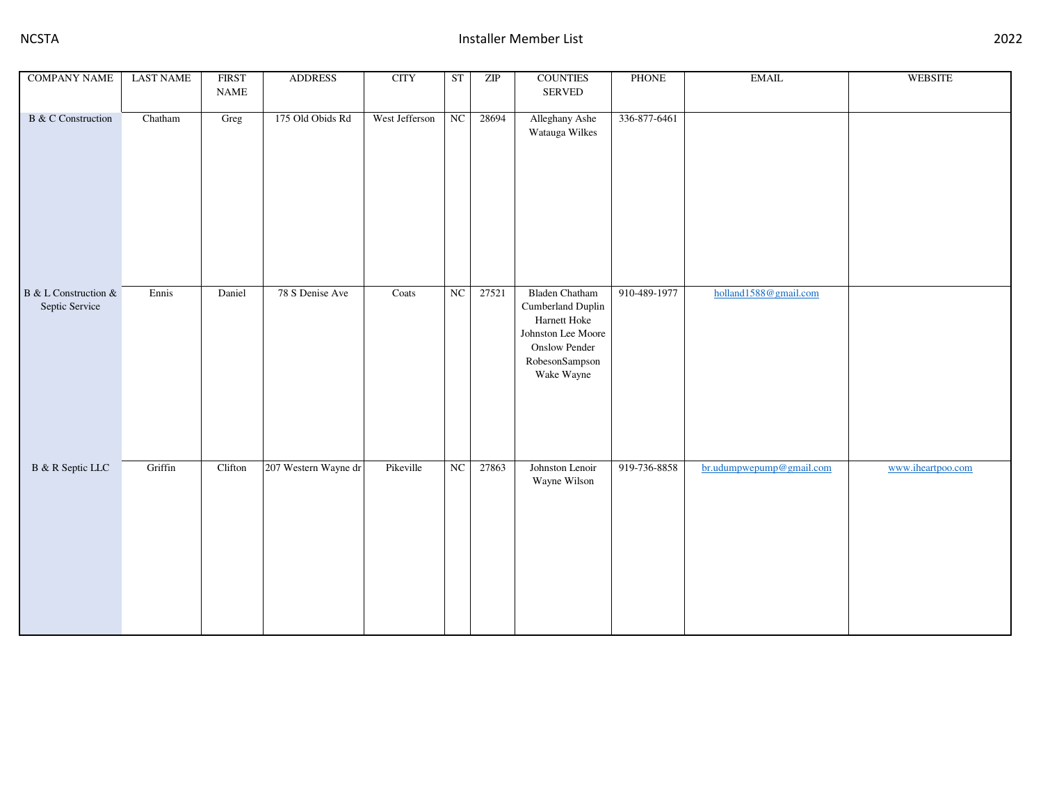| COMPANY NAME | LAST NAME | FIRST NAME | ADDRESS | CITY | ST | ZIP | COUNTIES SERVED | PHONE | EMAIL | WEBSITE |
|---|---|---|---|---|---|---|---|---|---|---|
| B & C Construction | Chatham | Greg | 175 Old Obids Rd | West Jefferson | NC | 28694 | Alleghany Ashe Watauga Wilkes | 336-877-6461 | | |
| B & L Construction & Septic Service | Ennis | Daniel | 78 S Denise Ave | Coats | NC | 27521 | Bladen Chatham Cumberland Duplin Harnett Hoke Johnston Lee Moore Onslow Pender RobesonSampson Wake Wayne | 910-489-1977 | holland1588@gmail.com | |
| B & R Septic LLC | Griffin | Clifton | 207 Western Wayne dr | Pikeville | NC | 27863 | Johnston Lenoir Wayne Wilson | 919-736-8858 | br.udumpwepump@gmail.com | www.iheartpoo.com |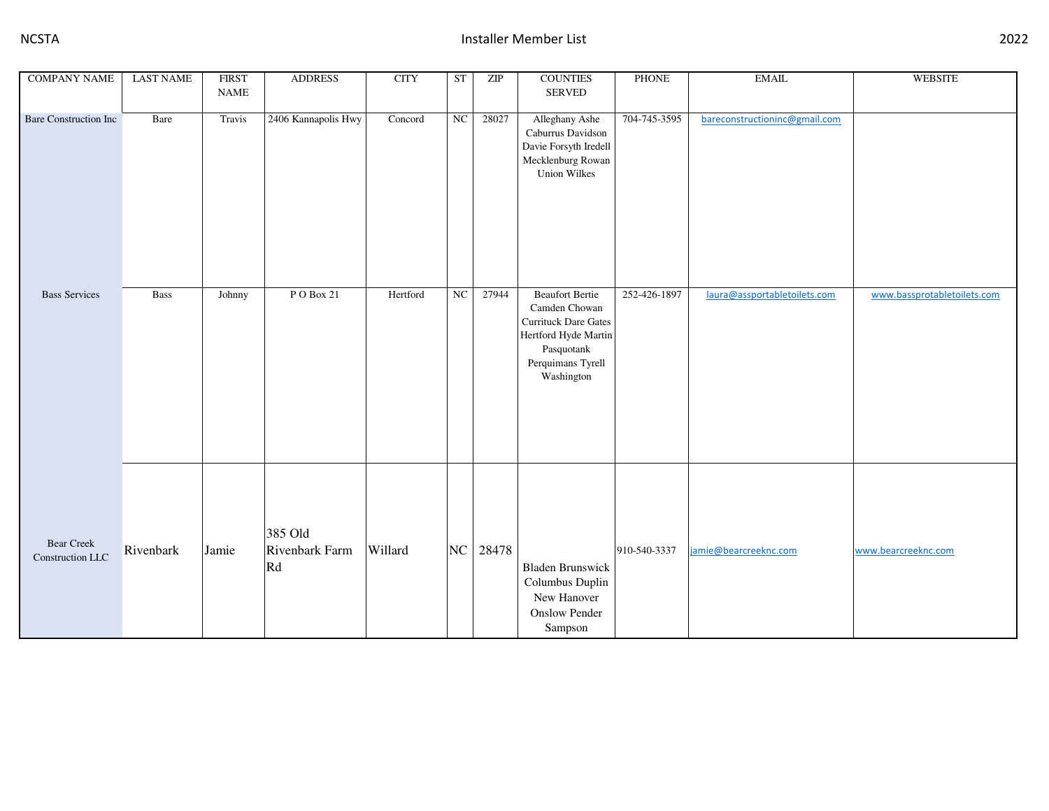| COMPANY NAME | LAST NAME | FIRST NAME | ADDRESS | CITY | ST | ZIP | COUNTIES SERVED | PHONE | EMAIL | WEBSITE |
|---|---|---|---|---|---|---|---|---|---|---|
| Bare Construction Inc | Bare | Travis | 2406 Kannapolis Hwy | Concord | NC | 28027 | Alleghany Ashe Caburrus Davidson Davie Forsyth Iredell Mecklenburg Rowan Union Wilkes | 704-745-3595 | bareconstructioninc@gmail.com | |
| Bass Services | Bass | Johnny | P O Box 21 | Hertford | NC | 27944 | Beaufort Bertie Camden Chowan Currituck Dare Gates Hertford Hyde Martin Pasquotank Perquimans Tyrell Washington | 252-426-1897 | laura@assportabletoilets.com | www.bassprotabletoilets.com |
| Bear Creek Construction LLC | Rivenbark | Jamie | 385 Old Rivenbark Farm Rd | Willard | NC | 28478 | Bladen Brunswick Columbus Duplin New Hanover Onslow Pender Sampson | 910-540-3337 | jamie@bearcreeknc.com | www.bearcreeknc.com |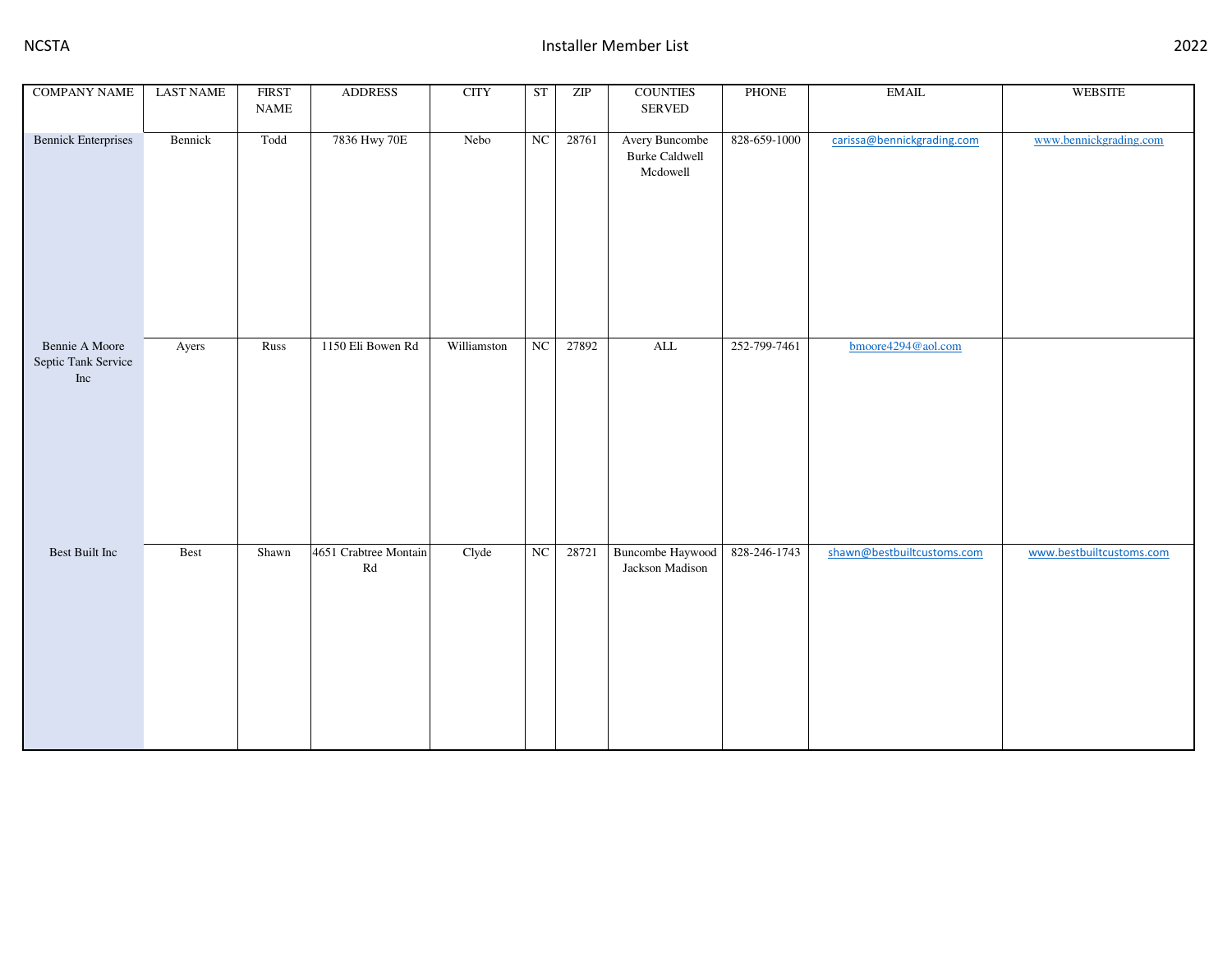| COMPANY NAME | LAST NAME | FIRST NAME | ADDRESS | CITY | ST | ZIP | COUNTIES SERVED | PHONE | EMAIL | WEBSITE |
|---|---|---|---|---|---|---|---|---|---|---|
| Bennick Enterprises | Bennick | Todd | 7836 Hwy 70E | Nebo | NC | 28761 | Avery Buncombe Burke Caldwell Mcdowell | 828-659-1000 | carissa@bennickgrading.com | www.bennickgrading.com |
| Bennie A Moore Septic Tank Service Inc | Ayers | Russ | 1150 Eli Bowen Rd | Williamston | NC | 27892 | ALL | 252-799-7461 | bmoore4294@aol.com | |
| Best Built Inc | Best | Shawn | 4651 Crabtree Montain Rd | Clyde | NC | 28721 | Buncombe Haywood Jackson Madison | 828-246-1743 | shawn@bestbuiltcustoms.com | www.bestbuiltcustoms.com |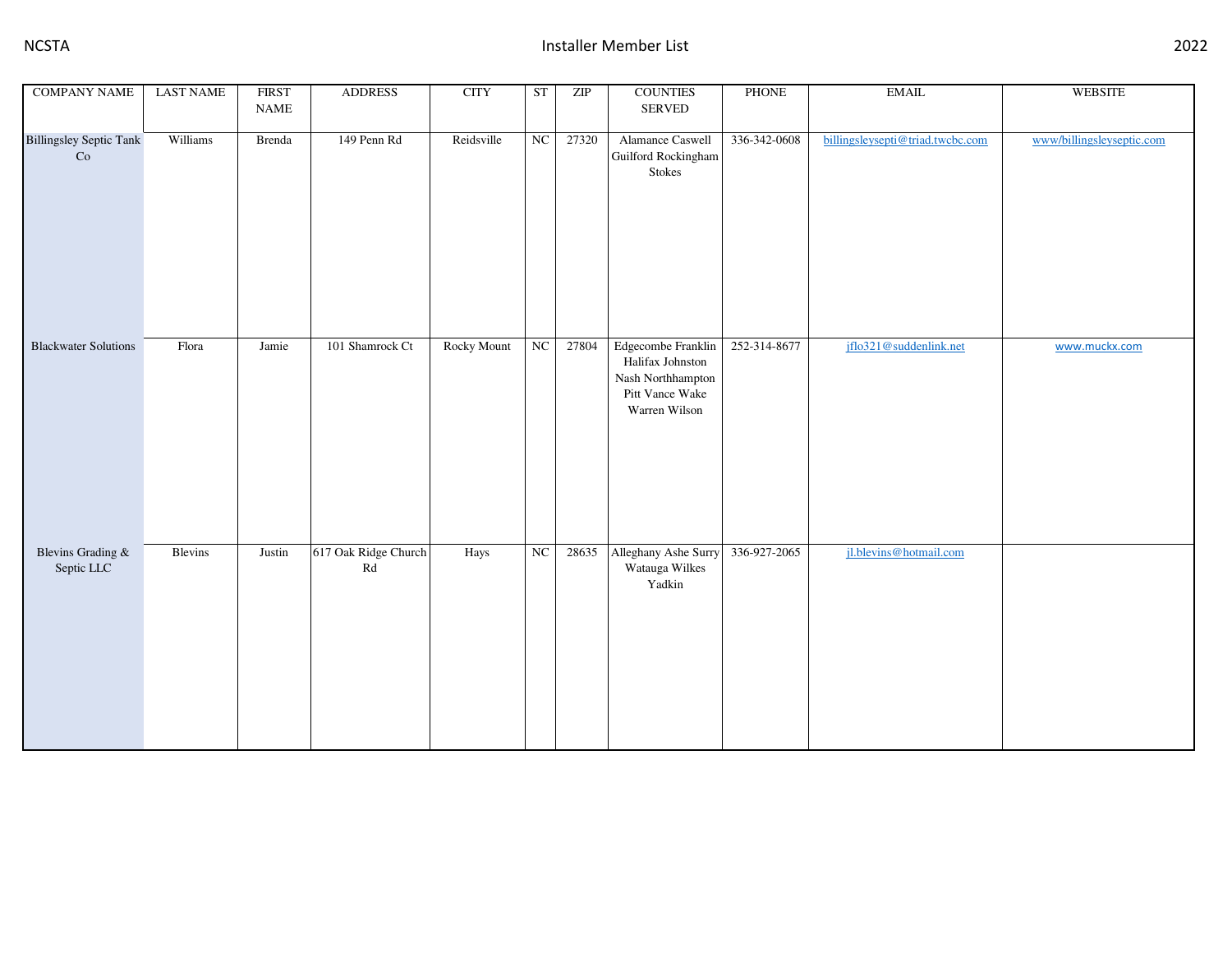| COMPANY NAME | LAST NAME | FIRST NAME | ADDRESS | CITY | ST | ZIP | COUNTIES SERVED | PHONE | EMAIL | WEBSITE |
|---|---|---|---|---|---|---|---|---|---|---|
| Billingsley Septic Tank Co | Williams | Brenda | 149 Penn Rd | Reidsville | NC | 27320 | Alamance Caswell Guilford Rockingham Stokes | 336-342-0608 | billingsleysepti@triad.twcbc.com | www/billingsleyseptic.com |
| Blackwater Solutions | Flora | Jamie | 101 Shamrock Ct | Rocky Mount | NC | 27804 | Edgecombe Franklin Halifax Johnston Nash Northhampton Pitt Vance Wake Warren Wilson | 252-314-8677 | jflo321@suddenlink.net | www.muckx.com |
| Blevins Grading & Septic LLC | Blevins | Justin | 617 Oak Ridge Church Rd | Hays | NC | 28635 | Alleghany Ashe Surry Watauga Wilkes Yadkin | 336-927-2065 | jl.blevins@hotmail.com | |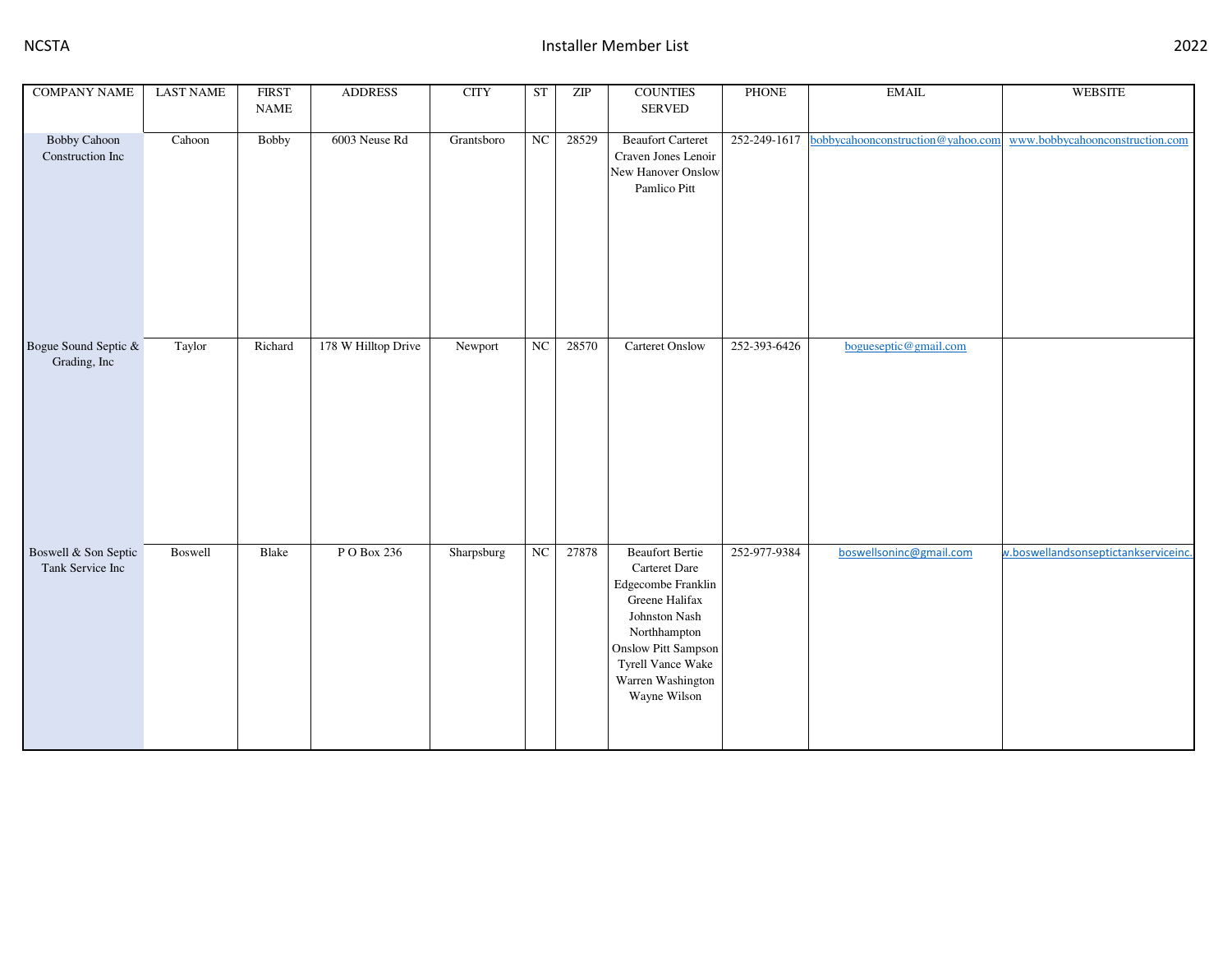| COMPANY NAME | LAST NAME | FIRST NAME | ADDRESS | CITY | ST | ZIP | COUNTIES SERVED | PHONE | EMAIL | WEBSITE |
|---|---|---|---|---|---|---|---|---|---|---|
| Bobby Cahoon Construction Inc | Cahoon | Bobby | 6003 Neuse Rd | Grantsboro | NC | 28529 | Beaufort Carteret Craven Jones Lenoir New Hanover Onslow Pamlico Pitt | 252-249-1617 | bobbycahoonconstruction@yahoo.com | www.bobbycahoonconstruction.com |
| Bogue Sound Septic & Grading, Inc | Taylor | Richard | 178 W Hilltop Drive | Newport | NC | 28570 | Carteret Onslow | 252-393-6426 | bogueseptic@gmail.com | |
| Boswell & Son Septic Tank Service Inc | Boswell | Blake | P O Box 236 | Sharpsburg | NC | 27878 | Beaufort Bertie Carteret Dare Edgecombe Franklin Greene Halifax Johnston Nash Northhampton Onslow Pitt Sampson Tyrell Vance Wake Warren Washington Wayne Wilson | 252-977-9384 | boswellsoninc@gmail.com | w.boswellandsonseptictankserviceinc. |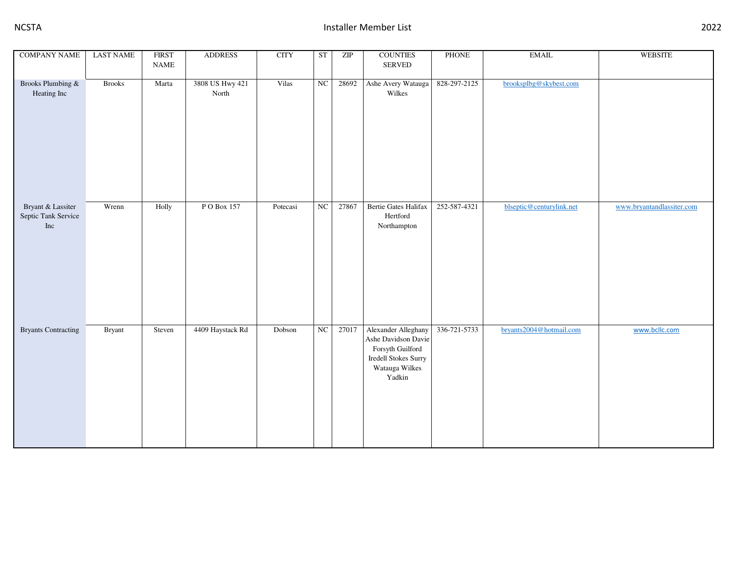| COMPANY NAME | LAST NAME | FIRST NAME | ADDRESS | CITY | ST | ZIP | COUNTIES SERVED | PHONE | EMAIL | WEBSITE |
|---|---|---|---|---|---|---|---|---|---|---|
| Brooks Plumbing & Heating Inc | Brooks | Marta | 3808 US Hwy 421 North | Vilas | NC | 28692 | Ashe Avery Watauga Wilkes | 828-297-2125 | brooksplbg@skybest.com | |
| Bryant & Lassiter Septic Tank Service Inc | Wrenn | Holly | P O Box 157 | Potecasi | NC | 27867 | Bertie Gates Halifax Hertford Northampton | 252-587-4321 | blseptic@centurylink.net | www.bryantandlassiter.com |
| Bryants Contracting | Bryant | Steven | 4409 Haystack Rd | Dobson | NC | 27017 | Alexander Alleghany Ashe Davidson Davie Forsyth Guilford Iredell Stokes Surry Watauga Wilkes Yadkin | 336-721-5733 | bryants2004@hotmail.com | www.bcllc.com |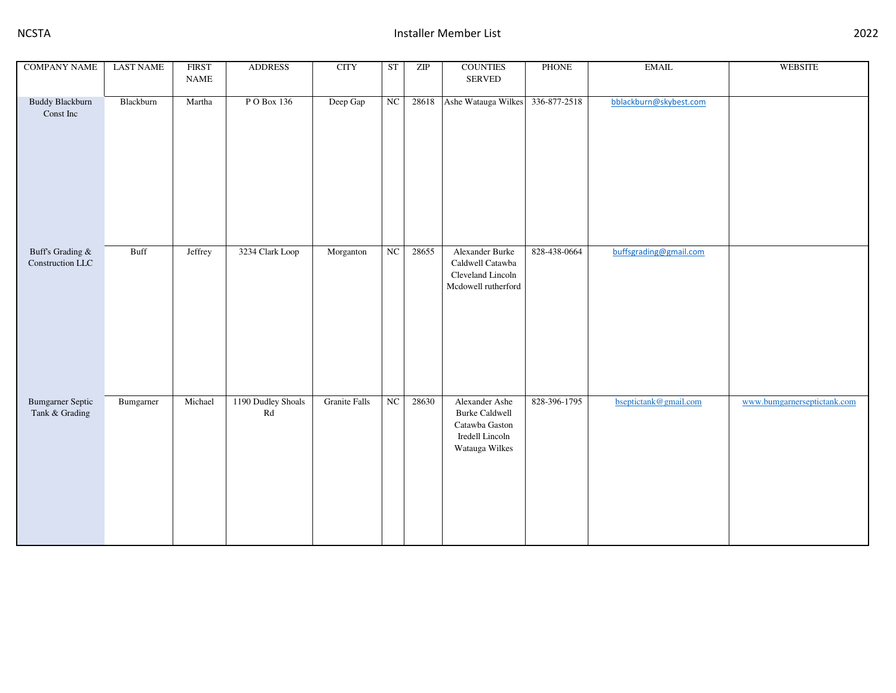| COMPANY NAME | LAST NAME | FIRST NAME | ADDRESS | CITY | ST | ZIP | COUNTIES SERVED | PHONE | EMAIL | WEBSITE |
|---|---|---|---|---|---|---|---|---|---|---|
| Buddy Blackburn Const Inc | Blackburn | Martha | P O Box 136 | Deep Gap | NC | 28618 | Ashe Watauga Wilkes | 336-877-2518 | bblackburn@skybest.com | |
| Buff's Grading & Construction LLC | Buff | Jeffrey | 3234 Clark Loop | Morganton | NC | 28655 | Alexander Burke Caldwell Catawba Cleveland Lincoln Mcdowell rutherford | 828-438-0664 | buffsgrading@gmail.com | |
| Bumgarner Septic Tank & Grading | Bumgarner | Michael | 1190 Dudley Shoals Rd | Granite Falls | NC | 28630 | Alexander Ashe Burke Caldwell Catawba Gaston Iredell Lincoln Watauga Wilkes | 828-396-1795 | bseptictank@gmail.com | www.bumgarnerseptictank.com |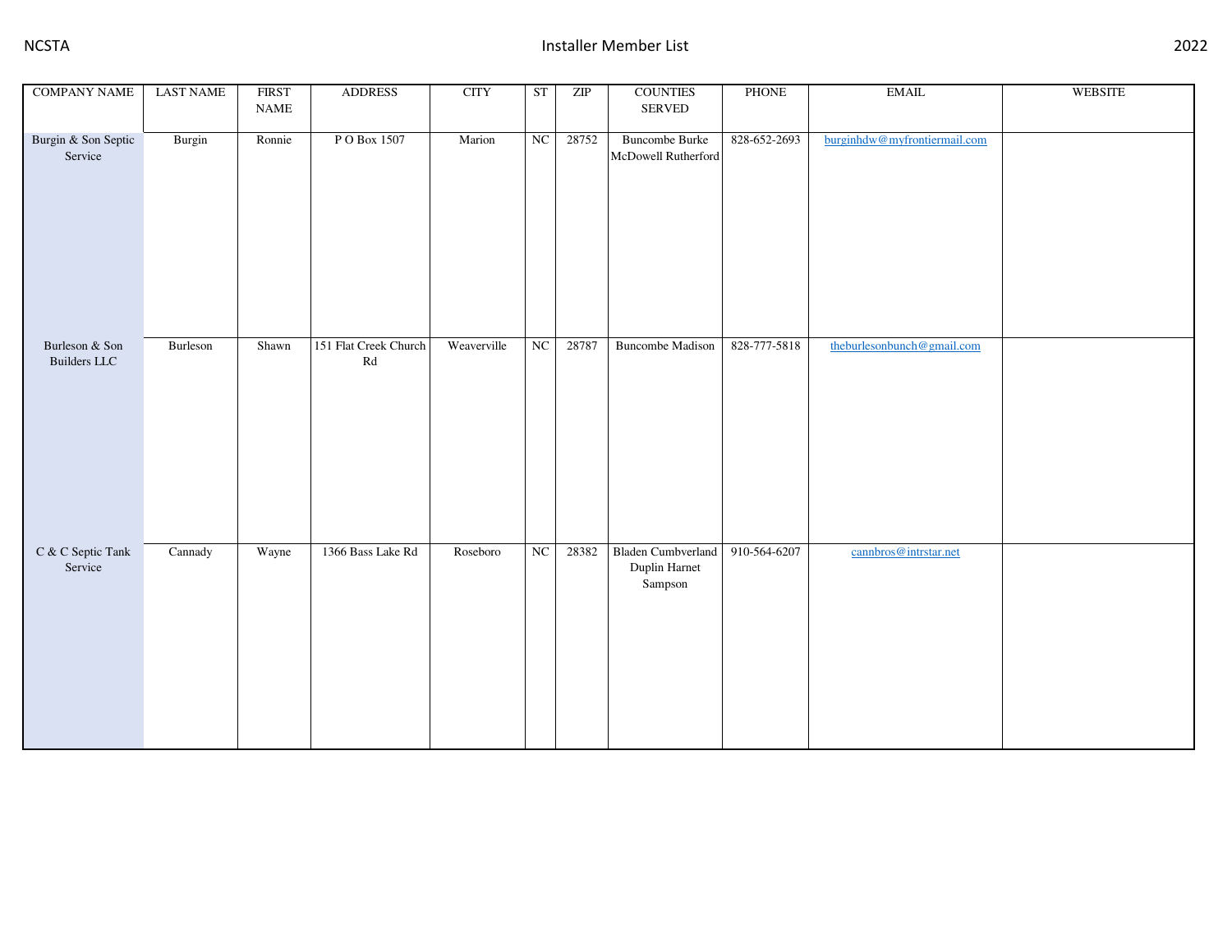| COMPANY NAME | LAST NAME | FIRST NAME | ADDRESS | CITY | ST | ZIP | COUNTIES SERVED | PHONE | EMAIL | WEBSITE |
|---|---|---|---|---|---|---|---|---|---|---|
| Burgin & Son Septic Service | Burgin | Ronnie | P O Box 1507 | Marion | NC | 28752 | Buncombe Burke McDowell Rutherford | 828-652-2693 | burginhdw@myfrontiermail.com | |
| Burleson & Son Builders LLC | Burleson | Shawn | 151 Flat Creek Church Rd | Weaverville | NC | 28787 | Buncombe Madison | 828-777-5818 | theburlesonbunch@gmail.com | |
| C & C Septic Tank Service | Cannady | Wayne | 1366 Bass Lake Rd | Roseboro | NC | 28382 | Bladen Cumbverland Duplin Harnet Sampson | 910-564-6207 | cannbros@intrstar.net | |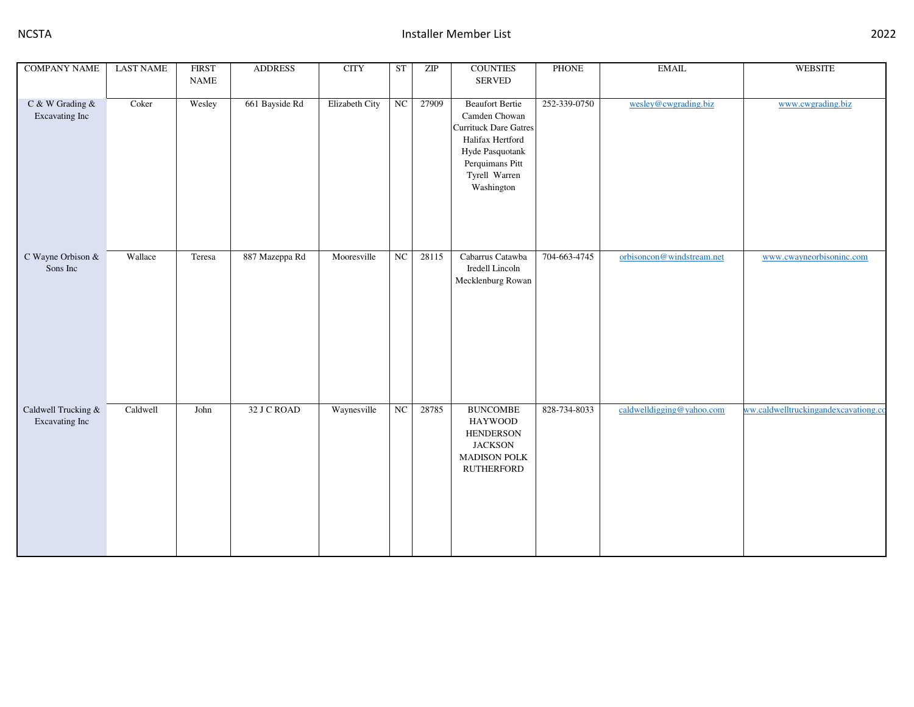| COMPANY NAME | LAST NAME | FIRST NAME | ADDRESS | CITY | ST | ZIP | COUNTIES SERVED | PHONE | EMAIL | WEBSITE |
|---|---|---|---|---|---|---|---|---|---|---|
| C & W Grading & Excavating Inc | Coker | Wesley | 661 Bayside Rd | Elizabeth City | NC | 27909 | Beaufort Bertie Camden Chowan Currituck Dare Gatres Halifax Hertford Hyde Pasquotank Perquimans Pitt Tyrell Warren Washington | 252-339-0750 | wesley@cwgrading.biz | www.cwgrading.biz |
| C Wayne Orbison & Sons Inc | Wallace | Teresa | 887 Mazeppa Rd | Mooresville | NC | 28115 | Cabarrus Catawba Iredell Lincoln Mecklenburg Rowan | 704-663-4745 | orbisoncon@windstream.net | www.cwayneorbisoninc.com |
| Caldwell Trucking & Excavating Inc | Caldwell | John | 32 J C ROAD | Waynesville | NC | 28785 | BUNCOMBE HAYWOOD HENDERSON JACKSON MADISON POLK RUTHERFORD | 828-734-8033 | caldwelldigging@yahoo.com | ww.caldwelltruckingandexcavationg.co |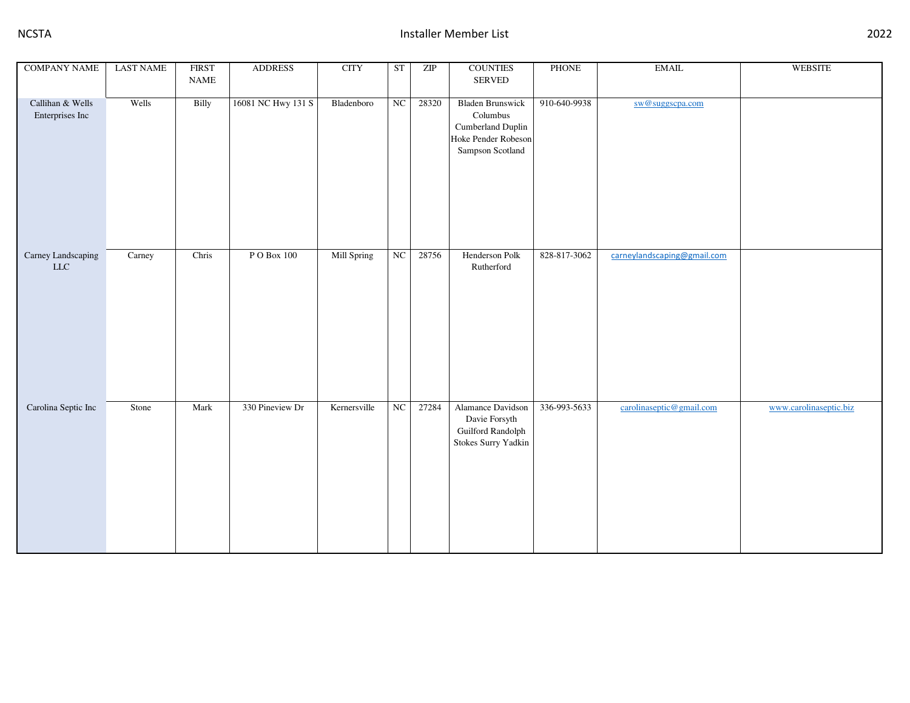| COMPANY NAME | LAST NAME | FIRST NAME | ADDRESS | CITY | ST | ZIP | COUNTIES SERVED | PHONE | EMAIL | WEBSITE |
|---|---|---|---|---|---|---|---|---|---|---|
| Callihan & Wells Enterprises Inc | Wells | Billy | 16081 NC Hwy 131 S | Bladenboro | NC | 28320 | Bladen Brunswick Columbus Cumberland Duplin Hoke Pender Robeson Sampson Scotland | 910-640-9938 | sw@suggscpa.com | |
| Carney Landscaping LLC | Carney | Chris | P O Box 100 | Mill Spring | NC | 28756 | Henderson Polk Rutherford | 828-817-3062 | carneylandscaping@gmail.com | |
| Carolina Septic Inc | Stone | Mark | 330 Pineview Dr | Kernersville | NC | 27284 | Alamance Davidson Davie Forsyth Guilford Randolph Stokes Surry Yadkin | 336-993-5633 | carolinaseptic@gmail.com | www.carolinaseptic.biz |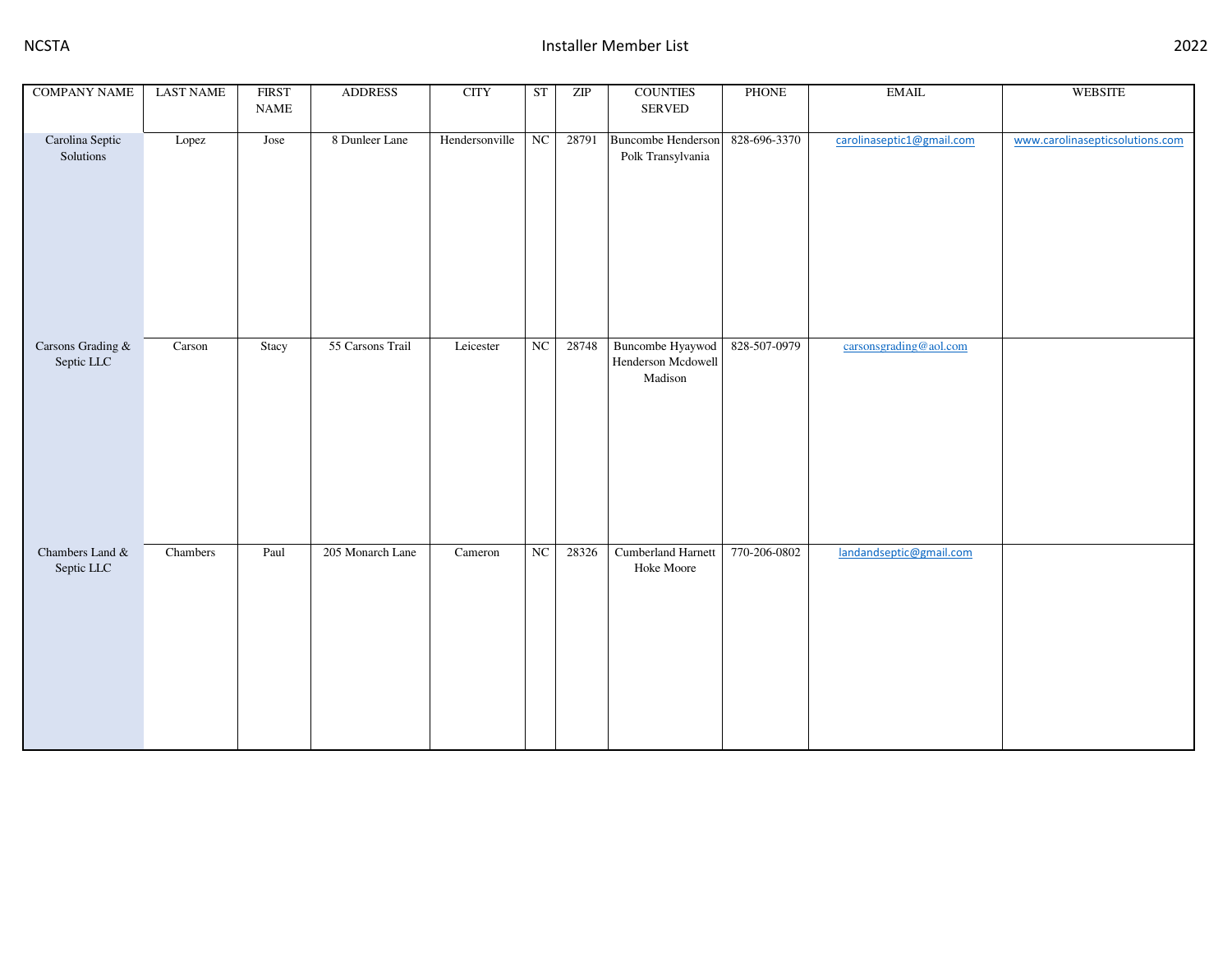| COMPANY NAME | LAST NAME | FIRST NAME | ADDRESS | CITY | ST | ZIP | COUNTIES SERVED | PHONE | EMAIL | WEBSITE |
|---|---|---|---|---|---|---|---|---|---|---|
| Carolina Septic Solutions | Lopez | Jose | 8 Dunleer Lane | Hendersonville | NC | 28791 | Buncombe Henderson Polk Transylvania | 828-696-3370 | carolinaseptic1@gmail.com | www.carolinasepticsolutions.com |
| Carsons Grading & Septic LLC | Carson | Stacy | 55 Carsons Trail | Leicester | NC | 28748 | Buncombe Hyaywod Henderson Mcdowell Madison | 828-507-0979 | carsonsgrading@aol.com | |
| Chambers Land & Septic LLC | Chambers | Paul | 205 Monarch Lane | Cameron | NC | 28326 | Cumberland Harnett Hoke Moore | 770-206-0802 | landandseptic@gmail.com | |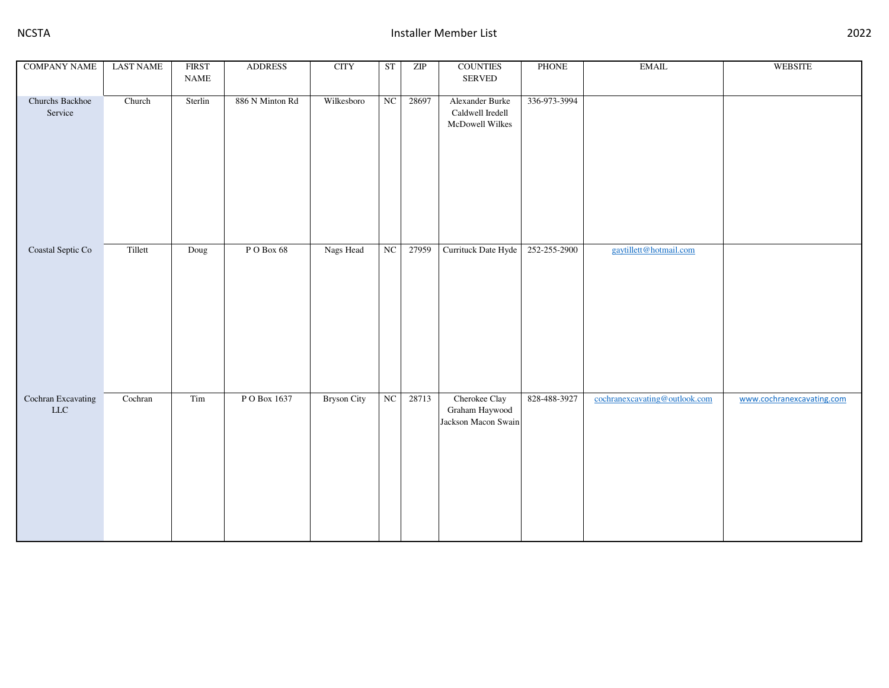| COMPANY NAME | LAST NAME | FIRST NAME | ADDRESS | CITY | ST | ZIP | COUNTIES SERVED | PHONE | EMAIL | WEBSITE |
|---|---|---|---|---|---|---|---|---|---|---|
| Churchs Backhoe Service | Church | Sterlin | 886 N Minton Rd | Wilkesboro | NC | 28697 | Alexander Burke Caldwell Iredell McDowell Wilkes | 336-973-3994 | | |
| Coastal Septic Co | Tillett | Doug | P O Box 68 | Nags Head | NC | 27959 | Currituck Date Hyde | 252-255-2900 | gaytillett@hotmail.com | |
| Cochran Excavating LLC | Cochran | Tim | P O Box 1637 | Bryson City | NC | 28713 | Cherokee Clay Graham Haywood Jackson Macon Swain | 828-488-3927 | cochranexcavating@outlook.com | www.cochranexcavating.com |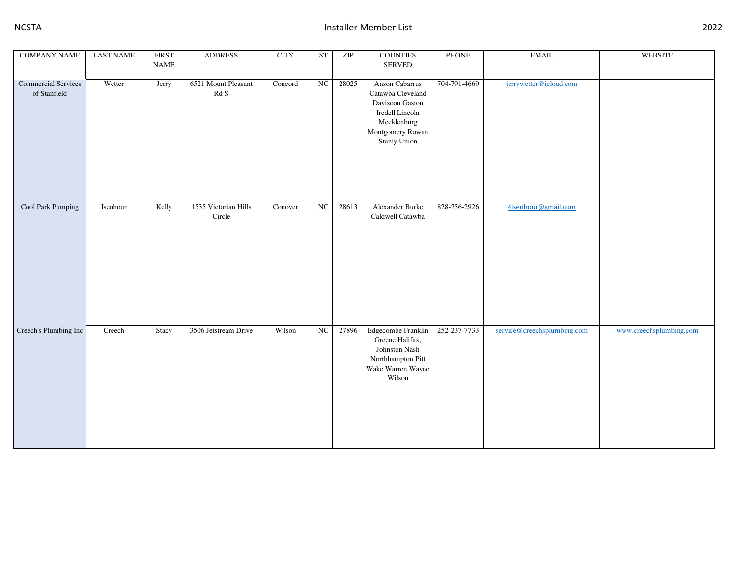| COMPANY NAME | LAST NAME | FIRST NAME | ADDRESS | CITY | ST | ZIP | COUNTIES SERVED | PHONE | EMAIL | WEBSITE |
|---|---|---|---|---|---|---|---|---|---|---|
| Commercial Services of Stanfield | Wetter | Jerry | 6521 Mount Pleasant Rd S | Concord | NC | 28025 | Anson Cabarrus Catawba Cleveland Davisoon Gaston Iredell Lincoln Mecklenburg Montgomery Rowan Stanly Union | 704-791-4669 | jerrywetter@icloud.com | |
| Cool Park Pumping | Isenhour | Kelly | 1535 Victorian Hills Circle | Conover | NC | 28613 | Alexander Burke Caldwell Catawba | 828-256-2926 | 4isenhour@gmail.com | |
| Creech's Plumbing Inc | Creech | Stacy | 3506 Jetstream Drive | Wilson | NC | 27896 | Edgecombe Franklin Greene Halifax, Johnston Nash Northhampton Pitt Wake Warren Wayne Wilson | 252-237-7733 | service@creechsplumbing.com | www.creechsplumbing.com |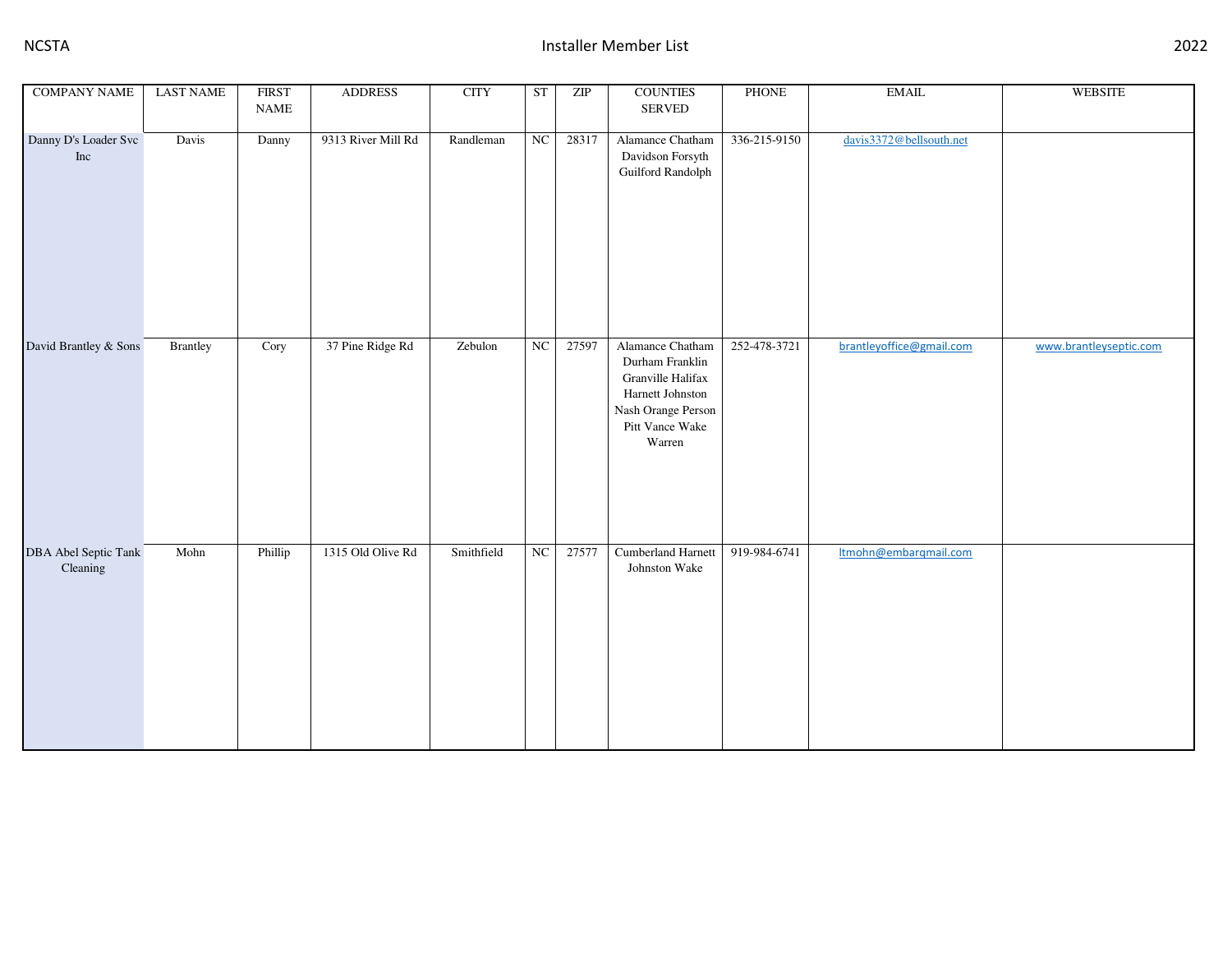| COMPANY NAME | LAST NAME | FIRST NAME | ADDRESS | CITY | ST | ZIP | COUNTIES SERVED | PHONE | EMAIL | WEBSITE |
|---|---|---|---|---|---|---|---|---|---|---|
| Danny D's Loader Svc Inc | Davis | Danny | 9313 River Mill Rd | Randleman | NC | 28317 | Alamance Chatham Davidson Forsyth Guilford Randolph | 336-215-9150 | davis3372@bellsouth.net | |
| David Brantley & Sons | Brantley | Cory | 37 Pine Ridge Rd | Zebulon | NC | 27597 | Alamance Chatham Durham Franklin Granville Halifax Harnett Johnston Nash Orange Person Pitt Vance Wake Warren | 252-478-3721 | brantleyoffice@gmail.com | www.brantleyseptic.com |
| DBA Abel Septic Tank Cleaning | Mohn | Phillip | 1315 Old Olive Rd | Smithfield | NC | 27577 | Cumberland Harnett Johnston Wake | 919-984-6741 | ltmohn@embarqmail.com | |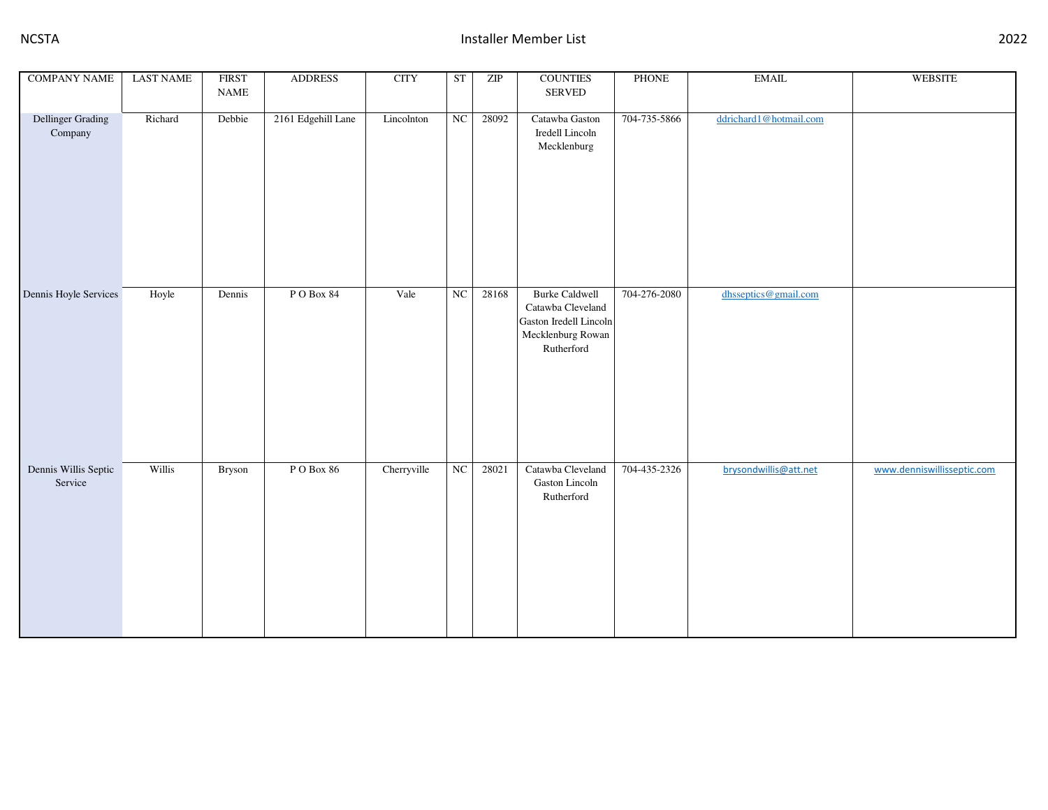| COMPANY NAME | LAST NAME | FIRST NAME | ADDRESS | CITY | ST | ZIP | COUNTIES SERVED | PHONE | EMAIL | WEBSITE |
|---|---|---|---|---|---|---|---|---|---|---|
| Dellinger Grading Company | Richard | Debbie | 2161 Edgehill Lane | Lincolnton | NC | 28092 | Catawba Gaston Iredell Lincoln Mecklenburg | 704-735-5866 | ddrichard1@hotmail.com | |
| Dennis Hoyle Services | Hoyle | Dennis | P O Box 84 | Vale | NC | 28168 | Burke Caldwell Catawba Cleveland Gaston Iredell Lincoln Mecklenburg Rowan Rutherford | 704-276-2080 | dhsseptics@gmail.com | |
| Dennis Willis Septic Service | Willis | Bryson | P O Box 86 | Cherryville | NC | 28021 | Catawba Cleveland Gaston Lincoln Rutherford | 704-435-2326 | brysondwillis@att.net | www.denniswillisseptic.com |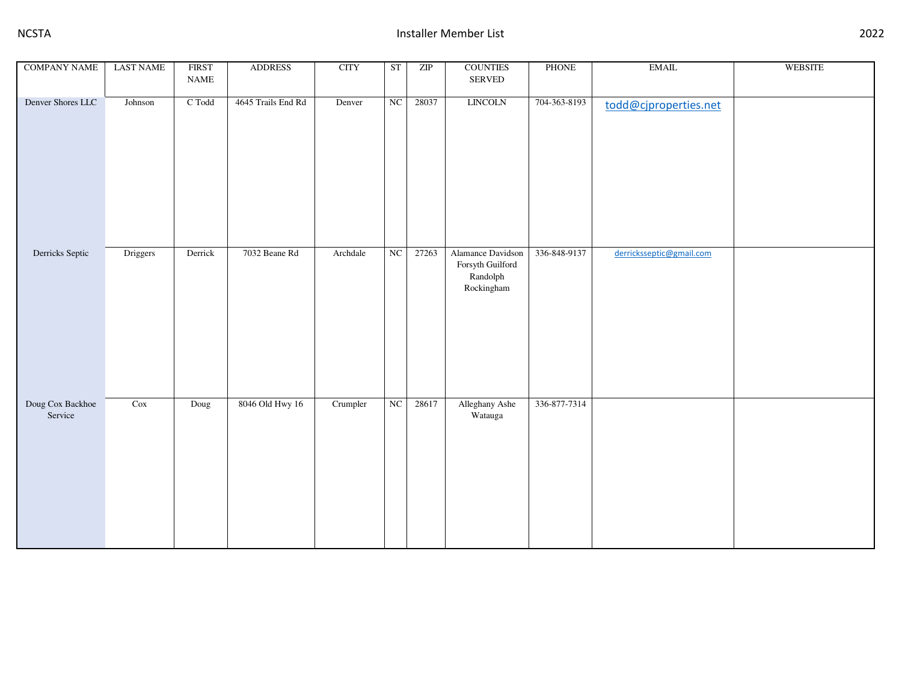| COMPANY NAME | LAST NAME | FIRST NAME | ADDRESS | CITY | ST | ZIP | COUNTIES SERVED | PHONE | EMAIL | WEBSITE |
|---|---|---|---|---|---|---|---|---|---|---|
| Denver Shores LLC | Johnson | C Todd | 4645 Trails End Rd | Denver | NC | 28037 | LINCOLN | 704-363-8193 | todd@cjproperties.net | |
| Derricks Septic | Driggers | Derrick | 7032 Beane Rd | Archdale | NC | 27263 | Alamance Davidson Forsyth Guilford Randolph Rockingham | 336-848-9137 | derricksseptic@gmail.com | |
| Doug Cox Backhoe Service | Cox | Doug | 8046 Old Hwy 16 | Crumpler | NC | 28617 | Alleghany Ashe Watauga | 336-877-7314 | | |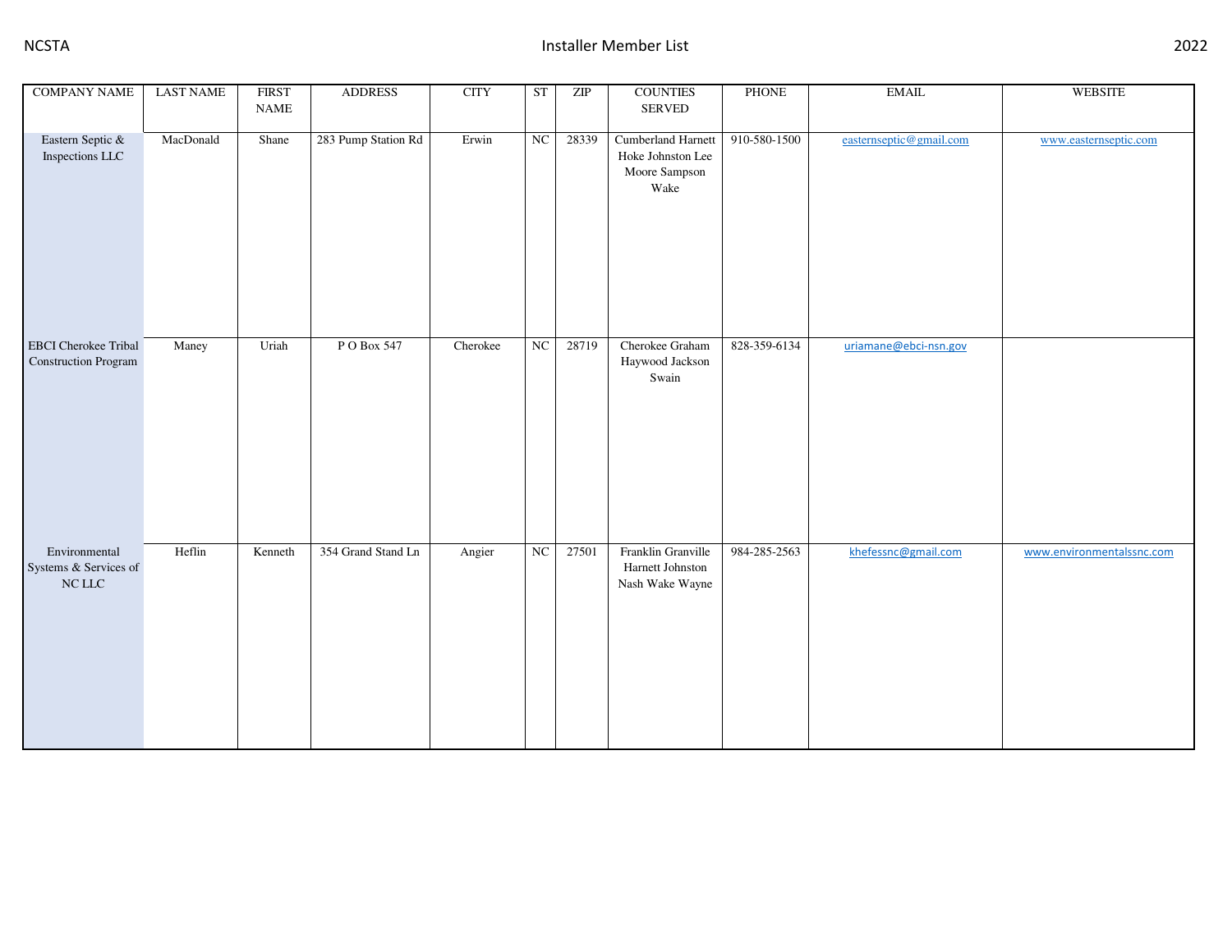| COMPANY NAME | LAST NAME | FIRST NAME | ADDRESS | CITY | ST | ZIP | COUNTIES SERVED | PHONE | EMAIL | WEBSITE |
|---|---|---|---|---|---|---|---|---|---|---|
| Eastern Septic & Inspections LLC | MacDonald | Shane | 283 Pump Station Rd | Erwin | NC | 28339 | Cumberland Harnett Hoke Johnston Lee Moore Sampson Wake | 910-580-1500 | easternseptic@gmail.com | www.easternseptic.com |
| EBCI Cherokee Tribal Construction Program | Maney | Uriah | P O Box 547 | Cherokee | NC | 28719 | Cherokee Graham Haywood Jackson Swain | 828-359-6134 | uriamane@ebci-nsn.gov | |
| Environmental Systems & Services of NC LLC | Heflin | Kenneth | 354 Grand Stand Ln | Angier | NC | 27501 | Franklin Granville Harnett Johnston Nash Wake Wayne | 984-285-2563 | khefessnc@gmail.com | www.environmentalssnc.com |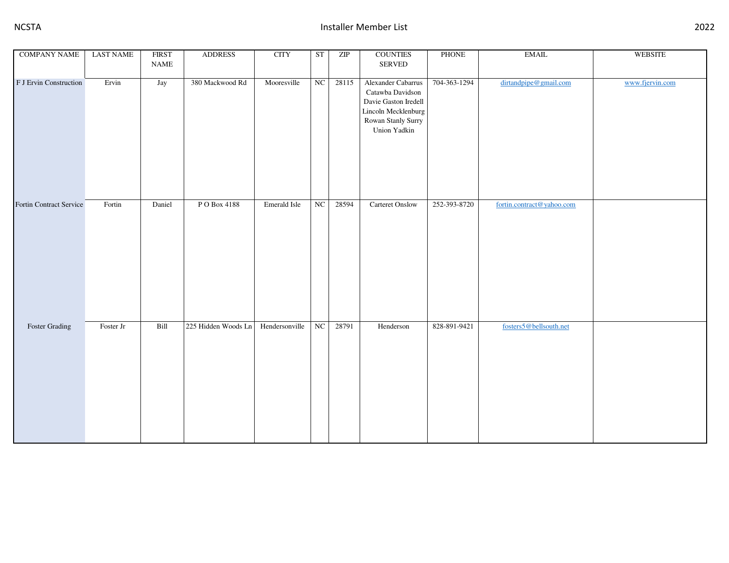| COMPANY NAME | LAST NAME | FIRST NAME | ADDRESS | CITY | ST | ZIP | COUNTIES SERVED | PHONE | EMAIL | WEBSITE |
|---|---|---|---|---|---|---|---|---|---|---|
| F J Ervin Construction | Ervin | Jay | 380 Mackwood Rd | Mooresville | NC | 28115 | Alexander Cabarrus Catawba Davidson Davie Gaston Iredell Lincoln Mecklenburg Rowan Stanly Surry Union Yadkin | 704-363-1294 | dirtandpipe@gmail.com | www.fjervin.com |
| Fortin Contract Service | Fortin | Daniel | P O Box 4188 | Emerald Isle | NC | 28594 | Carteret Onslow | 252-393-8720 | fortin.contract@yahoo.com | |
| Foster Grading | Foster Jr | Bill | 225 Hidden Woods Ln | Hendersonville | NC | 28791 | Henderson | 828-891-9421 | fosters5@bellsouth.net | |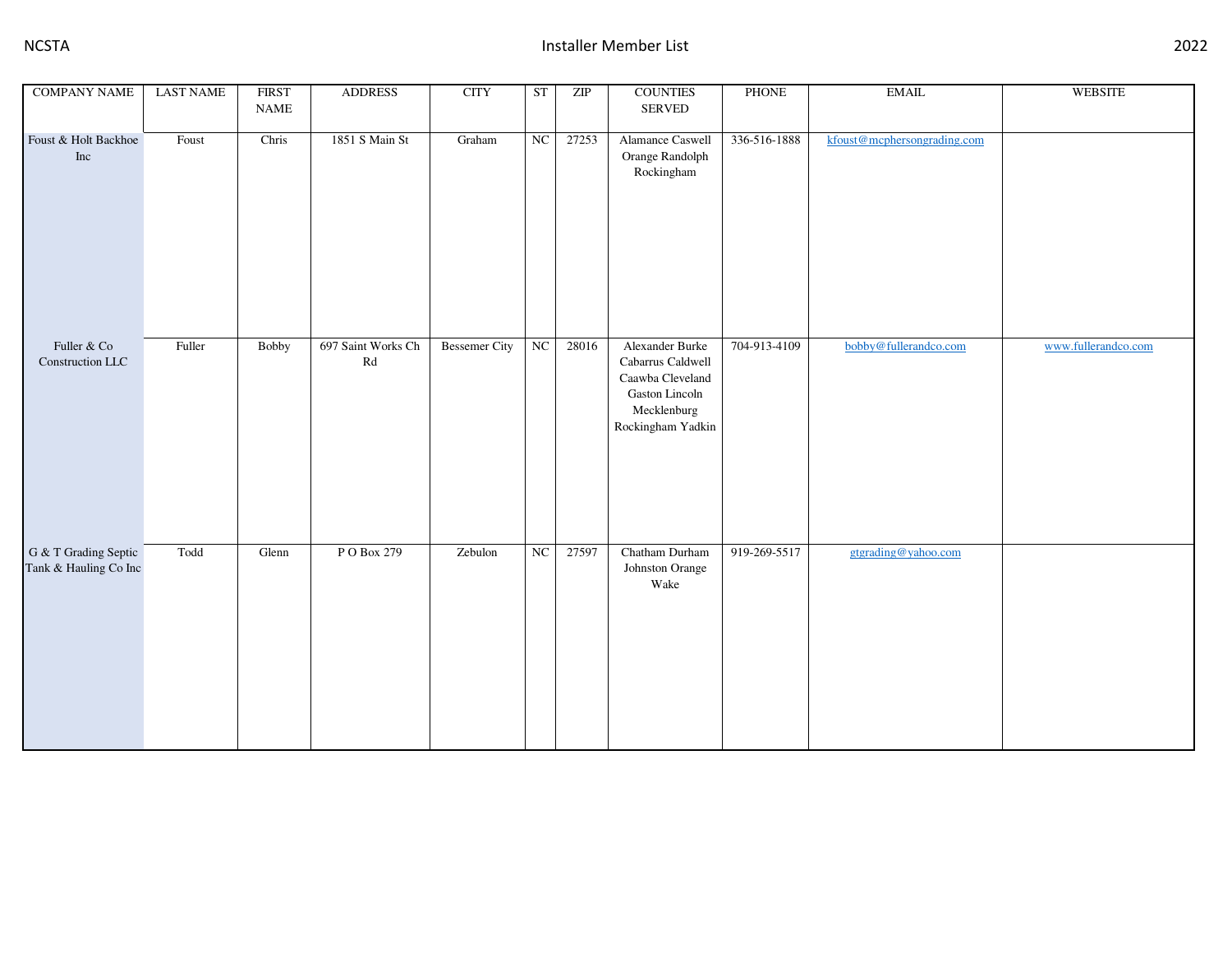| COMPANY NAME | LAST NAME | FIRST NAME | ADDRESS | CITY | ST | ZIP | COUNTIES SERVED | PHONE | EMAIL | WEBSITE |
|---|---|---|---|---|---|---|---|---|---|---|
| Foust & Holt Backhoe Inc | Foust | Chris | 1851 S Main St | Graham | NC | 27253 | Alamance Caswell Orange Randolph Rockingham | 336-516-1888 | kfoust@mcphersongrading.com | |
| Fuller & Co Construction LLC | Fuller | Bobby | 697 Saint Works Ch Rd | Bessemer City | NC | 28016 | Alexander Burke Cabarrus Caldwell Caawba Cleveland Gaston Lincoln Mecklenburg Rockingham Yadkin | 704-913-4109 | bobby@fullerandco.com | www.fullerandco.com |
| G & T Grading Septic Tank & Hauling Co Inc | Todd | Glenn | P O Box 279 | Zebulon | NC | 27597 | Chatham Durham Johnston Orange Wake | 919-269-5517 | gtgrading@yahoo.com | |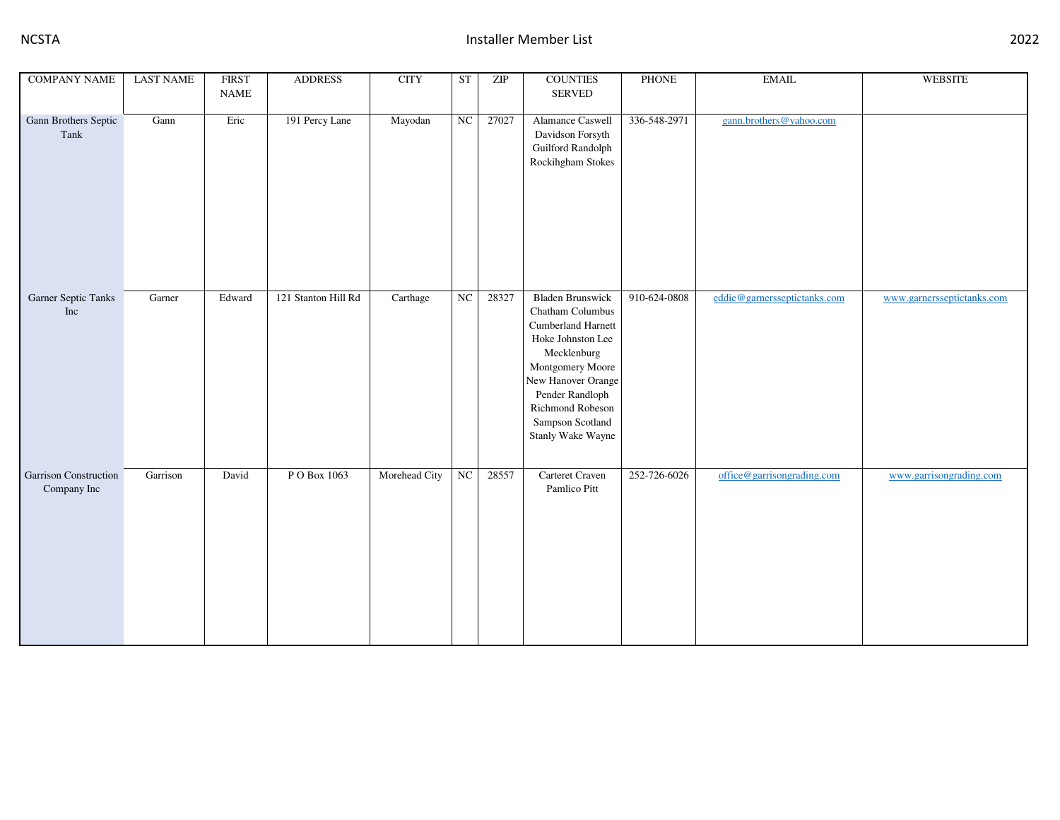| COMPANY NAME | LAST NAME | FIRST NAME | ADDRESS | CITY | ST | ZIP | COUNTIES SERVED | PHONE | EMAIL | WEBSITE |
|---|---|---|---|---|---|---|---|---|---|---|
| Gann Brothers Septic Tank | Gann | Eric | 191 Percy Lane | Mayodan | NC | 27027 | Alamance Caswell Davidson Forsyth Guilford Randolph Rockihgham Stokes | 336-548-2971 | gann.brothers@yahoo.com | |
| Garner Septic Tanks Inc | Garner | Edward | 121 Stanton Hill Rd | Carthage | NC | 28327 | Bladen Brunswick Chatham Columbus Cumberland Harnett Hoke Johnston Lee Mecklenburg Montgomery Moore New Hanover Orange Pender Randloph Richmond Robeson Sampson Scotland Stanly Wake Wayne | 910-624-0808 | eddie@garnersseptictanks.com | www.garnersseptictanks.com |
| Garrison Construction Company Inc | Garrison | David | P O Box 1063 | Morehead City | NC | 28557 | Carteret Craven Pamlico Pitt | 252-726-6026 | office@garrisongrading.com | www.garrisongrading.com |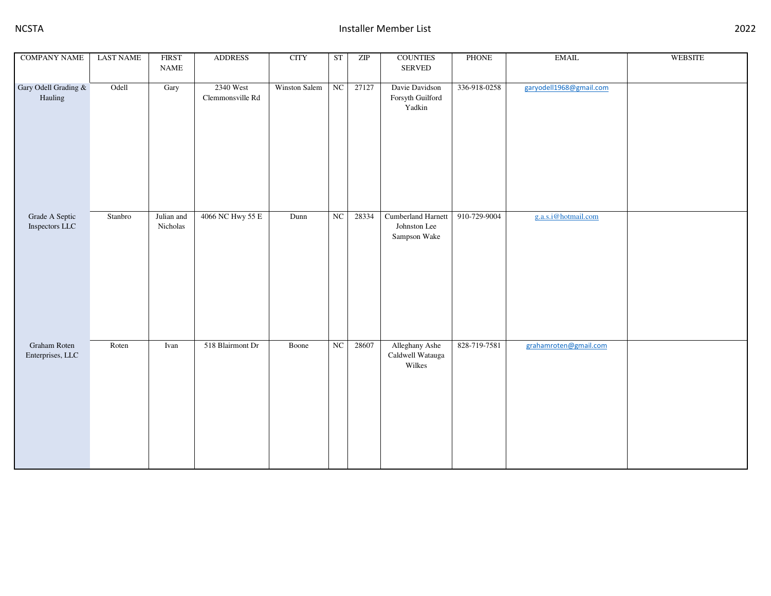| COMPANY NAME | LAST NAME | FIRST NAME | ADDRESS | CITY | ST | ZIP | COUNTIES SERVED | PHONE | EMAIL | WEBSITE |
|---|---|---|---|---|---|---|---|---|---|---|
| Gary Odell Grading & Hauling | Odell | Gary | 2340 West Clemmonsville Rd | Winston Salem | NC | 27127 | Davie Davidson Forsyth Guilford Yadkin | 336-918-0258 | garyodell1968@gmail.com | |
| Grade A Septic Inspectors LLC | Stanbro | Julian and Nicholas | 4066 NC Hwy 55 E | Dunn | NC | 28334 | Cumberland Harnett Johnston Lee Sampson Wake | 910-729-9004 | g.a.s.i@hotmail.com | |
| Graham Roten Enterprises, LLC | Roten | Ivan | 518 Blairmont Dr | Boone | NC | 28607 | Alleghany Ashe Caldwell Watauga Wilkes | 828-719-7581 | grahamroten@gmail.com | |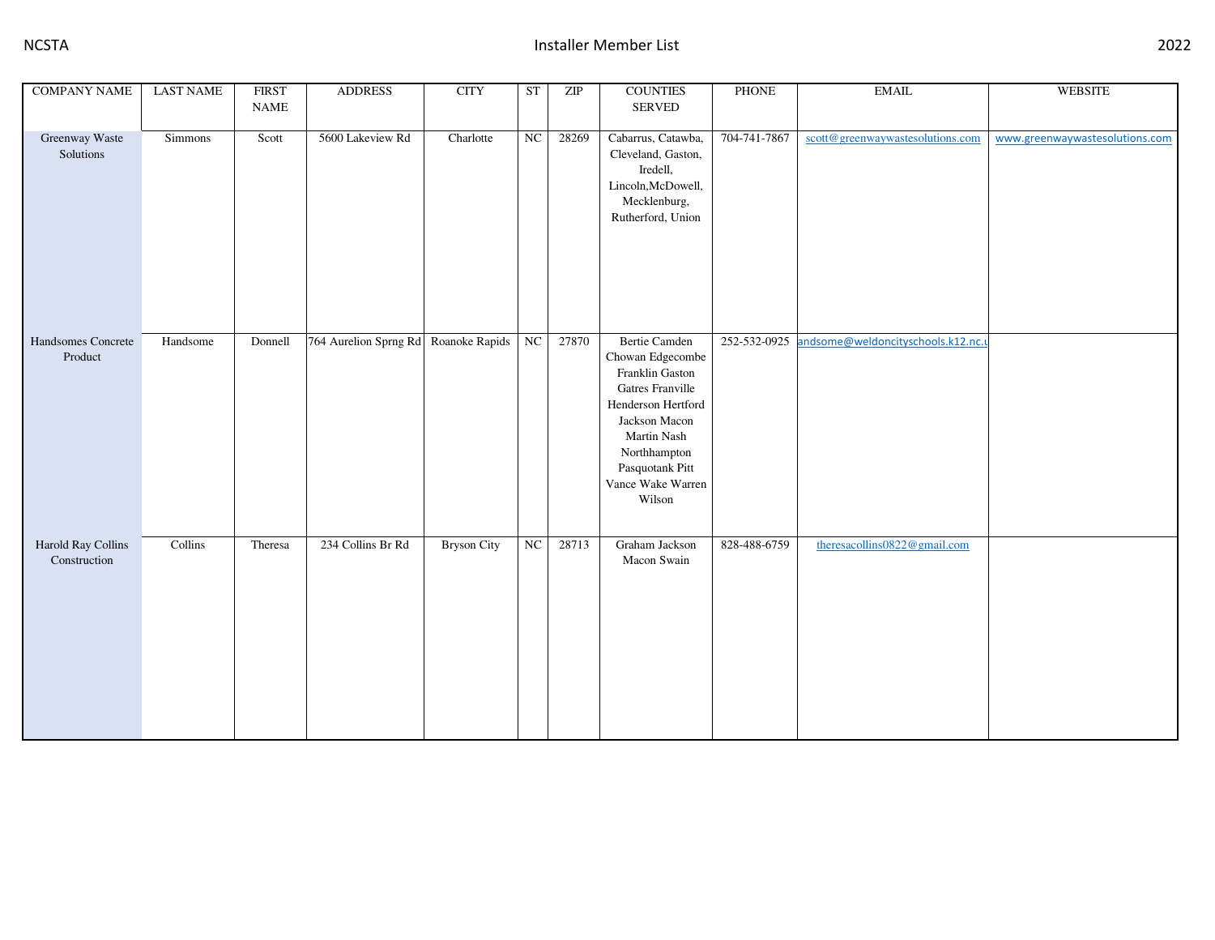| COMPANY NAME | LAST NAME | FIRST NAME | ADDRESS | CITY | ST | ZIP | COUNTIES SERVED | PHONE | EMAIL | WEBSITE |
|---|---|---|---|---|---|---|---|---|---|---|
| Greenway Waste Solutions | Simmons | Scott | 5600 Lakeview Rd | Charlotte | NC | 28269 | Cabarrus, Catawba, Cleveland, Gaston, Iredell, Lincoln,McDowell, Mecklenburg, Rutherford, Union | 704-741-7867 | scott@greenwaywastesolutions.com | www.greenwaywastesolutions.com |
| Handsomes Concrete Product | Handsome | Donnell | 764 Aurelion Sprng Rd | Roanoke Rapids | NC | 27870 | Bertie Camden Chowan Edgecombe Franklin Gaston Gatres Franville Henderson Hertford Jackson Macon Martin Nash Northhampton Pasquotank Pitt Vance Wake Warren Wilson | 252-532-0925 | andsome@weldoncityschools.k12.nc.u | |
| Harold Ray Collins Construction | Collins | Theresa | 234 Collins Br Rd | Bryson City | NC | 28713 | Graham Jackson Macon Swain | 828-488-6759 | theresacollins0822@gmail.com | |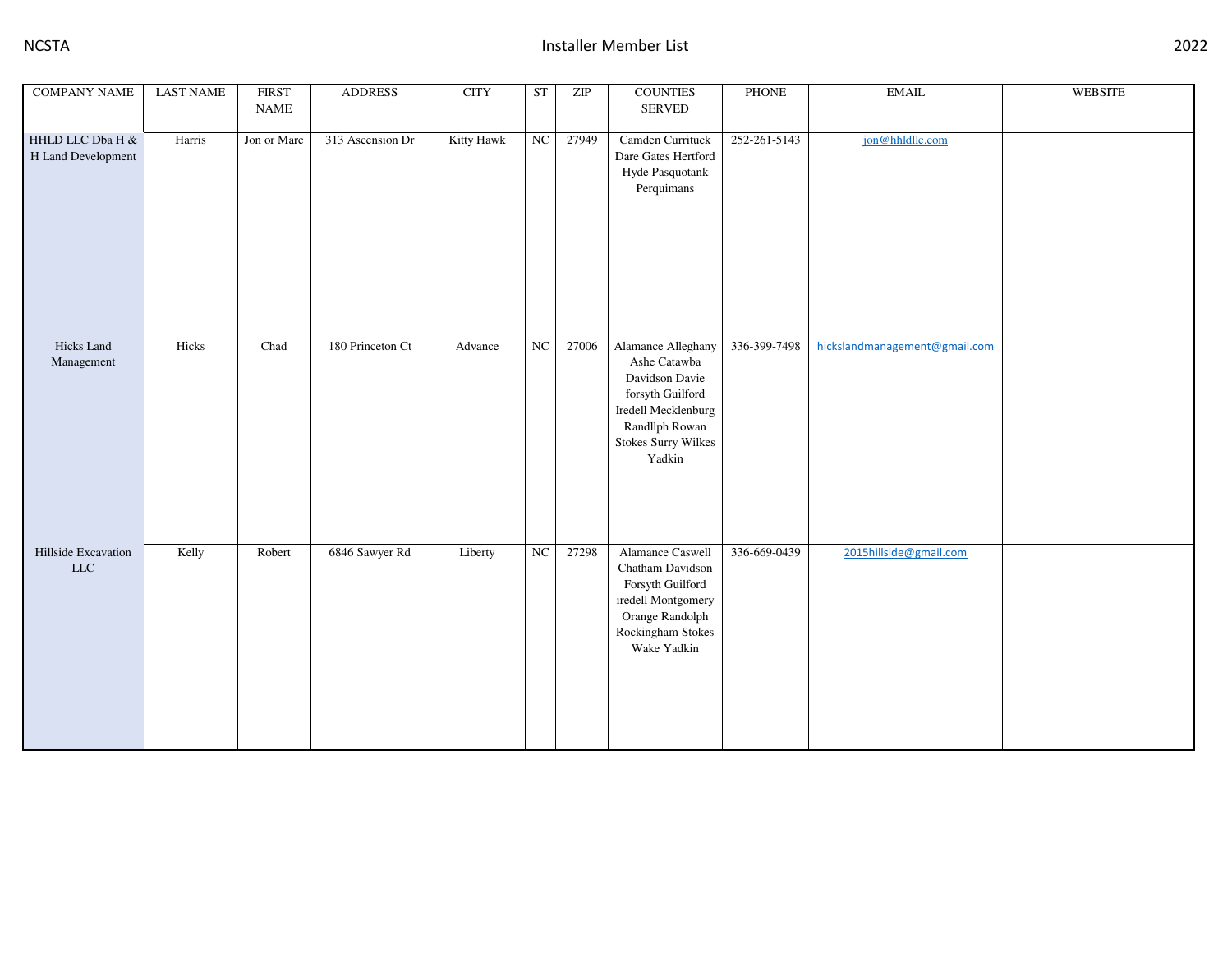| COMPANY NAME | LAST NAME | FIRST NAME | ADDRESS | CITY | ST | ZIP | COUNTIES SERVED | PHONE | EMAIL | WEBSITE |
|---|---|---|---|---|---|---|---|---|---|---|
| HHLD LLC Dba H & H Land Development | Harris | Jon or Marc | 313 Ascension Dr | Kitty Hawk | NC | 27949 | Camden Currituck Dare Gates Hertford Hyde Pasquotank Perquimans | 252-261-5143 | jon@hhldllc.com | |
| Hicks Land Management | Hicks | Chad | 180 Princeton Ct | Advance | NC | 27006 | Alamance Alleghany Ashe Catawba Davidson Davie forsyth Guilford Iredell Mecklenburg Randllph Rowan Stokes Surry Wilkes Yadkin | 336-399-7498 | hickslandmanagement@gmail.com | |
| Hillside Excavation LLC | Kelly | Robert | 6846 Sawyer Rd | Liberty | NC | 27298 | Alamance Caswell Chatham Davidson Forsyth Guilford iredell Montgomery Orange Randolph Rockingham Stokes Wake Yadkin | 336-669-0439 | 2015hillside@gmail.com | |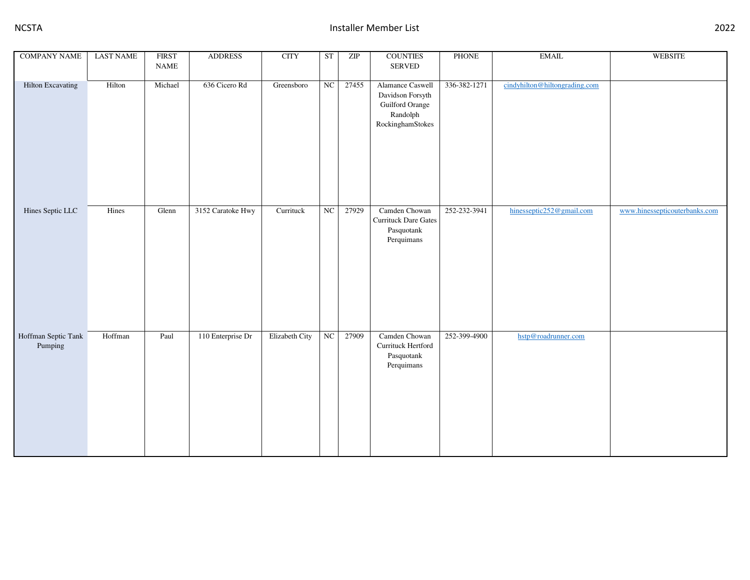| COMPANY NAME | LAST NAME | FIRST NAME | ADDRESS | CITY | ST | ZIP | COUNTIES SERVED | PHONE | EMAIL | WEBSITE |
|---|---|---|---|---|---|---|---|---|---|---|
| Hilton Excavating | Hilton | Michael | 636 Cicero Rd | Greensboro | NC | 27455 | Alamance Caswell Davidson Forsyth Guilford Orange Randolph RockinghamStokes | 336-382-1271 | cindyhilton@hiltongrading.com | |
| Hines Septic LLC | Hines | Glenn | 3152 Caratoke Hwy | Currituck | NC | 27929 | Camden Chowan Currituck Dare Gates Pasquotank Perquimans | 252-232-3941 | hinesseptic252@gmail.com | www.hinessepticouterbanks.com |
| Hoffman Septic Tank Pumping | Hoffman | Paul | 110 Enterprise Dr | Elizabeth City | NC | 27909 | Camden Chowan Currituck Hertford Pasquotank Perquimans | 252-399-4900 | hstp@roadrunner.com | |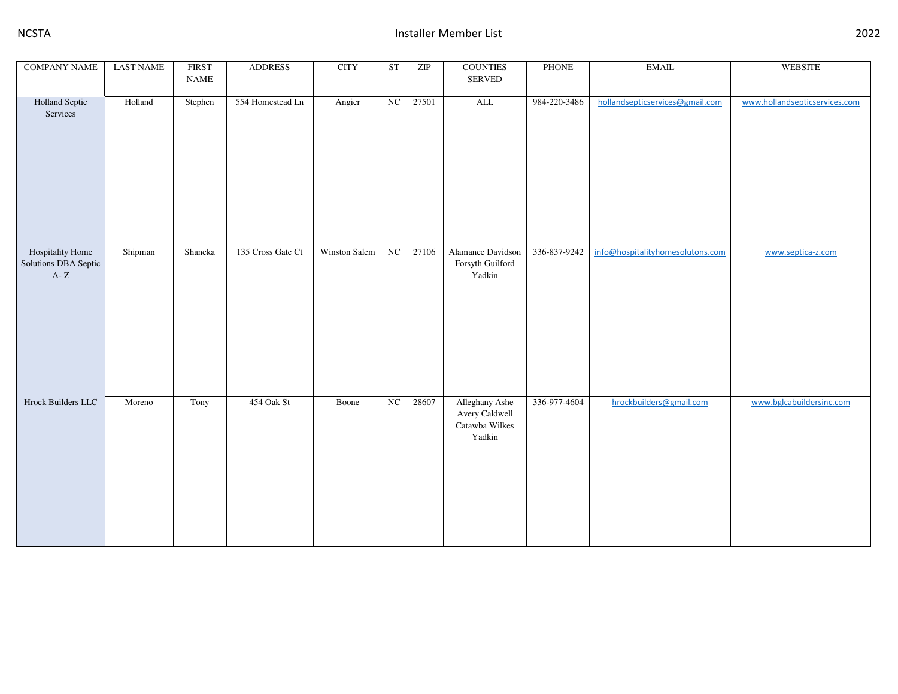| COMPANY NAME | LAST NAME | FIRST NAME | ADDRESS | CITY | ST | ZIP | COUNTIES SERVED | PHONE | EMAIL | WEBSITE |
|---|---|---|---|---|---|---|---|---|---|---|
| Holland Septic Services | Holland | Stephen | 554 Homestead Ln | Angier | NC | 27501 | ALL | 984-220-3486 | hollandsepticservices@gmail.com | www.hollandsepticservices.com |
| Hospitality Home Solutions DBA Septic A- Z | Shipman | Shaneka | 135 Cross Gate Ct | Winston Salem | NC | 27106 | Alamance Davidson Forsyth Guilford Yadkin | 336-837-9242 | info@hospitalityhomesolutons.com | www.septica-z.com |
| Hrock Builders LLC | Moreno | Tony | 454 Oak St | Boone | NC | 28607 | Alleghany Ashe Avery Caldwell Catawba Wilkes Yadkin | 336-977-4604 | hrockbuilders@gmail.com | www.bglcabuildersinc.com |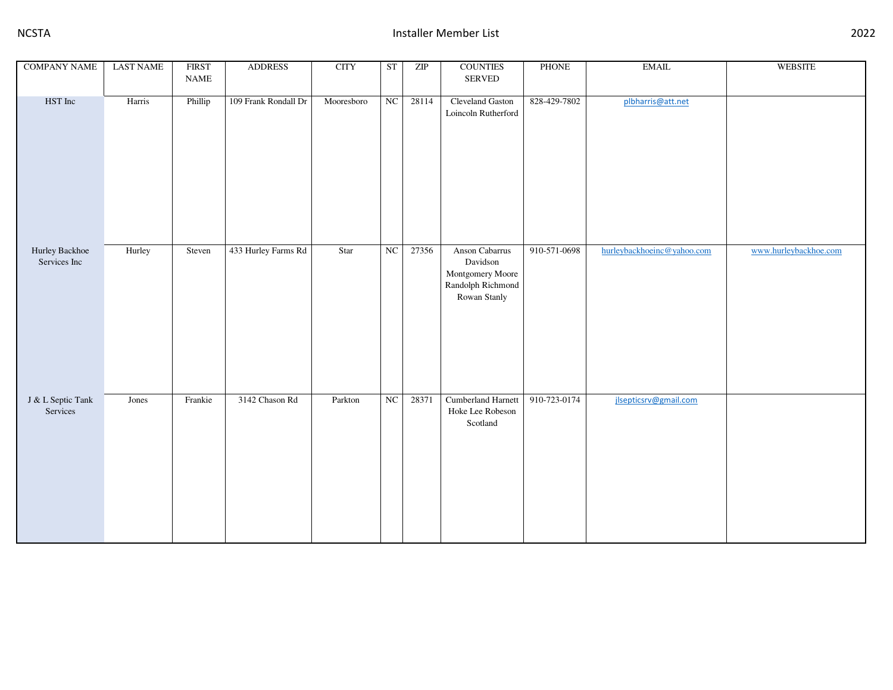| COMPANY NAME | LAST NAME | FIRST NAME | ADDRESS | CITY | ST | ZIP | COUNTIES SERVED | PHONE | EMAIL | WEBSITE |
|---|---|---|---|---|---|---|---|---|---|---|
| HST Inc | Harris | Phillip | 109 Frank Rondall Dr | Mooresboro | NC | 28114 | Cleveland Gaston Loincoln Rutherford | 828-429-7802 | plbharris@att.net | |
| Hurley Backhoe Services Inc | Hurley | Steven | 433 Hurley Farms Rd | Star | NC | 27356 | Anson Cabarrus Davidson Montgomery Moore Randolph Richmond Rowan Stanly | 910-571-0698 | hurleybackhoeinc@yahoo.com | www.hurleybackhoe.com |
| J & L Septic Tank Services | Jones | Frankie | 3142 Chason Rd | Parkton | NC | 28371 | Cumberland Harnett Hoke Lee Robeson Scotland | 910-723-0174 | jlsepticsrv@gmail.com | |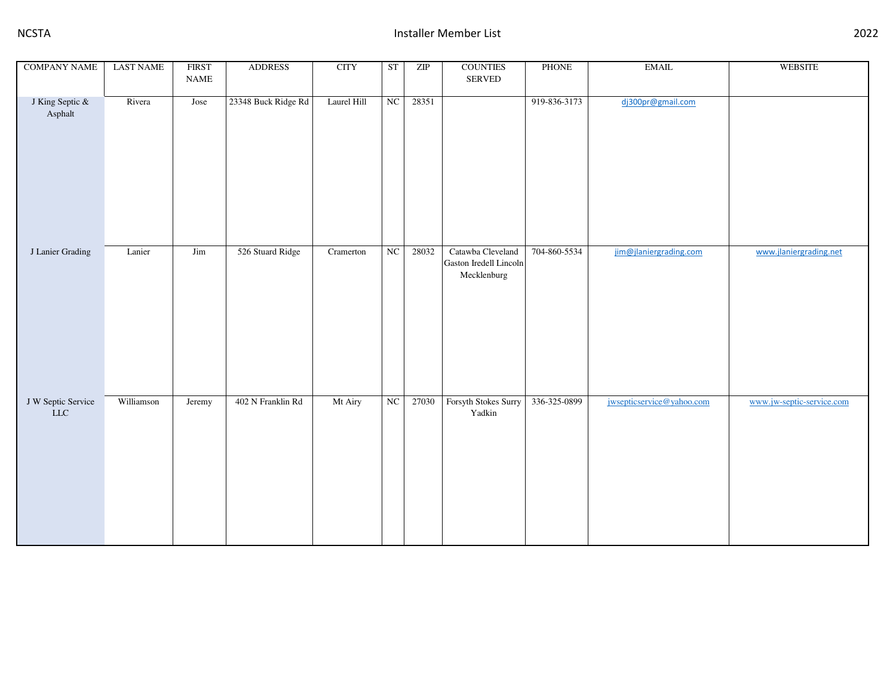| COMPANY NAME | LAST NAME | FIRST NAME | ADDRESS | CITY | ST | ZIP | COUNTIES SERVED | PHONE | EMAIL | WEBSITE |
|---|---|---|---|---|---|---|---|---|---|---|
| J King Septic & Asphalt | Rivera | Jose | 23348 Buck Ridge Rd | Laurel Hill | NC | 28351 | | 919-836-3173 | dj300pr@gmail.com | |
| J Lanier Grading | Lanier | Jim | 526 Stuard Ridge | Cramerton | NC | 28032 | Catawba Cleveland Gaston Iredell Lincoln Mecklenburg | 704-860-5534 | jim@jlaniergrading.com | www.jlaniergrading.net |
| J W Septic Service LLC | Williamson | Jeremy | 402 N Franklin Rd | Mt Airy | NC | 27030 | Forsyth Stokes Surry Yadkin | 336-325-0899 | jwsepticservice@yahoo.com | www.jw-septic-service.com |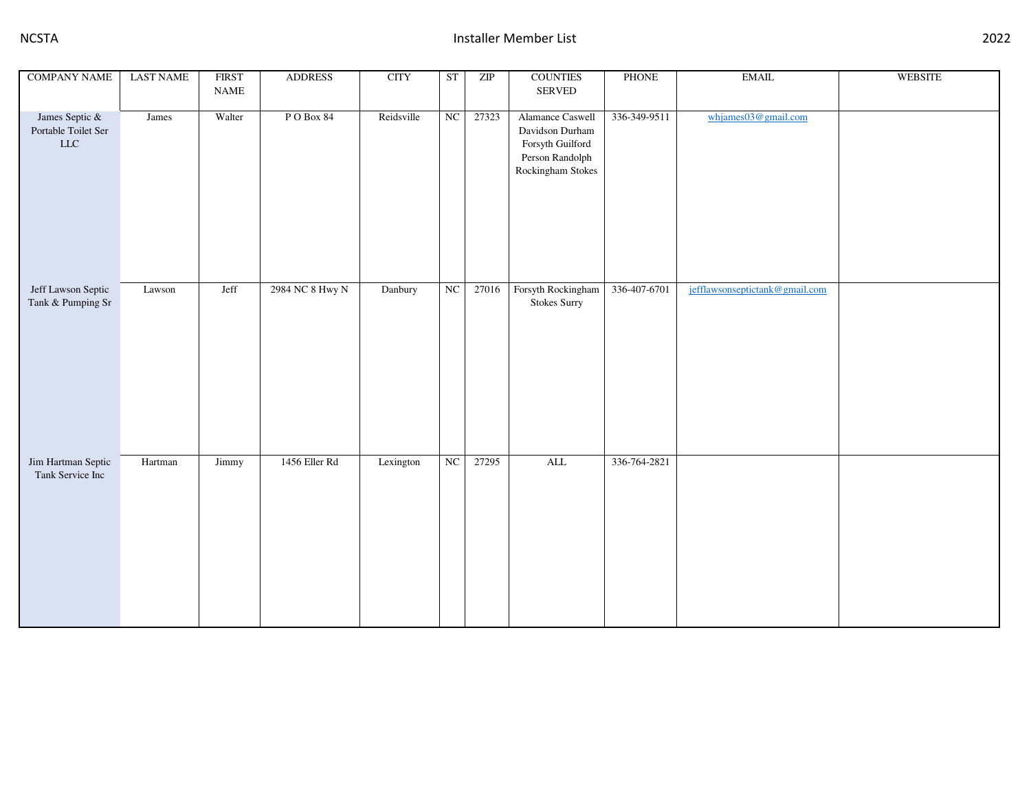| COMPANY NAME | LAST NAME | FIRST NAME | ADDRESS | CITY | ST | ZIP | COUNTIES SERVED | PHONE | EMAIL | WEBSITE |
|---|---|---|---|---|---|---|---|---|---|---|
| James Septic & Portable Toilet Ser LLC | James | Walter | P O Box 84 | Reidsville | NC | 27323 | Alamance Caswell Davidson Durham Forsyth Guilford Person Randolph Rockingham Stokes | 336-349-9511 | whjames03@gmail.com | |
| Jeff Lawson Septic Tank & Pumping Sr | Lawson | Jeff | 2984 NC 8 Hwy N | Danbury | NC | 27016 | Forsyth Rockingham Stokes Surry | 336-407-6701 | jefflawsonseptictank@gmail.com | |
| Jim Hartman Septic Tank Service Inc | Hartman | Jimmy | 1456 Eller Rd | Lexington | NC | 27295 | ALL | 336-764-2821 | | |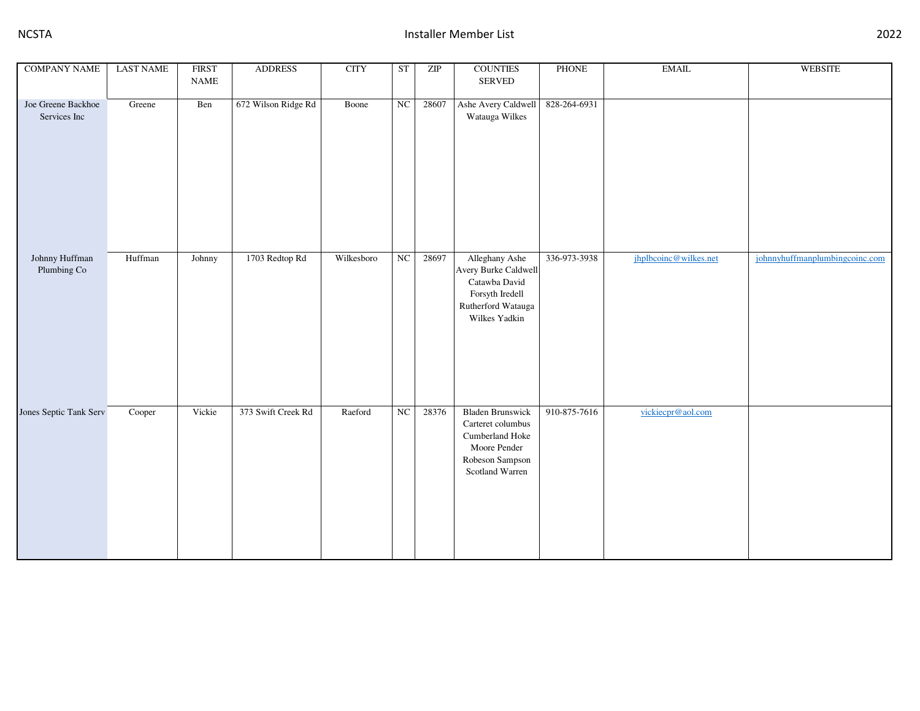| COMPANY NAME | LAST NAME | FIRST NAME | ADDRESS | CITY | ST | ZIP | COUNTIES SERVED | PHONE | EMAIL | WEBSITE |
|---|---|---|---|---|---|---|---|---|---|---|
| Joe Greene Backhoe Services Inc | Greene | Ben | 672 Wilson Ridge Rd | Boone | NC | 28607 | Ashe Avery Caldwell Watauga Wilkes | 828-264-6931 | | |
| Johnny Huffman Plumbing Co | Huffman | Johnny | 1703 Redtop Rd | Wilkesboro | NC | 28697 | Alleghany Ashe Avery Burke Caldwell Catawba David Forsyth Iredell Rutherford Watauga Wilkes Yadkin | 336-973-3938 | jhplbcoinc@wilkes.net | johnnyhuffmanplumbingcoinc.com |
| Jones Septic Tank Serv | Cooper | Vickie | 373 Swift Creek Rd | Raeford | NC | 28376 | Bladen Brunswick Carteret columbus Cumberland Hoke Moore Pender Robeson Sampson Scotland Warren | 910-875-7616 | vickiecpr@aol.com | |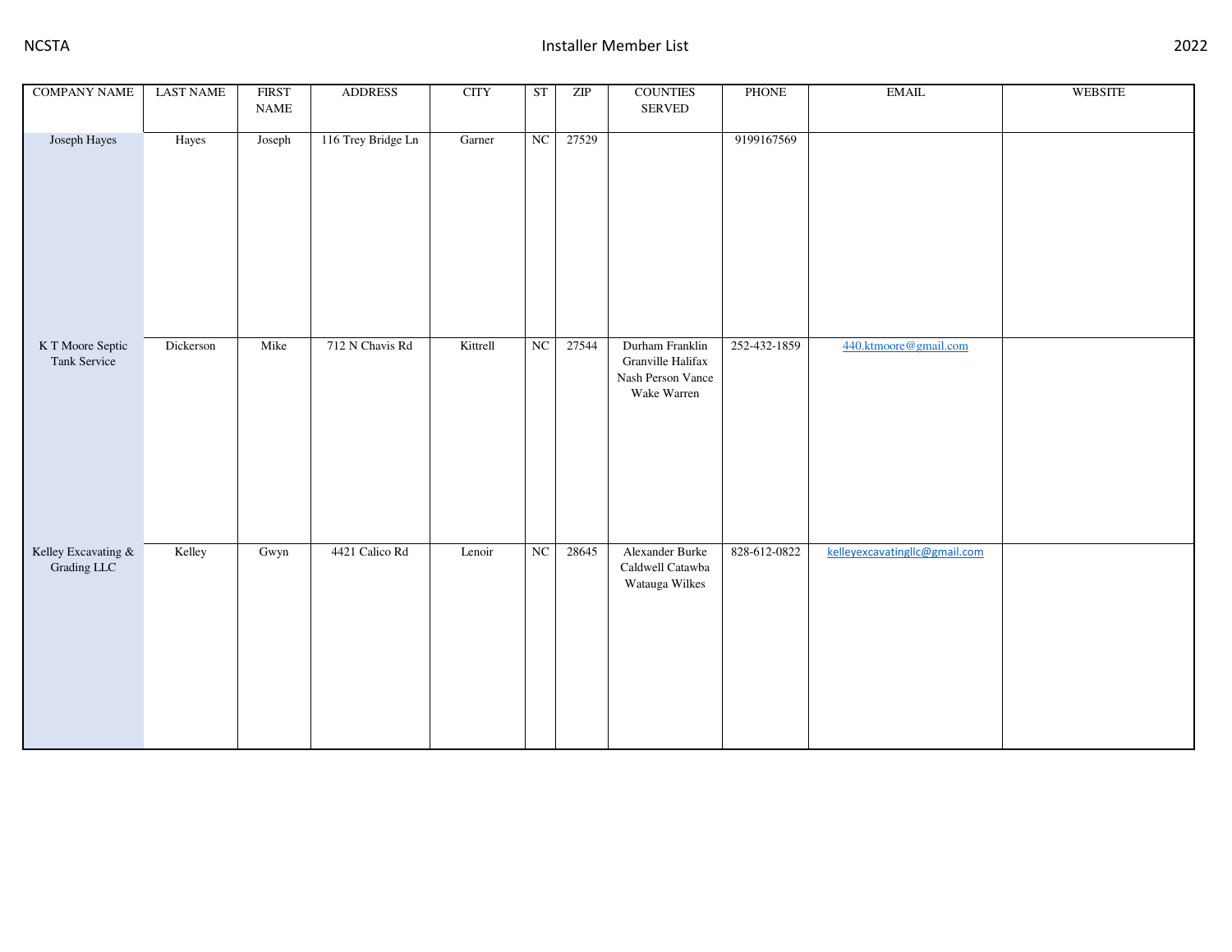| COMPANY NAME | LAST NAME | FIRST NAME | ADDRESS | CITY | ST | ZIP | COUNTIES SERVED | PHONE | EMAIL | WEBSITE |
|---|---|---|---|---|---|---|---|---|---|---|
| Joseph Hayes | Hayes | Joseph | 116 Trey Bridge Ln | Garner | NC | 27529 | | 9199167569 | | |
| K T Moore Septic Tank Service | Dickerson | Mike | 712 N Chavis Rd | Kittrell | NC | 27544 | Durham Franklin Granville Halifax Nash Person Vance Wake Warren | 252-432-1859 | 440.ktmoore@gmail.com | |
| Kelley Excavating & Grading LLC | Kelley | Gwyn | 4421 Calico Rd | Lenoir | NC | 28645 | Alexander Burke Caldwell Catawba Watauga Wilkes | 828-612-0822 | kelleyexcavatingllc@gmail.com | |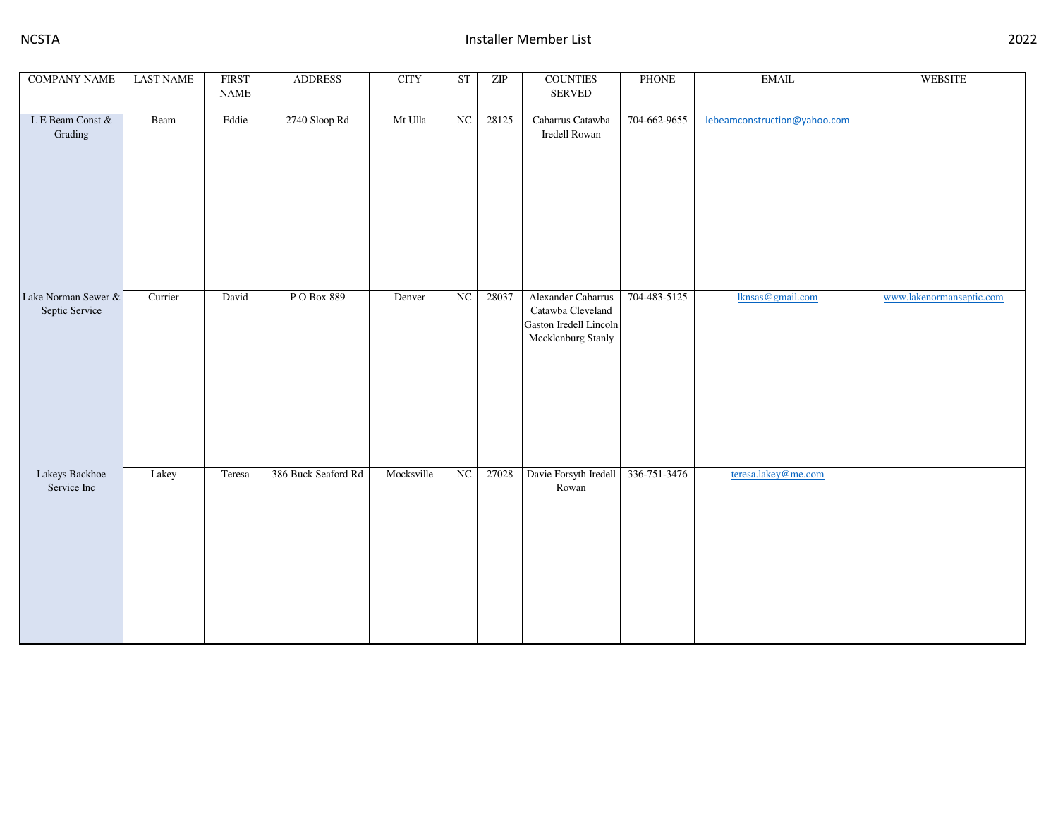| COMPANY NAME | LAST NAME | FIRST NAME | ADDRESS | CITY | ST | ZIP | COUNTIES SERVED | PHONE | EMAIL | WEBSITE |
|---|---|---|---|---|---|---|---|---|---|---|
| L E Beam Const & Grading | Beam | Eddie | 2740 Sloop Rd | Mt Ulla | NC | 28125 | Cabarrus Catawba Iredell Rowan | 704-662-9655 | lebeamconstruction@yahoo.com | |
| Lake Norman Sewer & Septic Service | Currier | David | P O Box 889 | Denver | NC | 28037 | Alexander Cabarrus Catawba Cleveland Gaston Iredell Lincoln Mecklenburg Stanly | 704-483-5125 | lknsas@gmail.com | www.lakenormanseptic.com |
| Lakeys Backhoe Service Inc | Lakey | Teresa | 386 Buck Seaford Rd | Mocksville | NC | 27028 | Davie Forsyth Iredell Rowan | 336-751-3476 | teresa.lakey@me.com | |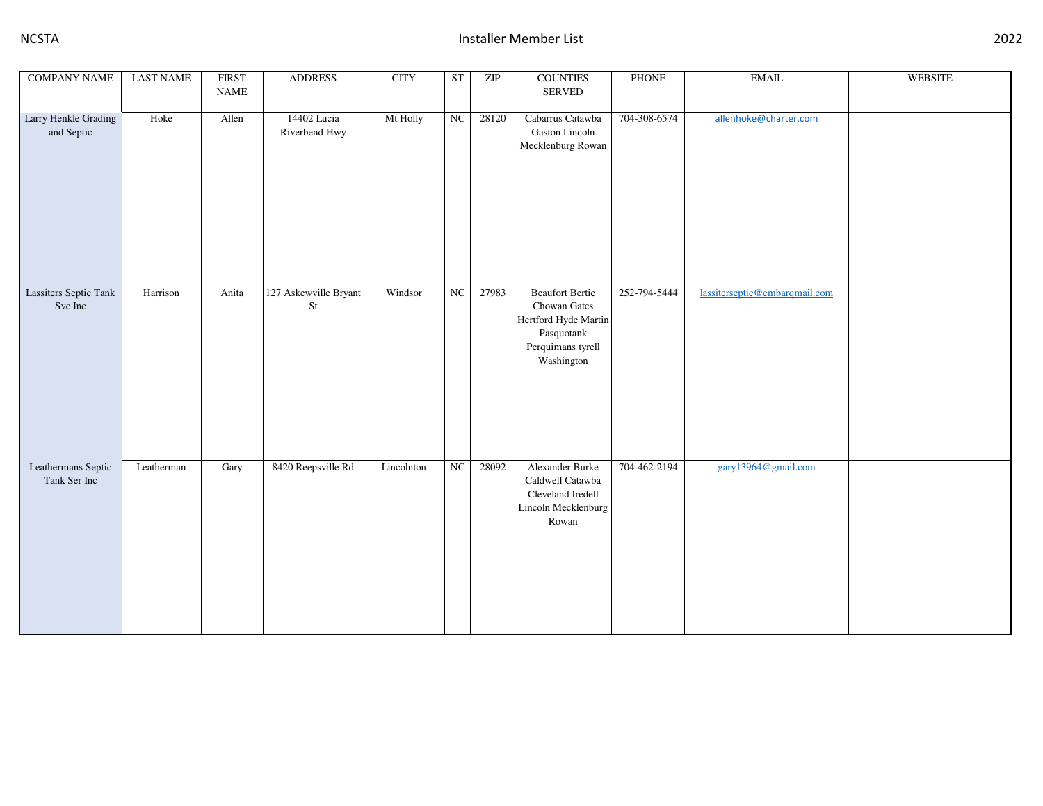| COMPANY NAME | LAST NAME | FIRST NAME | ADDRESS | CITY | ST | ZIP | COUNTIES SERVED | PHONE | EMAIL | WEBSITE |
|---|---|---|---|---|---|---|---|---|---|---|
| Larry Henkle Grading and Septic | Hoke | Allen | 14402 Lucia Riverbend Hwy | Mt Holly | NC | 28120 | Cabarrus Catawba Gaston Lincoln Mecklenburg Rowan | 704-308-6574 | allenhoke@charter.com | |
| Lassiters Septic Tank Svc Inc | Harrison | Anita | 127 Askewville Bryant St | Windsor | NC | 27983 | Beaufort Bertie Chowan Gates Hertford Hyde Martin Pasquotank Perquimans tyrell Washington | 252-794-5444 | lassiterseptic@embarqmail.com | |
| Leathermans Septic Tank Ser Inc | Leatherman | Gary | 8420 Reepsville Rd | Lincolnton | NC | 28092 | Alexander Burke Caldwell Catawba Cleveland Iredell Lincoln Mecklenburg Rowan | 704-462-2194 | gary13964@gmail.com | |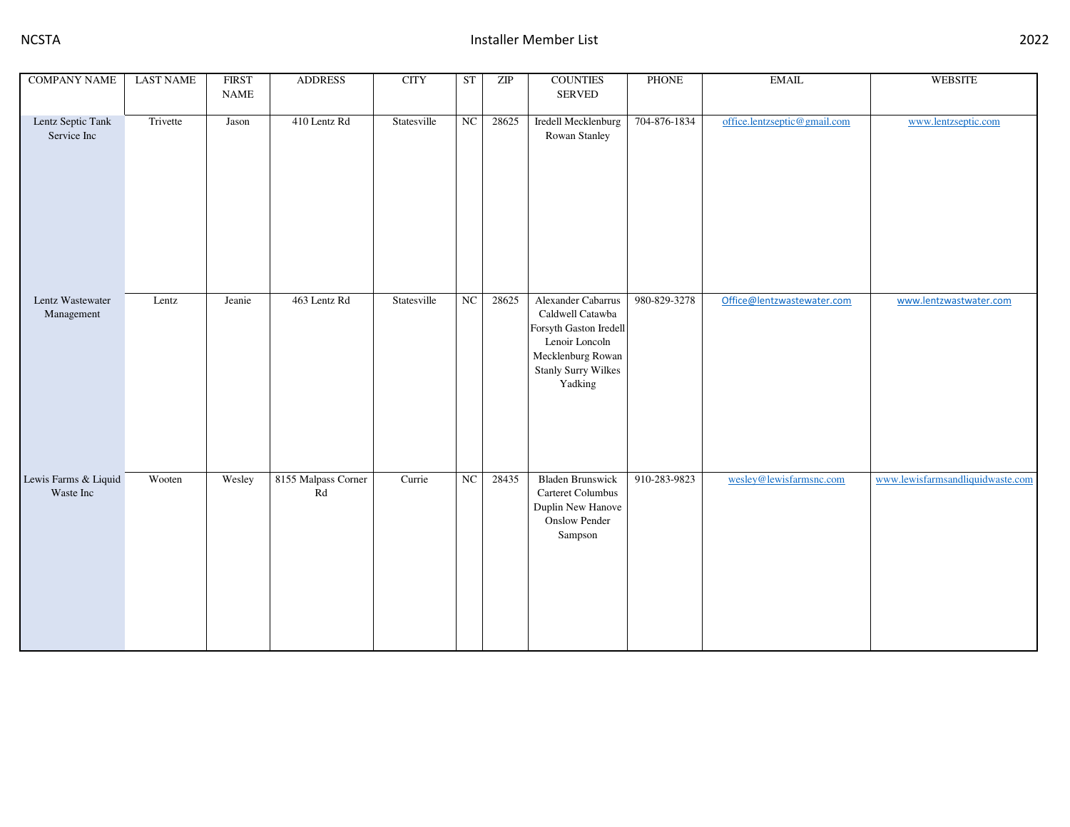| COMPANY NAME | LAST NAME | FIRST NAME | ADDRESS | CITY | ST | ZIP | COUNTIES SERVED | PHONE | EMAIL | WEBSITE |
|---|---|---|---|---|---|---|---|---|---|---|
| Lentz Septic Tank Service Inc | Trivette | Jason | 410 Lentz Rd | Statesville | NC | 28625 | Iredell Mecklenburg Rowan Stanley | 704-876-1834 | office.lentzseptic@gmail.com | www.lentzseptic.com |
| Lentz Wastewater Management | Lentz | Jeanie | 463 Lentz Rd | Statesville | NC | 28625 | Alexander Cabarrus Caldwell Catawba Forsyth Gaston Iredell Lenoir Loncoln Mecklenburg Rowan Stanly Surry Wilkes Yadking | 980-829-3278 | Office@lentzwastewater.com | www.lentzwastwater.com |
| Lewis Farms & Liquid Waste Inc | Wooten | Wesley | 8155 Malpass Corner Rd | Currie | NC | 28435 | Bladen Brunswick Carteret Columbus Duplin New Hanove Onslow Pender Sampson | 910-283-9823 | wesley@lewisfarmsnc.com | www.lewisfarmsandliquidwaste.com |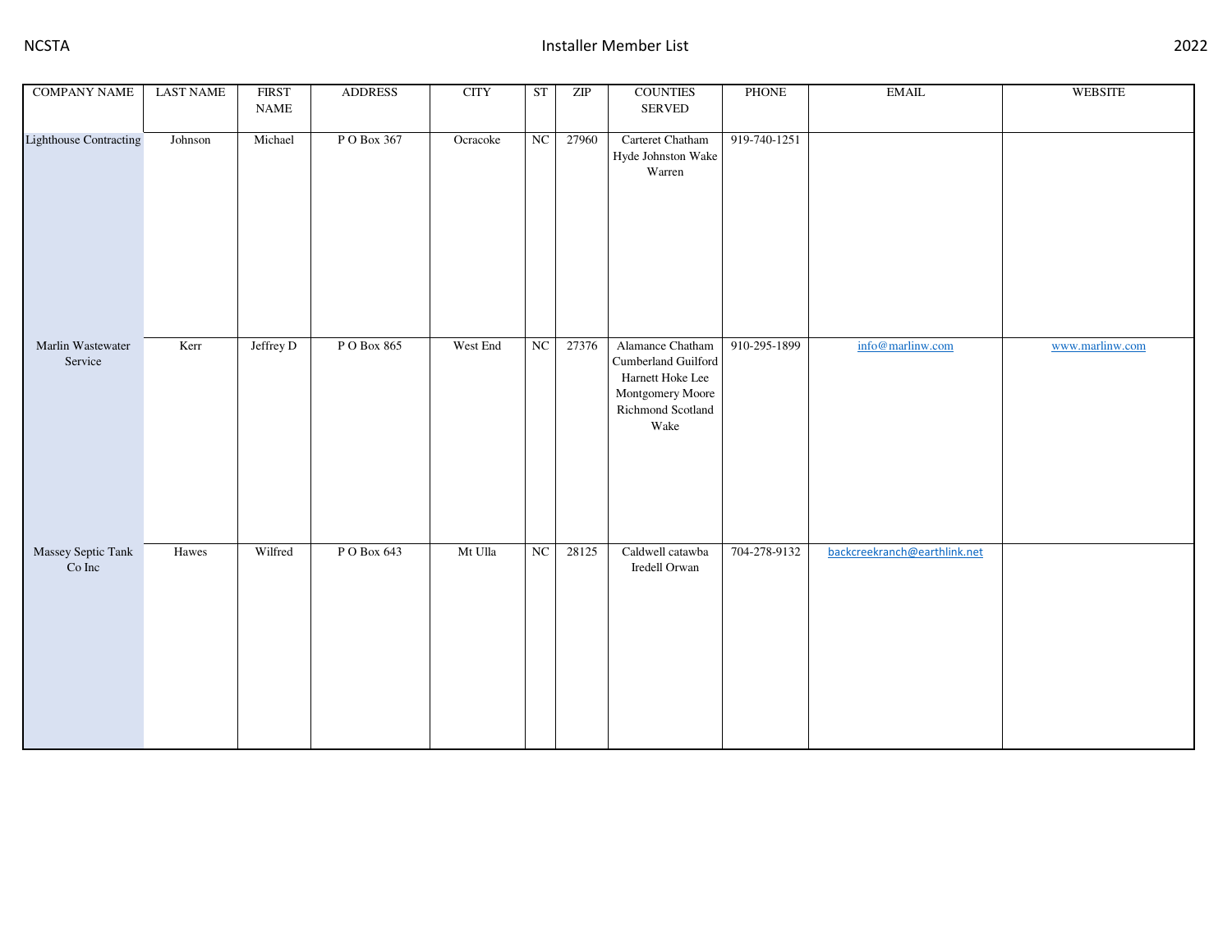| COMPANY NAME | LAST NAME | FIRST NAME | ADDRESS | CITY | ST | ZIP | COUNTIES SERVED | PHONE | EMAIL | WEBSITE |
|---|---|---|---|---|---|---|---|---|---|---|
| Lighthouse Contracting | Johnson | Michael | P O Box 367 | Ocracoke | NC | 27960 | Carteret Chatham Hyde Johnston Wake Warren | 919-740-1251 | | |
| Marlin Wastewater Service | Kerr | Jeffrey D | P O Box 865 | West End | NC | 27376 | Alamance Chatham Cumberland Guilford Harnett Hoke Lee Montgomery Moore Richmond Scotland Wake | 910-295-1899 | info@marlinw.com | www.marlinw.com |
| Massey Septic Tank Co Inc | Hawes | Wilfred | P O Box 643 | Mt Ulla | NC | 28125 | Caldwell catawba Iredell Orwan | 704-278-9132 | backcreekranch@earthlink.net | |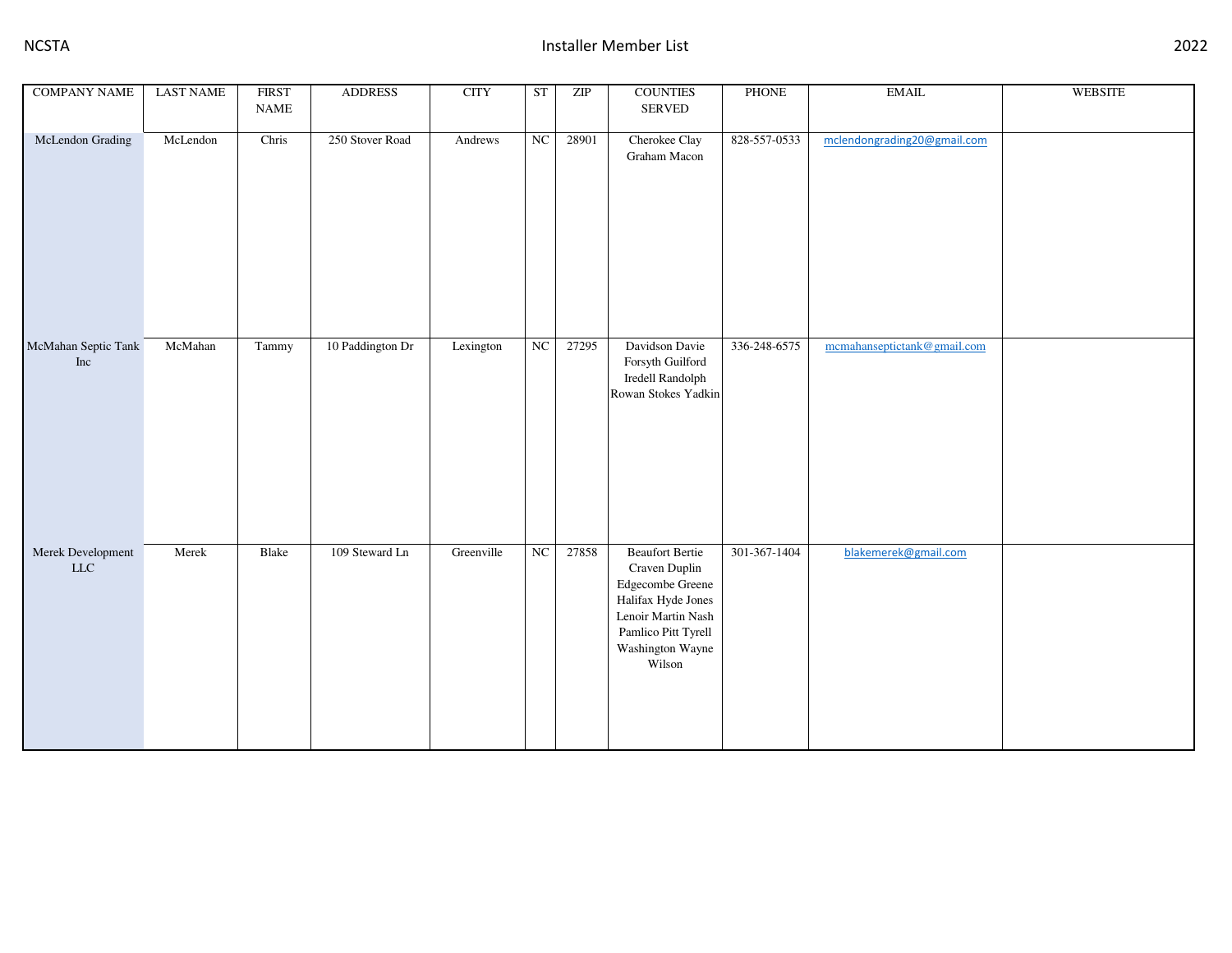| COMPANY NAME | LAST NAME | FIRST NAME | ADDRESS | CITY | ST | ZIP | COUNTIES SERVED | PHONE | EMAIL | WEBSITE |
|---|---|---|---|---|---|---|---|---|---|---|
| McLendon Grading | McLendon | Chris | 250 Stover Road | Andrews | NC | 28901 | Cherokee Clay Graham Macon | 828-557-0533 | mclendongrading20@gmail.com | |
| McMahan Septic Tank Inc | McMahan | Tammy | 10 Paddington Dr | Lexington | NC | 27295 | Davidson Davie Forsyth Guilford Iredell Randolph Rowan Stokes Yadkin | 336-248-6575 | mcmahanseptictank@gmail.com | |
| Merek Development LLC | Merek | Blake | 109 Steward Ln | Greenville | NC | 27858 | Beaufort Bertie Craven Duplin Edgecombe Greene Halifax Hyde Jones Lenoir Martin Nash Pamlico Pitt Tyrell Washington Wayne Wilson | 301-367-1404 | blakemerek@gmail.com | |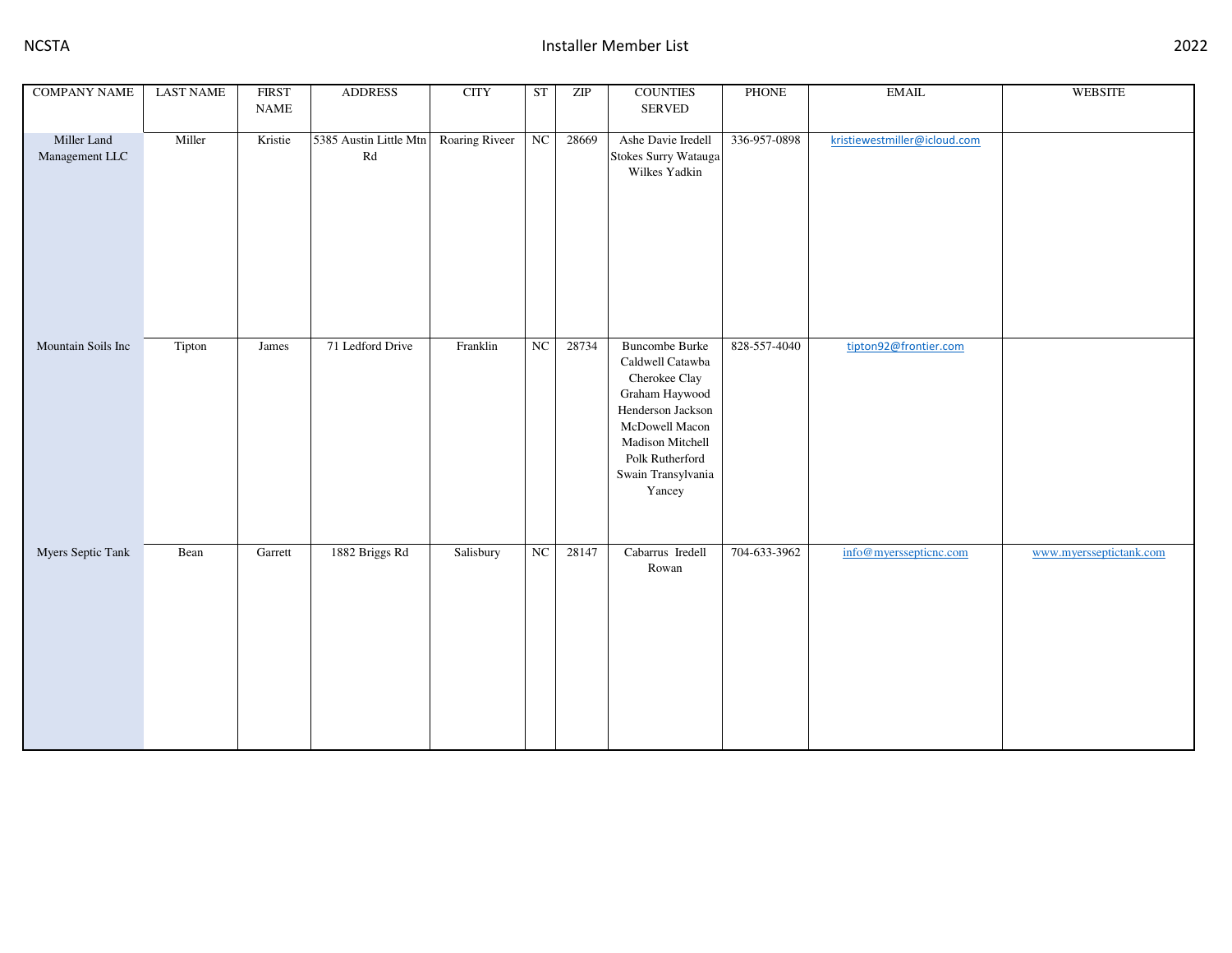| COMPANY NAME | LAST NAME | FIRST NAME | ADDRESS | CITY | ST | ZIP | COUNTIES SERVED | PHONE | EMAIL | WEBSITE |
|---|---|---|---|---|---|---|---|---|---|---|
| Miller Land Management LLC | Miller | Kristie | 5385 Austin Little Mtn Rd | Roaring Riveer | NC | 28669 | Ashe Davie Iredell Stokes Surry Watauga Wilkes Yadkin | 336-957-0898 | kristiewestmiller@icloud.com | |
| Mountain Soils Inc | Tipton | James | 71 Ledford Drive | Franklin | NC | 28734 | Buncombe Burke Caldwell Catawba Cherokee Clay Graham Haywood Henderson Jackson McDowell Macon Madison Mitchell Polk Rutherford Swain Transylvania Yancey | 828-557-4040 | tipton92@frontier.com | |
| Myers Septic Tank | Bean | Garrett | 1882 Briggs Rd | Salisbury | NC | 28147 | Cabarrus Iredell Rowan | 704-633-3962 | info@myerssepticnc.com | www.myersseptictank.com |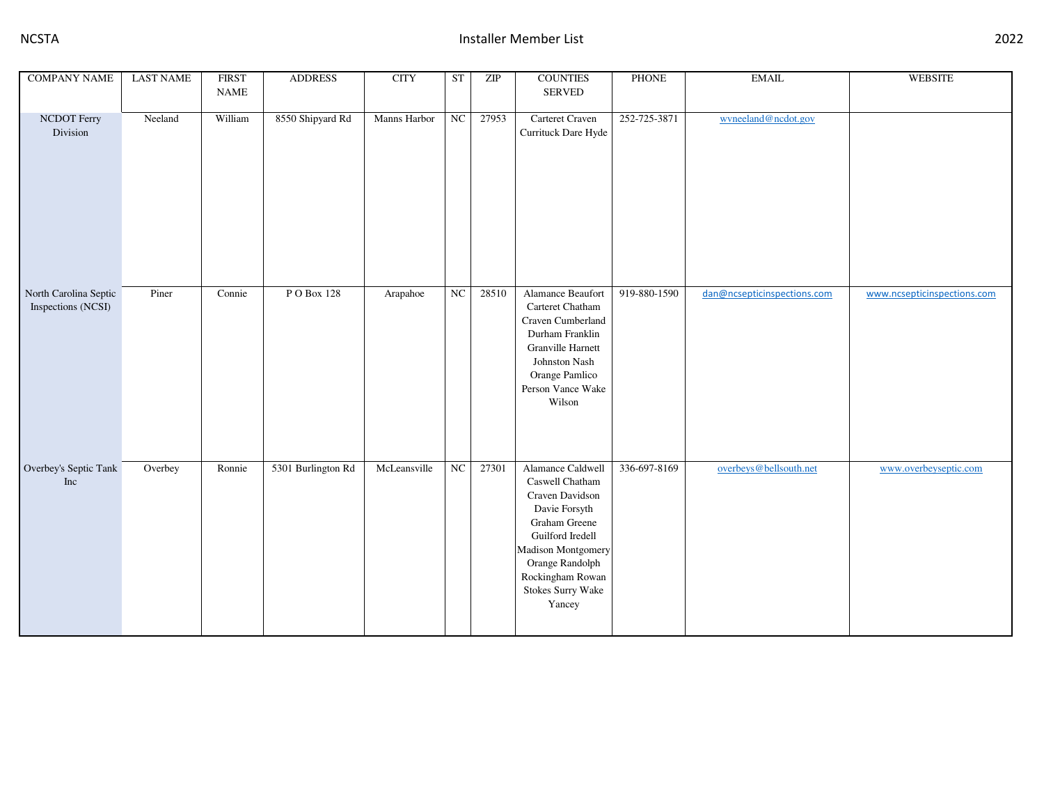| COMPANY NAME | LAST NAME | FIRST NAME | ADDRESS | CITY | ST | ZIP | COUNTIES SERVED | PHONE | EMAIL | WEBSITE |
|---|---|---|---|---|---|---|---|---|---|---|
| NCDOT Ferry Division | Neeland | William | 8550 Shipyard Rd | Manns Harbor | NC | 27953 | Carteret Craven Currituck Dare Hyde | 252-725-3871 | wvneeland@ncdot.gov | |
| North Carolina Septic Inspections (NCSI) | Piner | Connie | P O Box 128 | Arapahoe | NC | 28510 | Alamance Beaufort Carteret Chatham Craven Cumberland Durham Franklin Granville Harnett Johnston Nash Orange Pamlico Person Vance Wake Wilson | 919-880-1590 | dan@ncsepticinspections.com | www.ncsepticinspections.com |
| Overbey's Septic Tank Inc | Overbey | Ronnie | 5301 Burlington Rd | McLeansville | NC | 27301 | Alamance Caldwell Caswell Chatham Craven Davidson Davie Forsyth Graham Greene Guilford Iredell Madison Montgomery Orange Randolph Rockingham Rowan Stokes Surry Wake Yancey | 336-697-8169 | overbeys@bellsouth.net | www.overbeyseptic.com |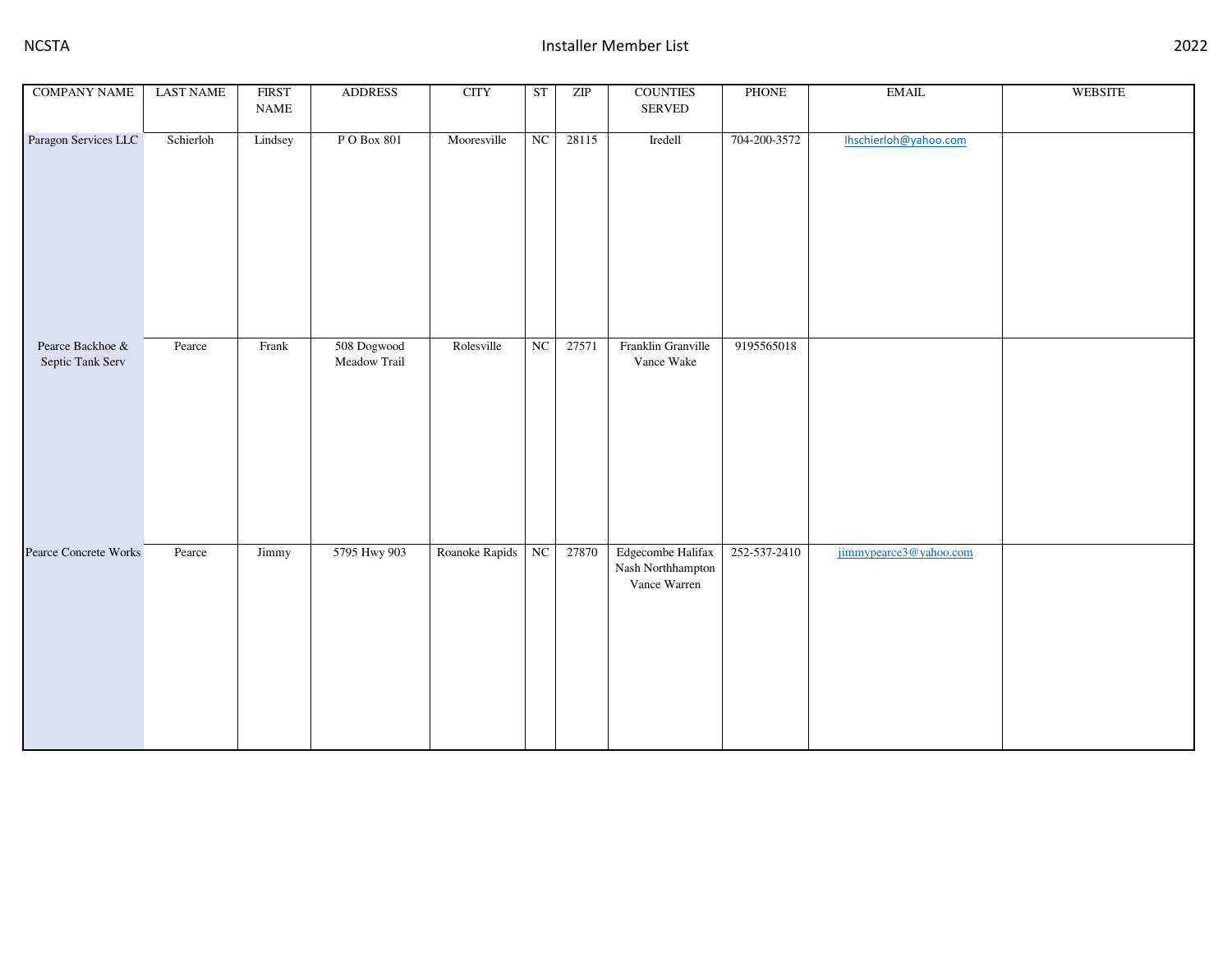| COMPANY NAME | LAST NAME | FIRST NAME | ADDRESS | CITY | ST | ZIP | COUNTIES SERVED | PHONE | EMAIL | WEBSITE |
|---|---|---|---|---|---|---|---|---|---|---|
| Paragon Services LLC | Schierloh | Lindsey | P O Box 801 | Mooresville | NC | 28115 | Iredell | 704-200-3572 | lhschierloh@yahoo.com | |
| Pearce Backhoe & Septic Tank Serv | Pearce | Frank | 508 Dogwood Meadow Trail | Rolesville | NC | 27571 | Franklin Granville Vance Wake | 9195565018 | | |
| Pearce Concrete Works | Pearce | Jimmy | 5795 Hwy 903 | Roanoke Rapids | NC | 27870 | Edgecombe Halifax Nash Northhampton Vance Warren | 252-537-2410 | jimmypearce3@yahoo.com | |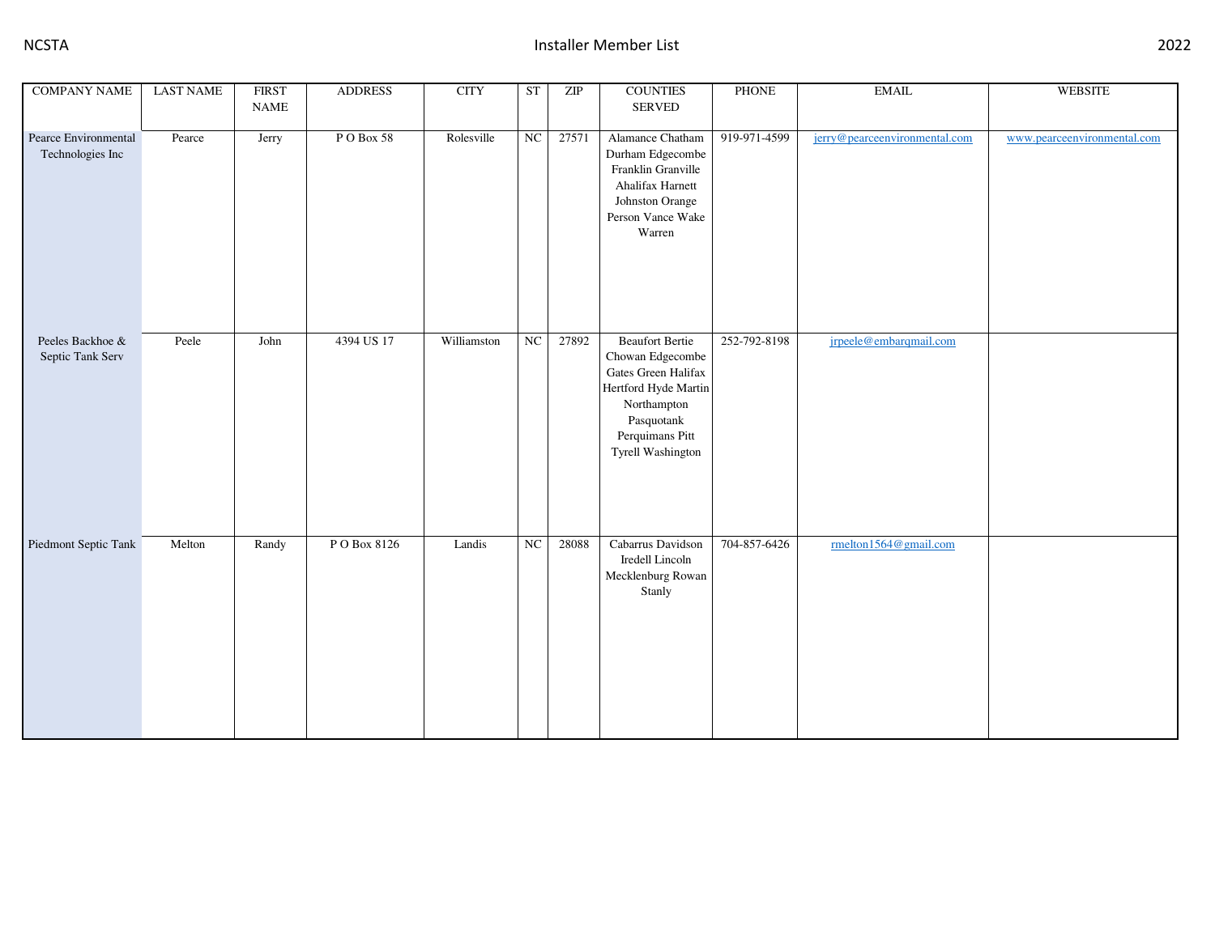| COMPANY NAME | LAST NAME | FIRST NAME | ADDRESS | CITY | ST | ZIP | COUNTIES SERVED | PHONE | EMAIL | WEBSITE |
|---|---|---|---|---|---|---|---|---|---|---|
| Pearce Environmental Technologies Inc | Pearce | Jerry | P O Box 58 | Rolesville | NC | 27571 | Alamance Chatham Durham Edgecombe Franklin Granville Ahalifax Harnett Johnston Orange Person Vance Wake Warren | 919-971-4599 | jerry@pearceenvironmental.com | www.pearceenvironmental.com |
| Peeles Backhoe & Septic Tank Serv | Peele | John | 4394 US 17 | Williamston | NC | 27892 | Beaufort Bertie Chowan Edgecombe Gates Green Halifax Hertford Hyde Martin Northampton Pasquotank Perquimans Pitt Tyrell Washington | 252-792-8198 | jrpeele@embarqmail.com | |
| Piedmont Septic Tank | Melton | Randy | P O Box 8126 | Landis | NC | 28088 | Cabarrus Davidson Iredell Lincoln Mecklenburg Rowan Stanly | 704-857-6426 | rmelton1564@gmail.com | |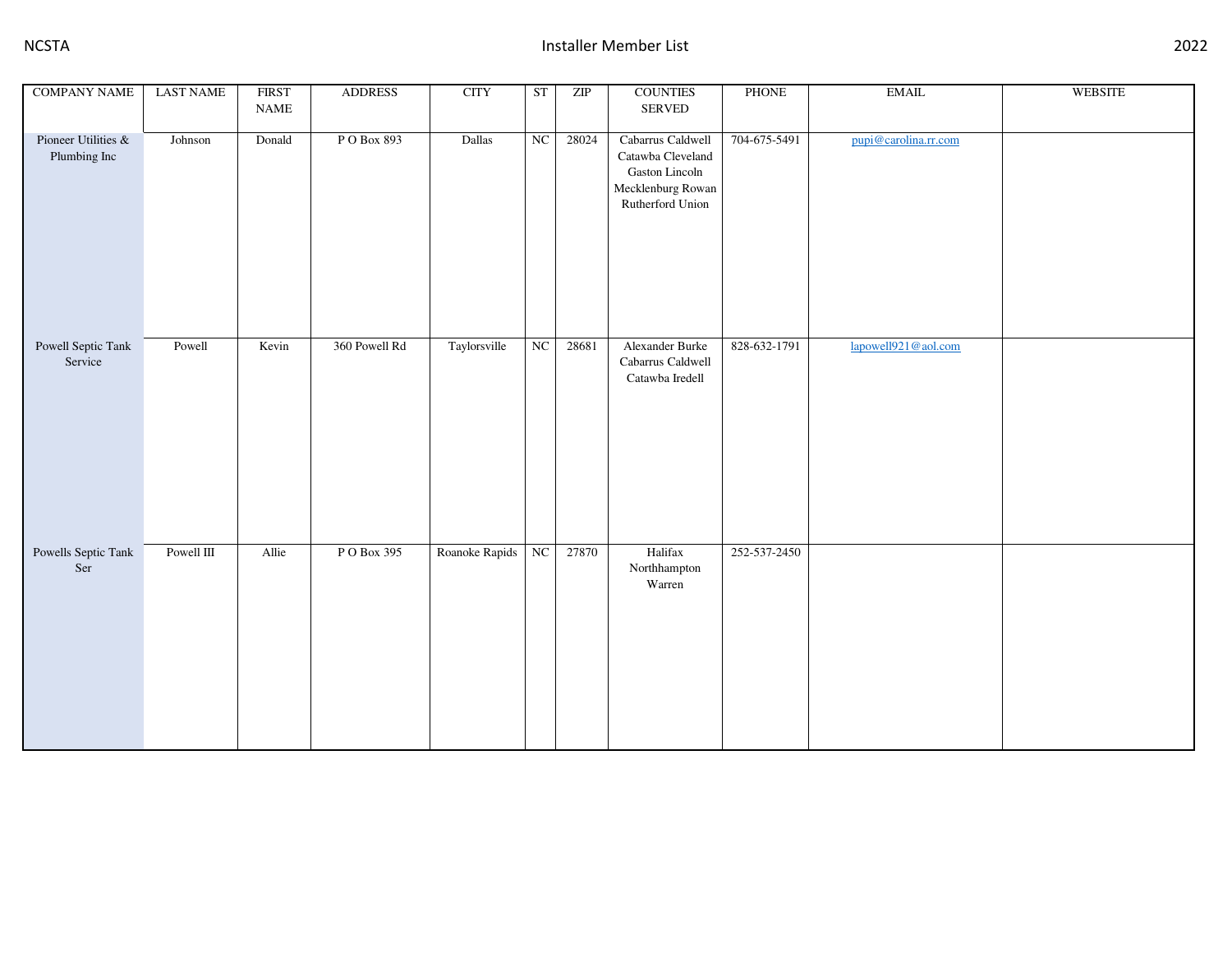| COMPANY NAME | LAST NAME | FIRST NAME | ADDRESS | CITY | ST | ZIP | COUNTIES SERVED | PHONE | EMAIL | WEBSITE |
|---|---|---|---|---|---|---|---|---|---|---|
| Pioneer Utilities & Plumbing Inc | Johnson | Donald | P O Box 893 | Dallas | NC | 28024 | Cabarrus Caldwell Catawba Cleveland Gaston Lincoln Mecklenburg Rowan Rutherford Union | 704-675-5491 | pupi@carolina.rr.com | |
| Powell Septic Tank Service | Powell | Kevin | 360 Powell Rd | Taylorsville | NC | 28681 | Alexander Burke Cabarrus Caldwell Catawba Iredell | 828-632-1791 | lapowell921@aol.com | |
| Powells Septic Tank Ser | Powell III | Allie | P O Box 395 | Roanoke Rapids | NC | 27870 | Halifax Northhampton Warren | 252-537-2450 | | |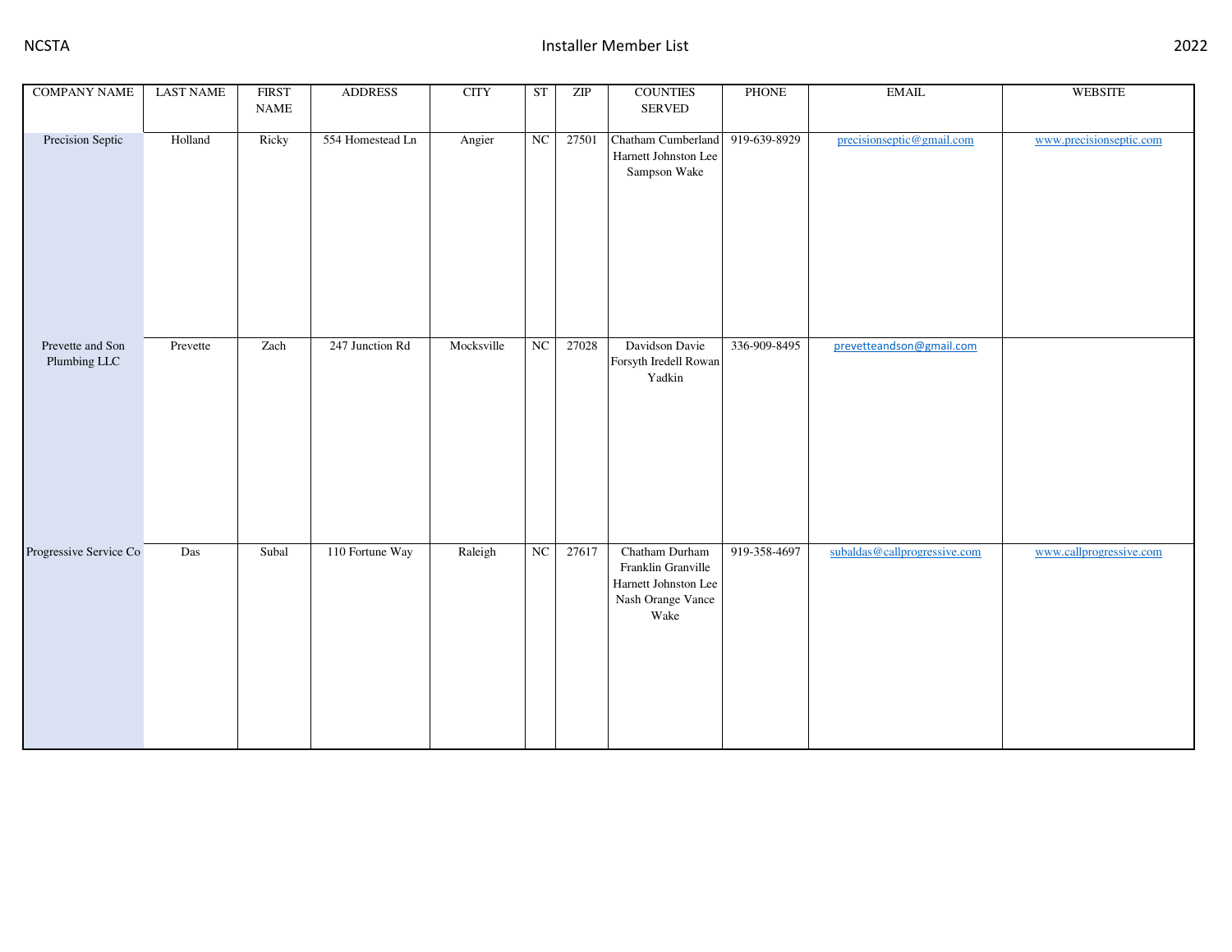| COMPANY NAME | LAST NAME | FIRST NAME | ADDRESS | CITY | ST | ZIP | COUNTIES SERVED | PHONE | EMAIL | WEBSITE |
|---|---|---|---|---|---|---|---|---|---|---|
| Precision Septic | Holland | Ricky | 554 Homestead Ln | Angier | NC | 27501 | Chatham Cumberland Harnett Johnston Lee Sampson Wake | 919-639-8929 | precisionseptic@gmail.com | www.precisionseptic.com |
| Prevette and Son Plumbing LLC | Prevette | Zach | 247 Junction Rd | Mocksville | NC | 27028 | Davidson Davie Forsyth Iredell Rowan Yadkin | 336-909-8495 | prevetteandson@gmail.com | |
| Progressive Service Co | Das | Subal | 110 Fortune Way | Raleigh | NC | 27617 | Chatham Durham Franklin Granville Harnett Johnston Lee Nash Orange Vance Wake | 919-358-4697 | subaldas@callprogressive.com | www.callprogressive.com |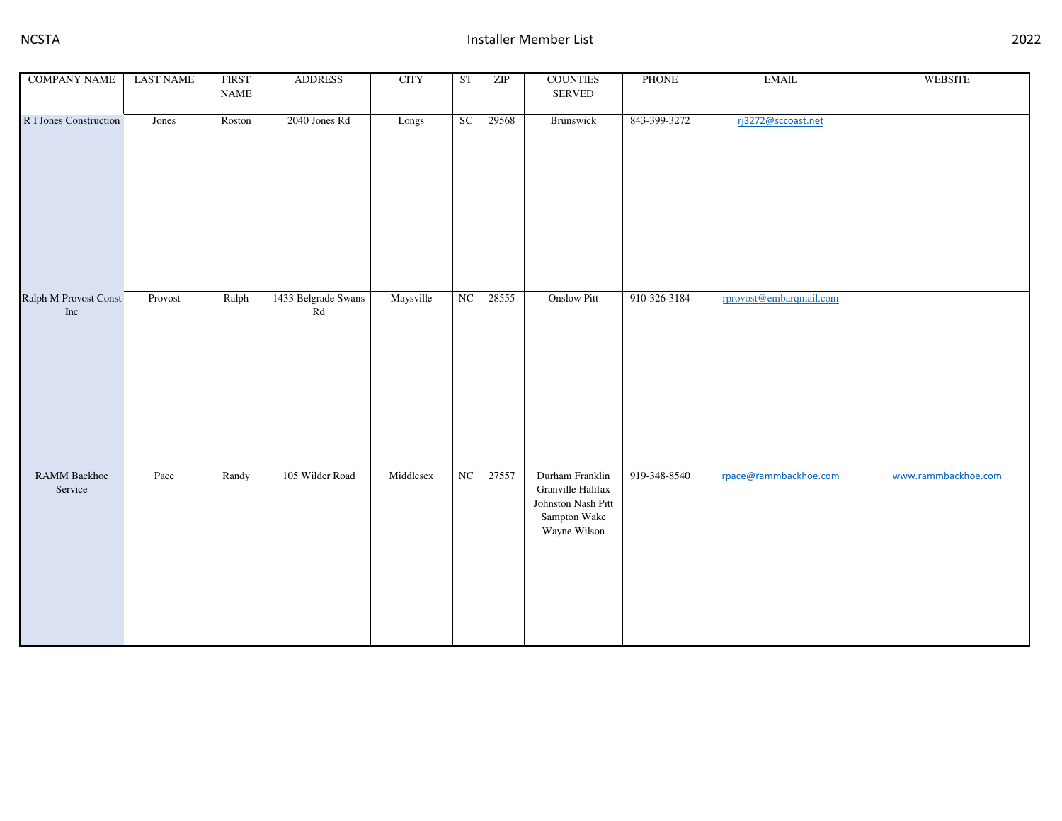| COMPANY NAME | LAST NAME | FIRST NAME | ADDRESS | CITY | ST | ZIP | COUNTIES SERVED | PHONE | EMAIL | WEBSITE |
|---|---|---|---|---|---|---|---|---|---|---|
| R I Jones Construction | Jones | Roston | 2040 Jones Rd | Longs | SC | 29568 | Brunswick | 843-399-3272 | rj3272@sccoast.net | |
| Ralph M Provost Const Inc | Provost | Ralph | 1433 Belgrade Swans Rd | Maysville | NC | 28555 | Onslow Pitt | 910-326-3184 | rprovost@embarqmail.com | |
| RAMM Backhoe Service | Pace | Randy | 105 Wilder Road | Middlesex | NC | 27557 | Durham Franklin Granville Halifax Johnston Nash Pitt Sampton Wake Wayne Wilson | 919-348-8540 | rpace@rammbackhoe.com | www.rammbackhoe.com |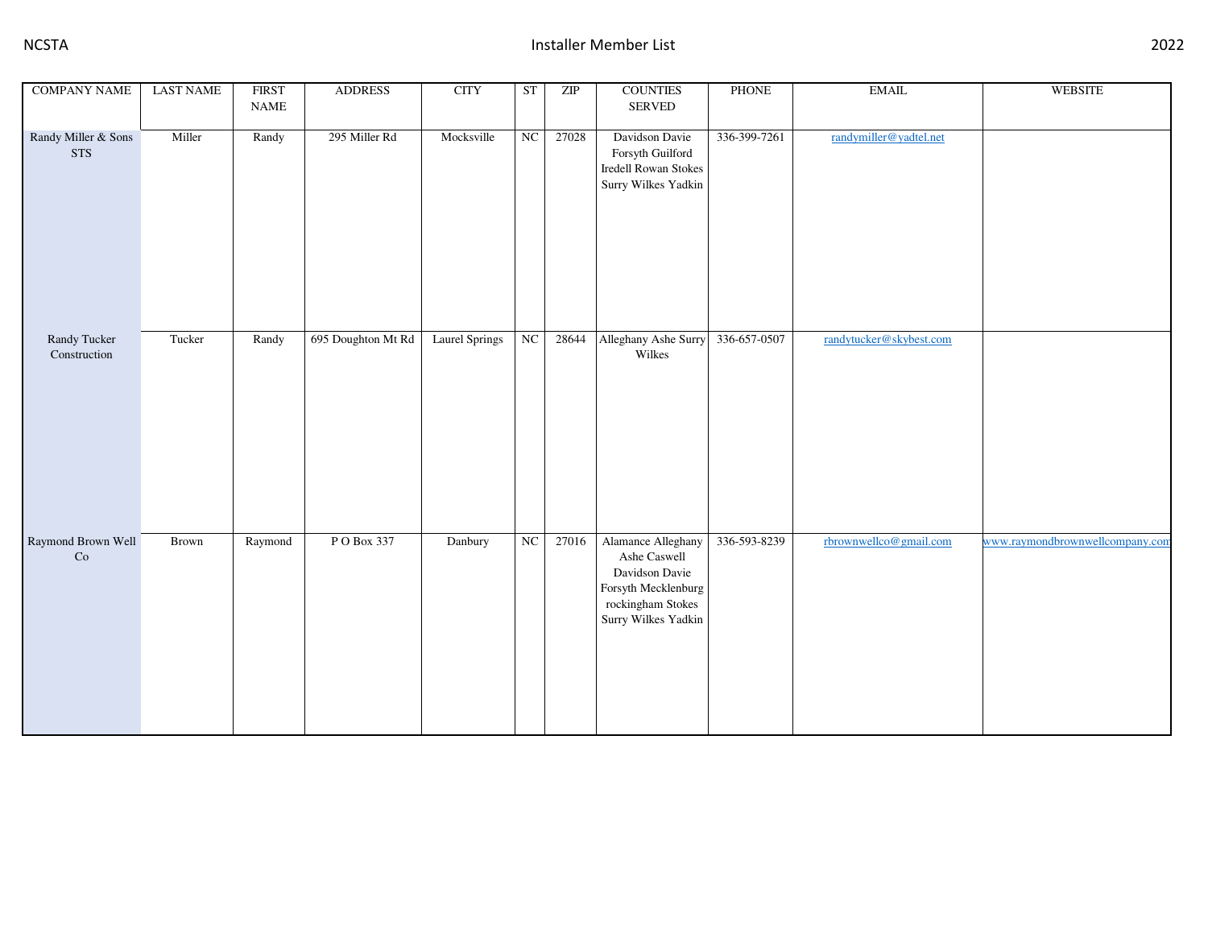| COMPANY NAME | LAST NAME | FIRST NAME | ADDRESS | CITY | ST | ZIP | COUNTIES SERVED | PHONE | EMAIL | WEBSITE |
|---|---|---|---|---|---|---|---|---|---|---|
| Randy Miller & Sons STS | Miller | Randy | 295 Miller Rd | Mocksville | NC | 27028 | Davidson Davie Forsyth Guilford Iredell Rowan Stokes Surry Wilkes Yadkin | 336-399-7261 | randymiller@yadtel.net | |
| Randy Tucker Construction | Tucker | Randy | 695 Doughton Mt Rd | Laurel Springs | NC | 28644 | Alleghany Ashe Surry Wilkes | 336-657-0507 | randytucker@skybest.com | |
| Raymond Brown Well Co | Brown | Raymond | P O Box 337 | Danbury | NC | 27016 | Alamance Alleghany Ashe Caswell Davidson Davie Forsyth Mecklenburg rockingham Stokes Surry Wilkes Yadkin | 336-593-8239 | rbrownwellco@gmail.com | www.raymondbrownwellcompany.com |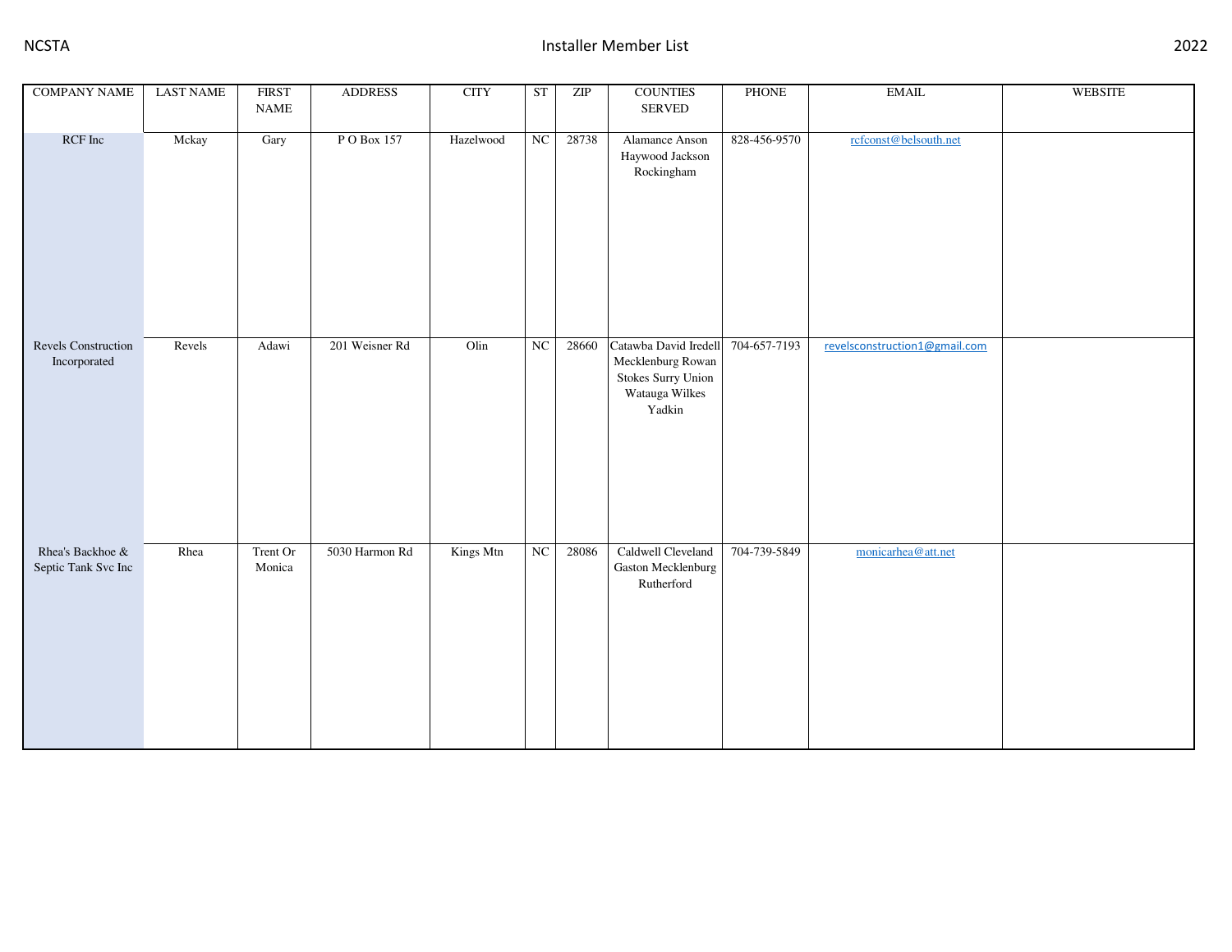| COMPANY NAME | LAST NAME | FIRST NAME | ADDRESS | CITY | ST | ZIP | COUNTIES SERVED | PHONE | EMAIL | WEBSITE |
|---|---|---|---|---|---|---|---|---|---|---|
| RCF Inc | Mckay | Gary | P O Box 157 | Hazelwood | NC | 28738 | Alamance Anson Haywood Jackson Rockingham | 828-456-9570 | rcfconst@belsouth.net | |
| Revels Construction Incorporated | Revels | Adawi | 201 Weisner Rd | Olin | NC | 28660 | Catawba David Iredell Mecklenburg Rowan Stokes Surry Union Watauga Wilkes Yadkin | 704-657-7193 | revelsconstruction1@gmail.com | |
| Rhea's Backhoe & Septic Tank Svc Inc | Rhea | Trent Or Monica | 5030 Harmon Rd | Kings Mtn | NC | 28086 | Caldwell Cleveland Gaston Mecklenburg Rutherford | 704-739-5849 | monicarhea@att.net | |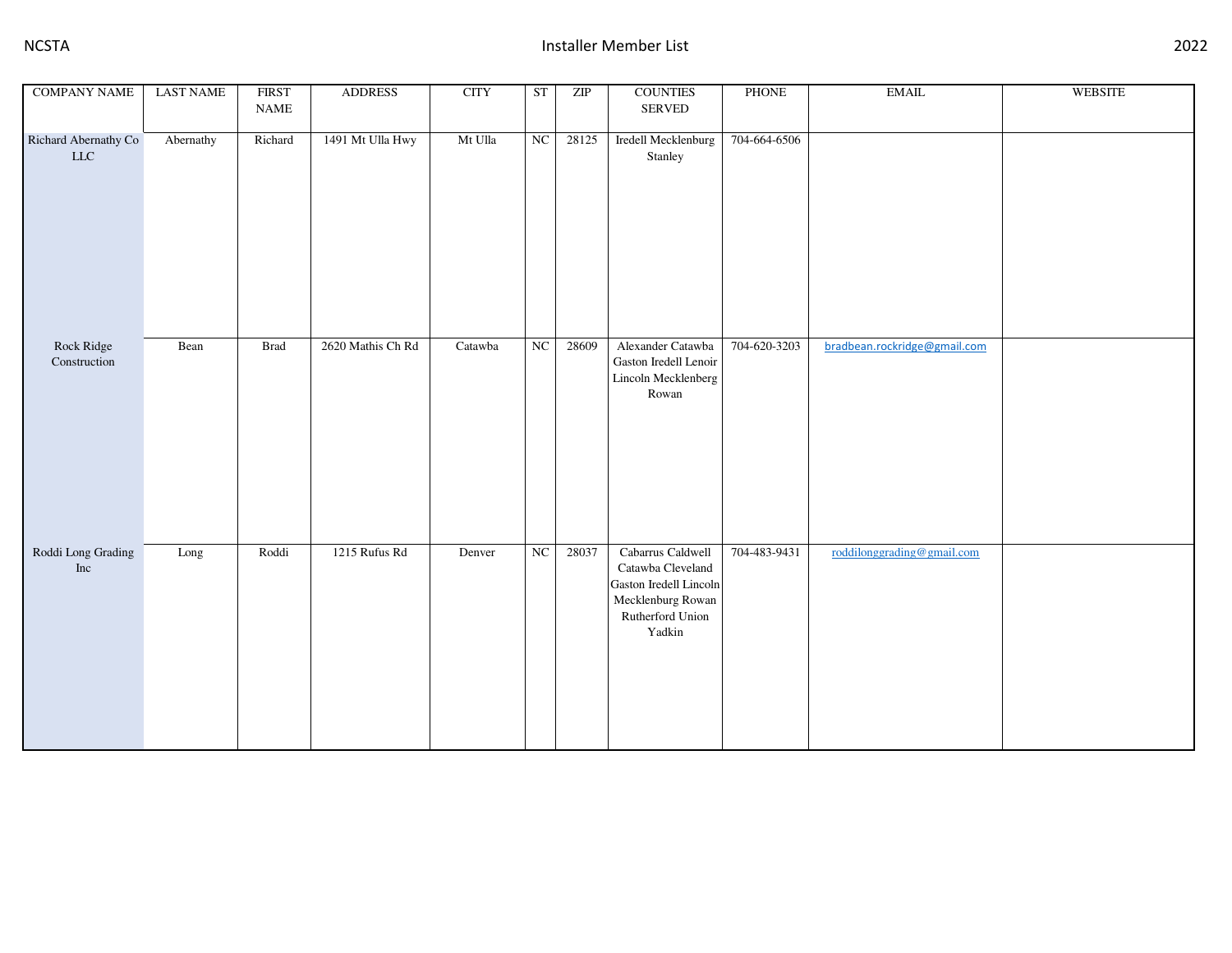| COMPANY NAME | LAST NAME | FIRST NAME | ADDRESS | CITY | ST | ZIP | COUNTIES SERVED | PHONE | EMAIL | WEBSITE |
|---|---|---|---|---|---|---|---|---|---|---|
| Richard Abernathy Co LLC | Abernathy | Richard | 1491 Mt Ulla Hwy | Mt Ulla | NC | 28125 | Iredell Mecklenburg Stanley | 704-664-6506 | | |
| Rock Ridge Construction | Bean | Brad | 2620 Mathis Ch Rd | Catawba | NC | 28609 | Alexander Catawba Gaston Iredell Lenoir Lincoln Mecklenberg Rowan | 704-620-3203 | bradbean.rockridge@gmail.com | |
| Roddi Long Grading Inc | Long | Roddi | 1215 Rufus Rd | Denver | NC | 28037 | Cabarrus Caldwell Catawba Cleveland Gaston Iredell Lincoln Mecklenburg Rowan Rutherford Union Yadkin | 704-483-9431 | roddilonggrading@gmail.com | |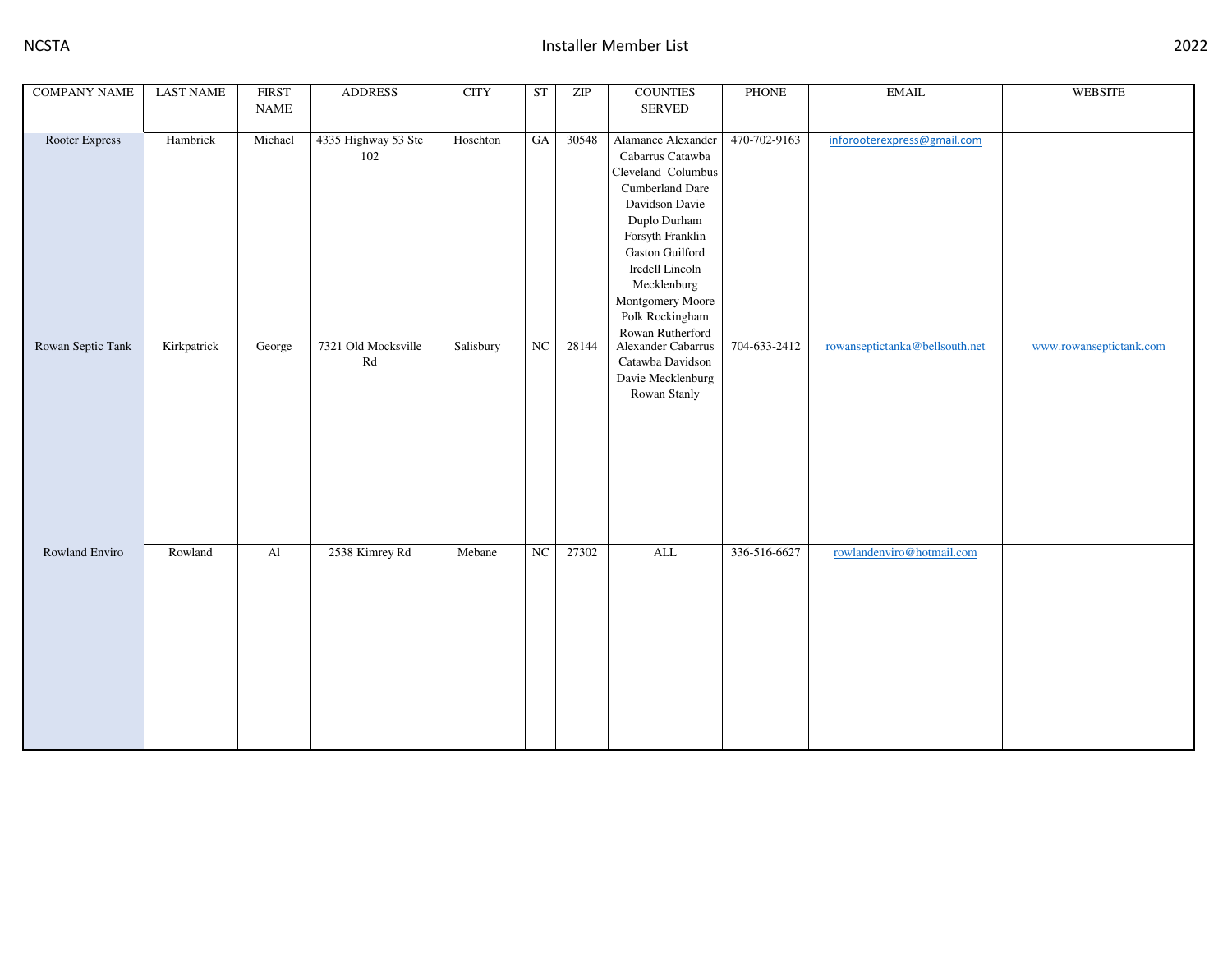| COMPANY NAME | LAST NAME | FIRST NAME | ADDRESS | CITY | ST | ZIP | COUNTIES SERVED | PHONE | EMAIL | WEBSITE |
|---|---|---|---|---|---|---|---|---|---|---|
| Rooter Express | Hambrick | Michael | 4335 Highway 53 Ste 102 | Hoschton | GA | 30548 | Alamance Alexander Cabarrus Catawba Cleveland Columbus Cumberland Dare Davidson Davie Duplo Durham Forsyth Franklin Gaston Guilford Iredell Lincoln Mecklenburg Montgomery Moore Polk Rockingham Rowan Rutherford | 470-702-9163 | inforooterexpress@gmail.com | |
| Rowan Septic Tank | Kirkpatrick | George | 7321 Old Mocksville Rd | Salisbury | NC | 28144 | Alexander Cabarrus Catawba Davidson Davie Mecklenburg Rowan Stanly | 704-633-2412 | rowanseptictanka@bellsouth.net | www.rowanseptictank.com |
| Rowland Enviro | Rowland | Al | 2538 Kimrey Rd | Mebane | NC | 27302 | ALL | 336-516-6627 | rowlandenviro@hotmail.com | |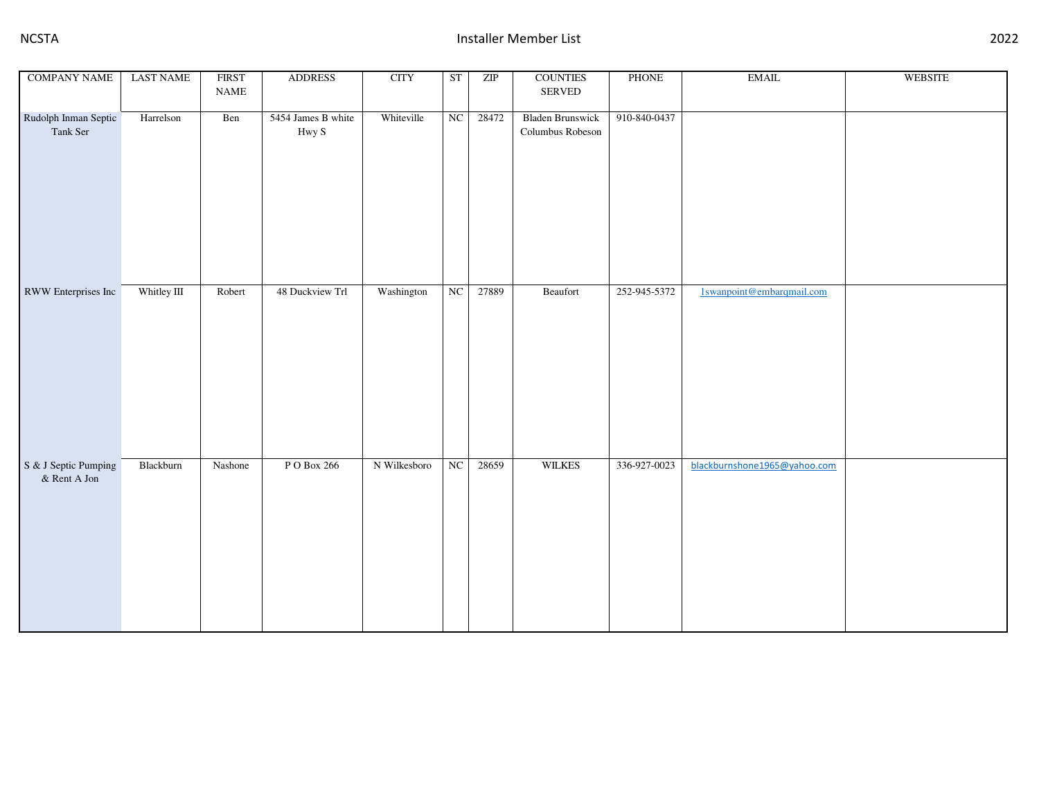| COMPANY NAME | LAST NAME | FIRST NAME | ADDRESS | CITY | ST | ZIP | COUNTIES SERVED | PHONE | EMAIL | WEBSITE |
|---|---|---|---|---|---|---|---|---|---|---|
| Rudolph Inman Septic Tank Ser | Harrelson | Ben | 5454 James B white Hwy S | Whiteville | NC | 28472 | Bladen Brunswick Columbus Robeson | 910-840-0437 | | |
| RWW Enterprises Inc | Whitley III | Robert | 48 Duckview Trl | Washington | NC | 27889 | Beaufort | 252-945-5372 | 1swanpoint@embarqmail.com | |
| S & J Septic Pumping & Rent A Jon | Blackburn | Nashone | P O Box 266 | N Wilkesboro | NC | 28659 | WILKES | 336-927-0023 | blackburnshone1965@yahoo.com | |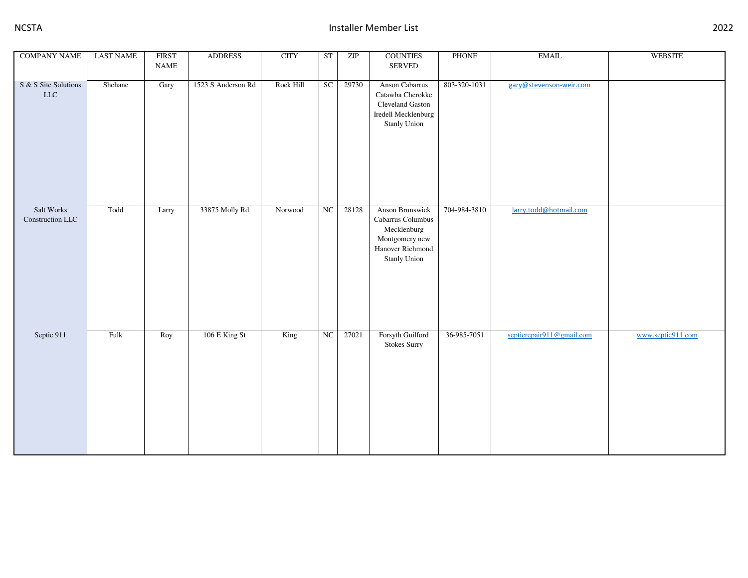| COMPANY NAME | LAST NAME | FIRST NAME | ADDRESS | CITY | ST | ZIP | COUNTIES SERVED | PHONE | EMAIL | WEBSITE |
|---|---|---|---|---|---|---|---|---|---|---|
| S & S Site Solutions LLC | Shehane | Gary | 1523 S Anderson Rd | Rock Hill | SC | 29730 | Anson Cabarrus Catawba Cherokke Cleveland Gaston Iredell Mecklenburg Stanly Union | 803-320-1031 | gary@stevenson-weir.com | |
| Salt Works Construction LLC | Todd | Larry | 33875 Molly Rd | Norwood | NC | 28128 | Anson Brunswick Cabarrus Columbus Mecklenburg Montgomery new Hanover Richmond Stanly Union | 704-984-3810 | larry.todd@hotmail.com | |
| Septic 911 | Fulk | Roy | 106 E King St | King | NC | 27021 | Forsyth Guilford Stokes Surry | 36-985-7051 | septicrepair911@gmail.com | www.septic911.com |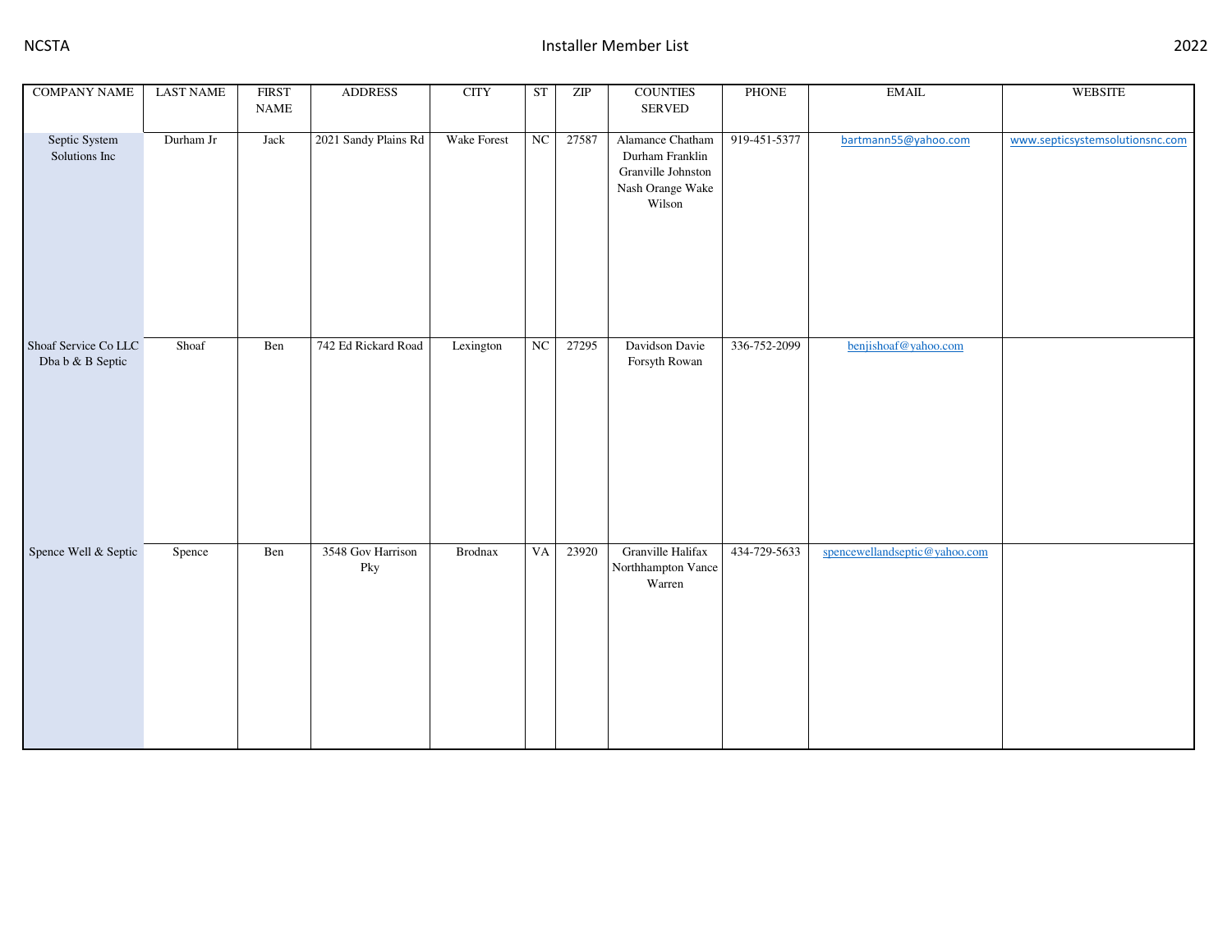| COMPANY NAME | LAST NAME | FIRST NAME | ADDRESS | CITY | ST | ZIP | COUNTIES SERVED | PHONE | EMAIL | WEBSITE |
|---|---|---|---|---|---|---|---|---|---|---|
| Septic System Solutions Inc | Durham Jr | Jack | 2021 Sandy Plains Rd | Wake Forest | NC | 27587 | Alamance Chatham Durham Franklin Granville Johnston Nash Orange Wake Wilson | 919-451-5377 | bartmann55@yahoo.com | www.septicsystemsolutionsnc.com |
| Shoaf Service Co LLC Dba b & B Septic | Shoaf | Ben | 742 Ed Rickard Road | Lexington | NC | 27295 | Davidson Davie Forsyth Rowan | 336-752-2099 | benjishoaf@yahoo.com | |
| Spence Well & Septic | Spence | Ben | 3548 Gov Harrison Pky | Brodnax | VA | 23920 | Granville Halifax Northhampton Vance Warren | 434-729-5633 | spencewellandseptic@yahoo.com | |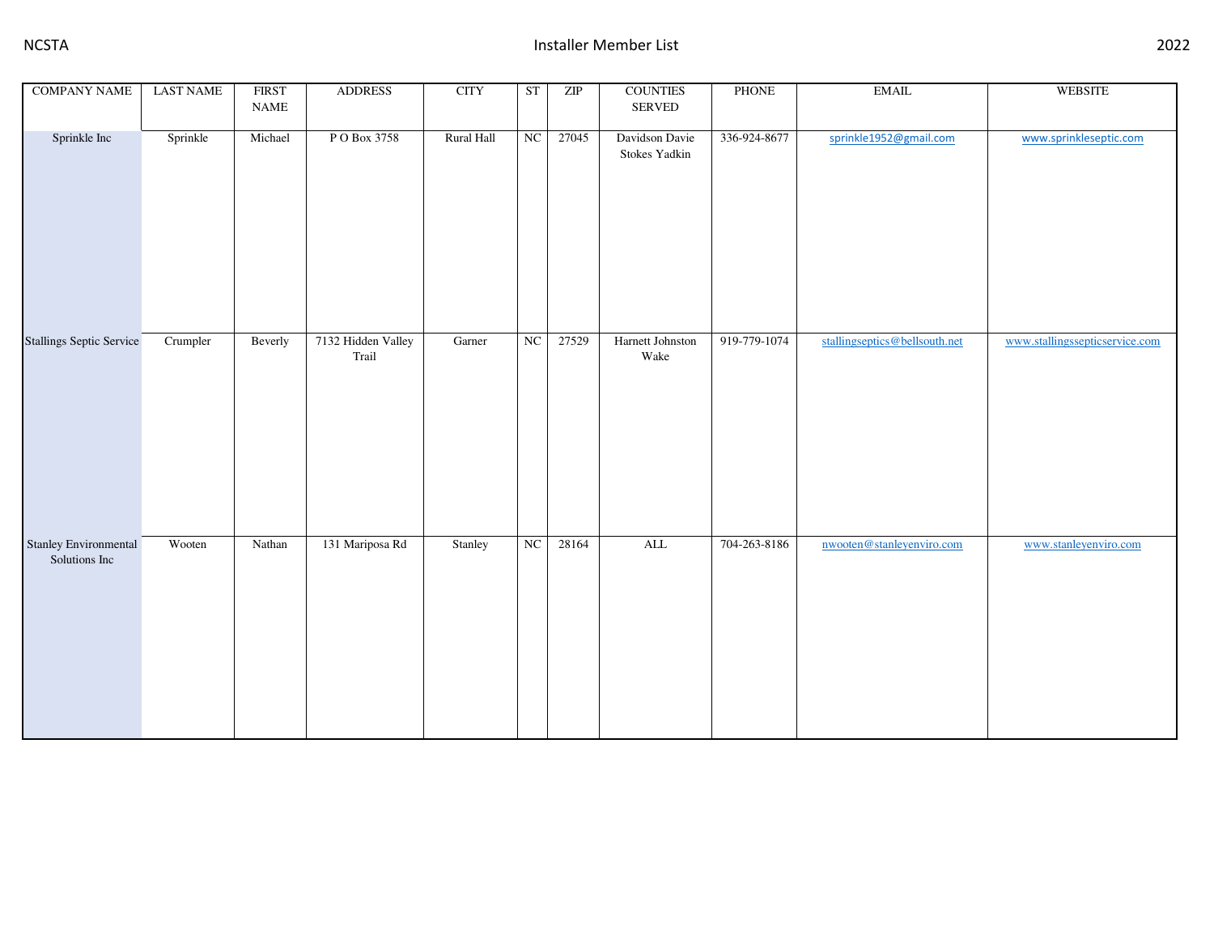| COMPANY NAME | LAST NAME | FIRST NAME | ADDRESS | CITY | ST | ZIP | COUNTIES SERVED | PHONE | EMAIL | WEBSITE |
|---|---|---|---|---|---|---|---|---|---|---|
| Sprinkle Inc | Sprinkle | Michael | P O Box 3758 | Rural Hall | NC | 27045 | Davidson Davie Stokes Yadkin | 336-924-8677 | sprinkle1952@gmail.com | www.sprinkleseptic.com |
| Stallings Septic Service | Crumpler | Beverly | 7132 Hidden Valley Trail | Garner | NC | 27529 | Harnett Johnston Wake | 919-779-1074 | stallingseptics@bellsouth.net | www.stallingssepticservice.com |
| Stanley Environmental Solutions Inc | Wooten | Nathan | 131 Mariposa Rd | Stanley | NC | 28164 | ALL | 704-263-8186 | nwooten@stanleyenviro.com | www.stanleyenviro.com |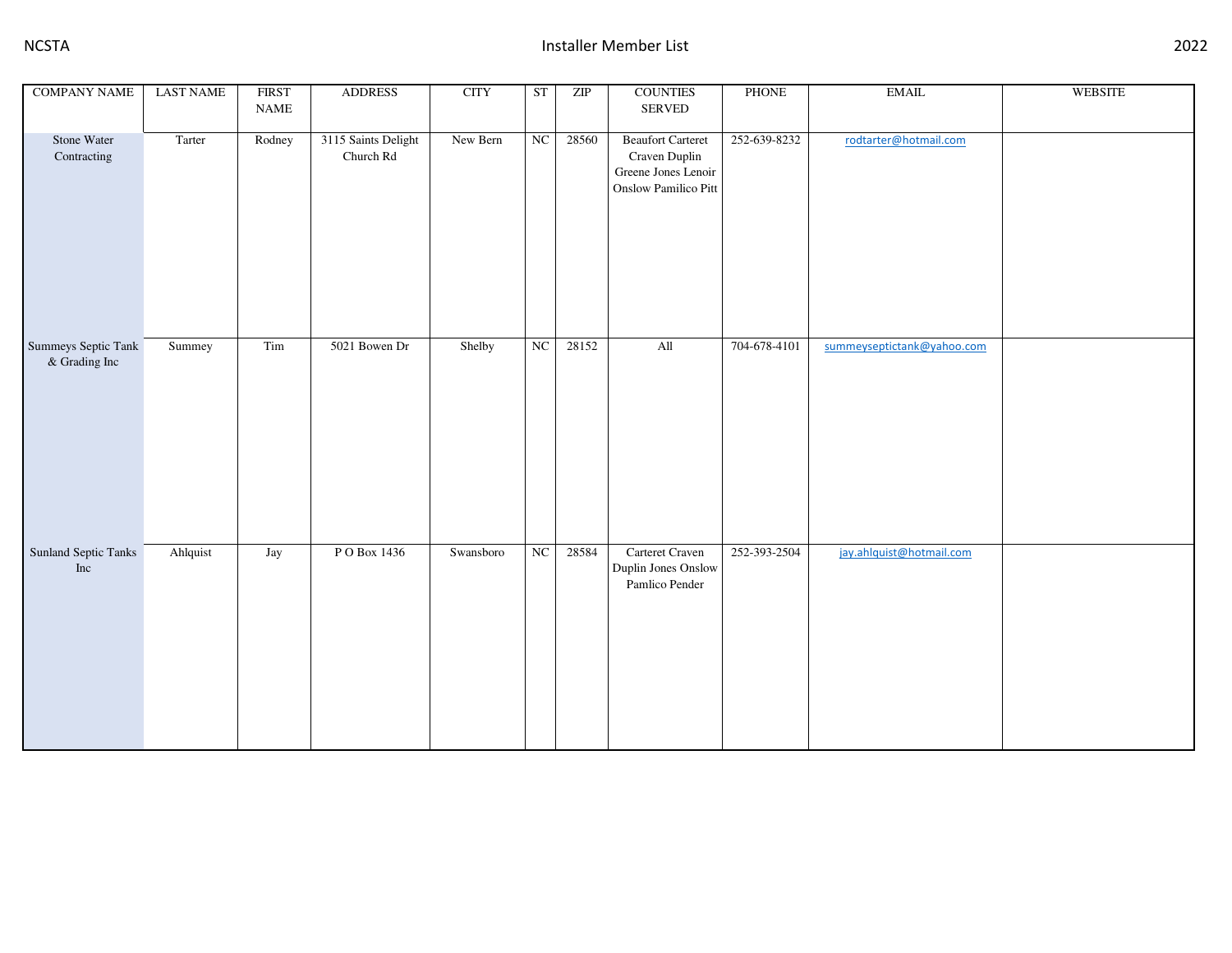| COMPANY NAME | LAST NAME | FIRST NAME | ADDRESS | CITY | ST | ZIP | COUNTIES SERVED | PHONE | EMAIL | WEBSITE |
|---|---|---|---|---|---|---|---|---|---|---|
| Stone Water Contracting | Tarter | Rodney | 3115 Saints Delight Church Rd | New Bern | NC | 28560 | Beaufort Carteret Craven Duplin Greene Jones Lenoir Onslow Pamilico Pitt | 252-639-8232 | rodtarter@hotmail.com | |
| Summeys Septic Tank & Grading Inc | Summey | Tim | 5021 Bowen Dr | Shelby | NC | 28152 | All | 704-678-4101 | summeyseptictank@yahoo.com | |
| Sunland Septic Tanks Inc | Ahlquist | Jay | P O Box 1436 | Swansboro | NC | 28584 | Carteret Craven Duplin Jones Onslow Pamlico Pender | 252-393-2504 | jay.ahlquist@hotmail.com | |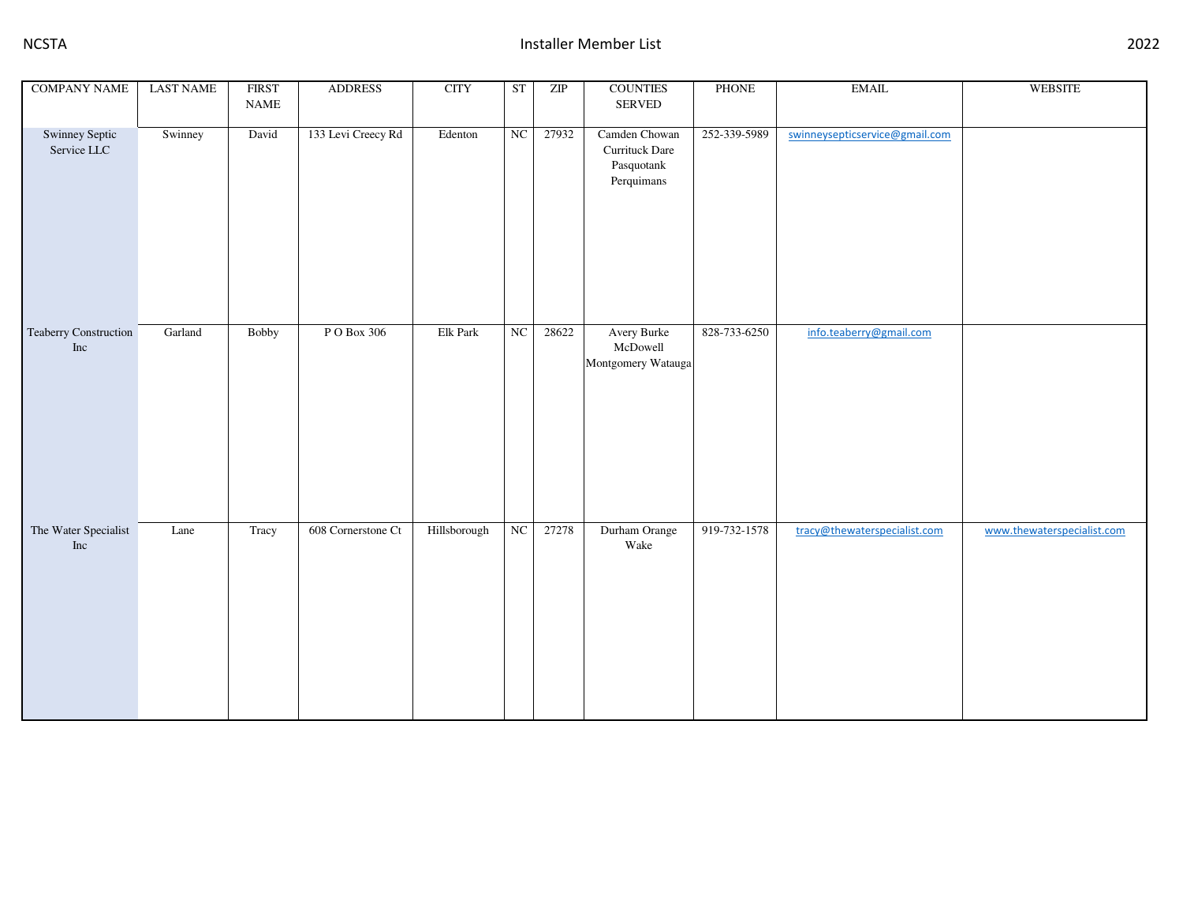| COMPANY NAME | LAST NAME | FIRST NAME | ADDRESS | CITY | ST | ZIP | COUNTIES SERVED | PHONE | EMAIL | WEBSITE |
|---|---|---|---|---|---|---|---|---|---|---|
| Swinney Septic Service LLC | Swinney | David | 133 Levi Creecy Rd | Edenton | NC | 27932 | Camden Chowan Currituck Dare Pasquotank Perquimans | 252-339-5989 | swinneysepticservice@gmail.com | |
| Teaberry Construction Inc | Garland | Bobby | P O Box 306 | Elk Park | NC | 28622 | Avery Burke McDowell Montgomery Watauga | 828-733-6250 | info.teaberry@gmail.com | |
| The Water Specialist Inc | Lane | Tracy | 608 Cornerstone Ct | Hillsborough | NC | 27278 | Durham Orange Wake | 919-732-1578 | tracy@thewaterspecialist.com | www.thewaterspecialist.com |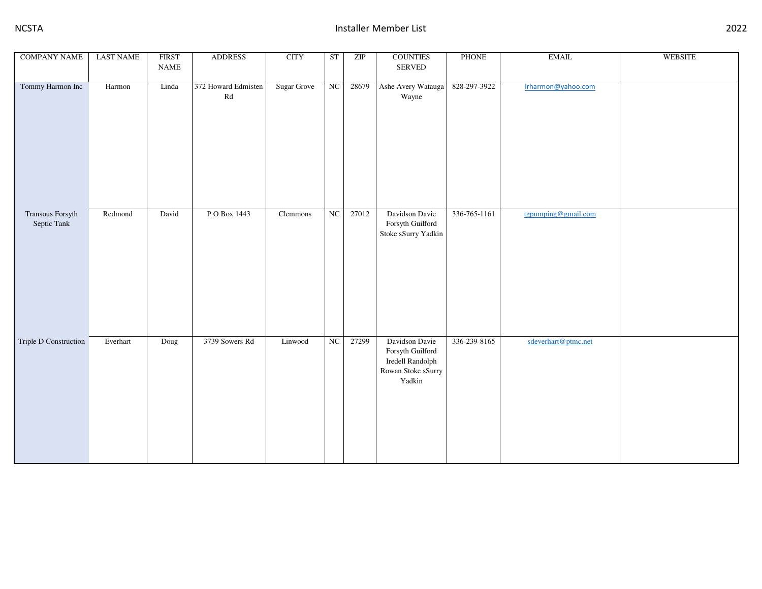| COMPANY NAME | LAST NAME | FIRST NAME | ADDRESS | CITY | ST | ZIP | COUNTIES SERVED | PHONE | EMAIL | WEBSITE |
|---|---|---|---|---|---|---|---|---|---|---|
| Tommy Harmon Inc | Harmon | Linda | 372 Howard Edmisten Rd | Sugar Grove | NC | 28679 | Ashe Avery Watauga Wayne | 828-297-3922 | lrharmon@yahoo.com | |
| Transous Forsyth Septic Tank | Redmond | David | P O Box 1443 | Clemmons | NC | 27012 | Davidson Davie Forsyth Guilford Stoke sSurry Yadkin | 336-765-1161 | tgpumping@gmail.com | |
| Triple D Construction | Everhart | Doug | 3739 Sowers Rd | Linwood | NC | 27299 | Davidson Davie Forsyth Guilford Iredell Randolph Rowan Stoke sSurry Yadkin | 336-239-8165 | sdeverhart@ptmc.net | |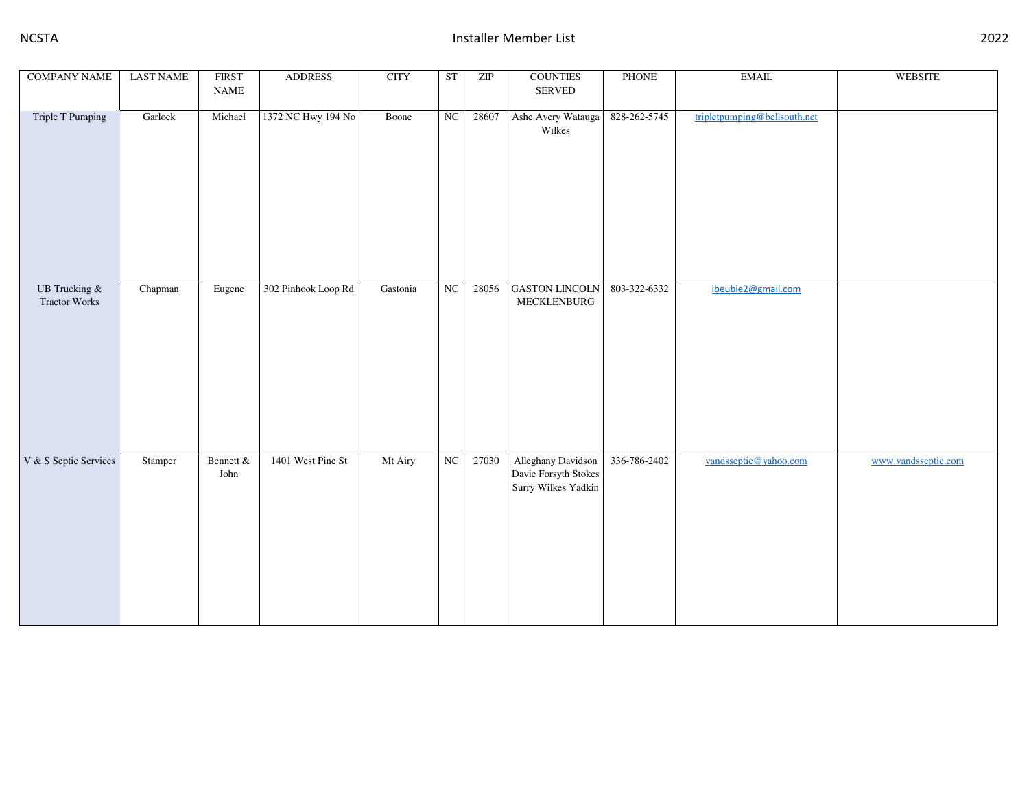| COMPANY NAME | LAST NAME | FIRST NAME | ADDRESS | CITY | ST | ZIP | COUNTIES SERVED | PHONE | EMAIL | WEBSITE |
|---|---|---|---|---|---|---|---|---|---|---|
| Triple T Pumping | Garlock | Michael | 1372 NC Hwy 194 No | Boone | NC | 28607 | Ashe Avery Watauga Wilkes | 828-262-5745 | tripletpumping@bellsouth.net | |
| UB Trucking & Tractor Works | Chapman | Eugene | 302 Pinhook Loop Rd | Gastonia | NC | 28056 | GASTON LINCOLN MECKLENBURG | 803-322-6332 | ibeubie2@gmail.com | |
| V & S Septic Services | Stamper | Bennett & John | 1401 West Pine St | Mt Airy | NC | 27030 | Alleghany Davidson Davie Forsyth Stokes Surry Wilkes Yadkin | 336-786-2402 | vandsseptic@yahoo.com | www.vandsseptic.com |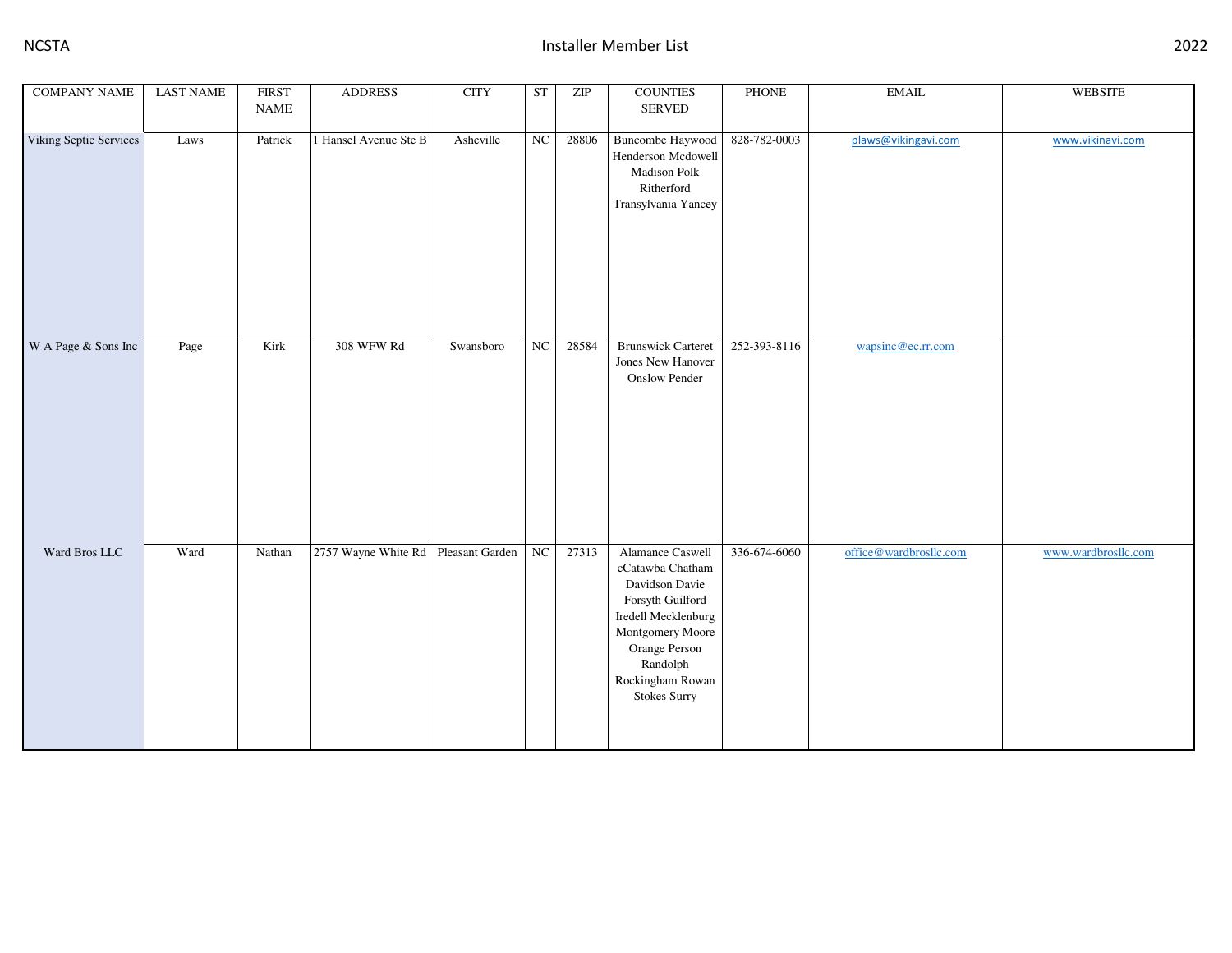| COMPANY NAME | LAST NAME | FIRST NAME | ADDRESS | CITY | ST | ZIP | COUNTIES SERVED | PHONE | EMAIL | WEBSITE |
|---|---|---|---|---|---|---|---|---|---|---|
| Viking Septic Services | Laws | Patrick | 1 Hansel Avenue Ste B | Asheville | NC | 28806 | Buncombe Haywood Henderson Mcdowell Madison Polk Ritherford Transylvania Yancey | 828-782-0003 | plaws@vikingavi.com | www.vikinavi.com |
| W A Page & Sons Inc | Page | Kirk | 308 WFW Rd | Swansboro | NC | 28584 | Brunswick Carteret Jones New Hanover Onslow Pender | 252-393-8116 | wapsinc@ec.rr.com | |
| Ward Bros LLC | Ward | Nathan | 2757 Wayne White Rd | Pleasant Garden | NC | 27313 | Alamance Caswell cCatawba Chatham Davidson Davie Forsyth Guilford Iredell Mecklenburg Montgomery Moore Orange Person Randolph Rockingham Rowan Stokes Surry | 336-674-6060 | office@wardbrosllc.com | www.wardbrosllc.com |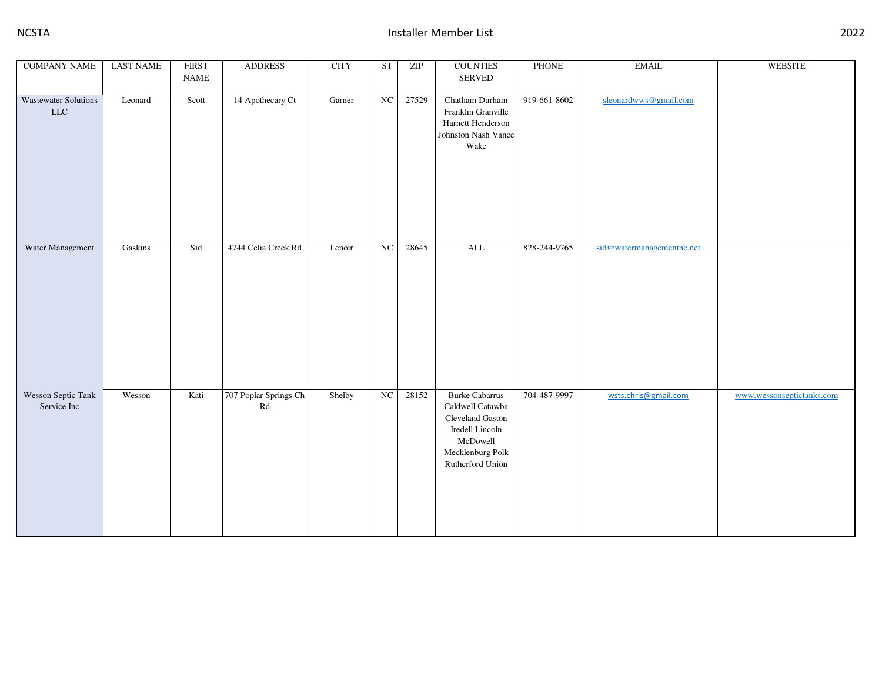| COMPANY NAME | LAST NAME | FIRST NAME | ADDRESS | CITY | ST | ZIP | COUNTIES SERVED | PHONE | EMAIL | WEBSITE |
|---|---|---|---|---|---|---|---|---|---|---|
| Wastewater Solutions LLC | Leonard | Scott | 14 Apothecary Ct | Garner | NC | 27529 | Chatham Durham Franklin Granville Harnett Henderson Johnston Nash Vance Wake | 919-661-8602 | sleonardwws@gmail.com | |
| Water Management | Gaskins | Sid | 4744 Celia Creek Rd | Lenoir | NC | 28645 | ALL | 828-244-9765 | sid@watermanagementnc.net | |
| Wesson Septic Tank Service Inc | Wesson | Kati | 707 Poplar Springs Ch Rd | Shelby | NC | 28152 | Burke Cabarrus Caldwell Catawba Cleveland Gaston Iredell Lincoln McDowell Mecklenburg Polk Rutherford Union | 704-487-9997 | wsts.chris@gmail.com | www.wessonseptictanks.com |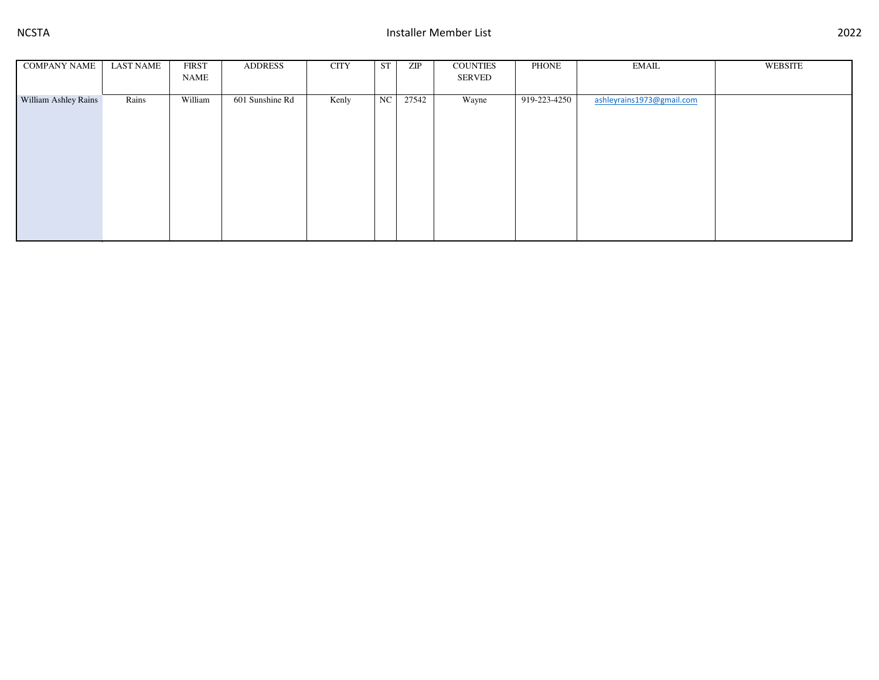| COMPANY NAME | LAST NAME | FIRST NAME | ADDRESS | CITY | ST | ZIP | COUNTIES SERVED | PHONE | EMAIL | WEBSITE |
|---|---|---|---|---|---|---|---|---|---|---|
| William Ashley Rains | Rains | William | 601 Sunshine Rd | Kenly | NC | 27542 | Wayne | 919-223-4250 | ashleyrains1973@gmail.com | |